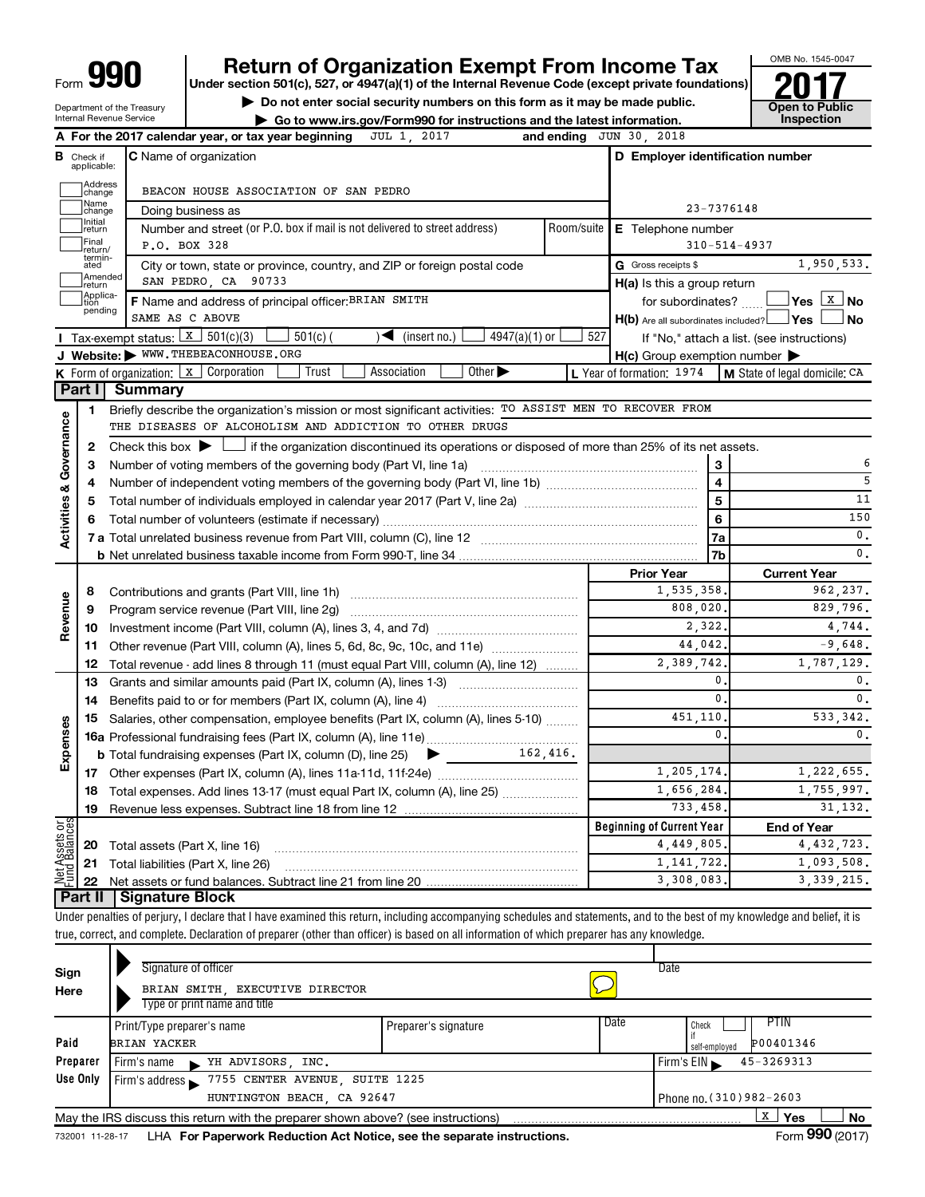# Form 990 — Return of Organization Exempt From Income Tax — 2017

Under section 501(c), 527, or 4947(a)(1) of the Internal Revenue Code (except private foundations)

▶ Do not enter social security numbers on this form as it may be made public.

▶ Go to www.irs.gov/Form990 for instructions and the latest information.

Department of the Treasury
Internal Revenue Service

OMB No. 1545-0047

**Open to Public Inspection**

**A** For the 2017 calendar year, or tax year beginning JUL 1, 2017 and ending JUN 30, 2018

**B** Check if applicable: Address change, Name change, Initial return, Final return/terminated, Amended return, Application pending

**C** Name of organization: BEACON HOUSE ASSOCIATION OF SAN PEDRO

Doing business as

Number and street (or P.O. box if mail is not delivered to street address): P.O. BOX 328 — Room/suite

City or town, state or province, country, and ZIP or foreign postal code: SAN PEDRO, CA 90733

**D** Employer identification number: 23-7376148

**E** Telephone number: 310-514-4937

**G** Gross receipts $ 1,950,533.

**F** Name and address of principal officer: BRIAN SMITH
SAME AS C ABOVE

**H(a)** Is this a group return for subordinates? ☐ Yes ☒ No

**H(b)** Are all subordinates included? ☐ Yes ☐ No
If "No," attach a list. (see instructions)

**H(c)** Group exemption number ▶

**I** Tax-exempt status: ☒ 501(c)(3) ☐ 501(c) ( ) ◀ (insert no.) ☐ 4947(a)(1) or ☐ 527

**J** Website: ▶ WWW.THEBEACONHOUSE.ORG

**K** Form of organization: ☒ Corporation ☐ Trust ☐ Association ☐ Other ▶

**L** Year of formation: 1974

**M** State of legal domicile: CA

## Part I Summary

**Activities & Governance**

1 Briefly describe the organization's mission or most significant activities: TO ASSIST MEN TO RECOVER FROM THE DISEASES OF ALCOHOLISM AND ADDICTION TO OTHER DRUGS

2 Check this box ▶ ☐ if the organization discontinued its operations or disposed of more than 25% of its net assets.

| | | Line | |
|---|---|---|---|
| 3 | Number of voting members of the governing body (Part VI, line 1a) | 3 | 6 |
| 4 | Number of independent voting members of the governing body (Part VI, line 1b) | 4 | 5 |
| 5 | Total number of individuals employed in calendar year 2017 (Part V, line 2a) | 5 | 11 |
| 6 | Total number of volunteers (estimate if necessary) | 6 | 150 |
| 7a | Total unrelated business revenue from Part VIII, column (C), line 12 | 7a | 0. |
| b | Net unrelated business taxable income from Form 990-T, line 34 | 7b | 0. |

| | | | Prior Year | Current Year |
|---|---|---|---|---|
| **Revenue** | 8 | Contributions and grants (Part VIII, line 1h) | 1,535,358. | 962,237. |
| | 9 | Program service revenue (Part VIII, line 2g) | 808,020. | 829,796. |
| | 10 | Investment income (Part VIII, column (A), lines 3, 4, and 7d) | 2,322. | 4,744. |
| | 11 | Other revenue (Part VIII, column (A), lines 5, 6d, 8c, 9c, 10c, and 11e) | 44,042. | -9,648. |
| | 12 | Total revenue - add lines 8 through 11 (must equal Part VIII, column (A), line 12) | 2,389,742. | 1,787,129. |
| **Expenses** | 13 | Grants and similar amounts paid (Part IX, column (A), lines 1-3) | 0. | 0. |
| | 14 | Benefits paid to or for members (Part IX, column (A), line 4) | 0. | 0. |
| | 15 | Salaries, other compensation, employee benefits (Part IX, column (A), lines 5-10) | 451,110. | 533,342. |
| | 16a | Professional fundraising fees (Part IX, column (A), line 11e) | 0. | 0. |
| | b | Total fundraising expenses (Part IX, column (D), line 25) ▶ 162,416. | | |
| | 17 | Other expenses (Part IX, column (A), lines 11a-11d, 11f-24e) | 1,205,174. | 1,222,655. |
| | 18 | Total expenses. Add lines 13-17 (must equal Part IX, column (A), line 25) | 1,656,284. | 1,755,997. |
| | 19 | Revenue less expenses. Subtract line 18 from line 12 | 733,458. | 31,132. |
| | | | **Beginning of Current Year** | **End of Year** |
| **Net Assets or Fund Balances** | 20 | Total assets (Part X, line 16) | 4,449,805. | 4,432,723. |
| | 21 | Total liabilities (Part X, line 26) | 1,141,722. | 1,093,508. |
| | 22 | Net assets or fund balances. Subtract line 21 from line 20 | 3,308,083. | 3,339,215. |

## Part II Signature Block

Under penalties of perjury, I declare that I have examined this return, including accompanying schedules and statements, and to the best of my knowledge and belief, it is true, correct, and complete. Declaration of preparer (other than officer) is based on all information of which preparer has any knowledge.

**Sign Here**

Signature of officer — Date

BRIAN SMITH, EXECUTIVE DIRECTOR
Type or print name and title

**Paid Preparer Use Only**

| Print/Type preparer's name | Preparer's signature | Date | Check if self-employed | PTIN |
|---|---|---|---|---|
| BRIAN YACKER | | | ☐ | P00401346 |

Firm's name ▶ YH ADVISORS, INC. — Firm's EIN ▶ 45-3269313

Firm's address ▶ 7755 CENTER AVENUE, SUITE 1225, HUNTINGTON BEACH, CA 92647 — Phone no. (310)982-2603

May the IRS discuss this return with the preparer shown above? (see instructions) ☒ Yes ☐ No

732001 11-28-17 LHA For Paperwork Reduction Act Notice, see the separate instructions. Form **990** (2017)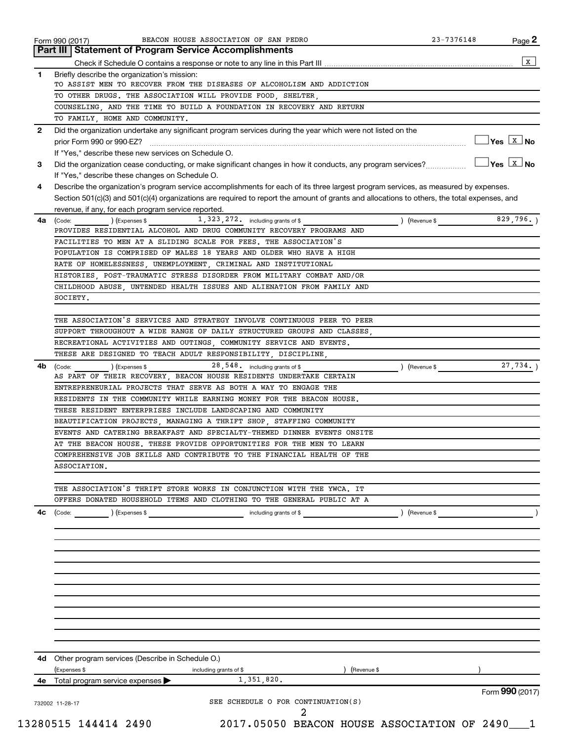Form 990 (2017) BEACON HOUSE ASSOCIATION OF SAN PEDRO 23-7376148

## Part III Statement of Program Service Accomplishments

Check if Schedule O contains a response or note to any line in this Part III ..... [X]

**1** Briefly describe the organization's mission:

TO ASSIST MEN TO RECOVER FROM THE DISEASES OF ALCOHOLISM AND ADDICTION TO OTHER DRUGS. THE ASSOCIATION WILL PROVIDE FOOD, SHELTER, COUNSELING, AND THE TIME TO BUILD A FOUNDATION IN RECOVERY AND RETURN TO FAMILY, HOME AND COMMUNITY.

**2** Did the organization undertake any significant program services during the year which were not listed on the prior Form 990 or 990-EZ? ..... [ ] Yes [X] No

If "Yes," describe these new services on Schedule O.

**3** Did the organization cease conducting, or make significant changes in how it conducts, any program services? ..... [ ] Yes [X] No

If "Yes," describe these changes on Schedule O.

**4** Describe the organization's program service accomplishments for each of its three largest program services, as measured by expenses. Section 501(c)(3) and 501(c)(4) organizations are required to report the amount of grants and allocations to others, the total expenses, and revenue, if any, for each program service reported.

**4a** (Code: ) (Expenses $ 1,323,272. including grants of $ ) (Revenue $ 829,796. )

PROVIDES RESIDENTIAL ALCOHOL AND DRUG COMMUNITY RECOVERY PROGRAMS AND FACILITIES TO MEN AT A SLIDING SCALE FOR FEES. THE ASSOCIATION'S POPULATION IS COMPRISED OF MALES 18 YEARS AND OLDER WHO HAVE A HIGH RATE OF HOMELESSNESS, UNEMPLOYMENT, CRIMINAL AND INSTITUTIONAL HISTORIES, POST-TRAUMATIC STRESS DISORDER FROM MILITARY COMBAT AND/OR CHILDHOOD ABUSE, UNTENDED HEALTH ISSUES AND ALIENATION FROM FAMILY AND SOCIETY.

THE ASSOCIATION'S SERVICES AND STRATEGY INVOLVE CONTINUOUS PEER TO PEER SUPPORT THROUGHOUT A WIDE RANGE OF DAILY STRUCTURED GROUPS AND CLASSES, RECREATIONAL ACTIVITIES AND OUTINGS, COMMUNITY SERVICE AND EVENTS. THESE ARE DESIGNED TO TEACH ADULT RESPONSIBILITY, DISCIPLINE,

**4b** (Code: ) (Expenses $ 28,548. including grants of $ ) (Revenue $ 27,734. )

AS PART OF THEIR RECOVERY, BEACON HOUSE RESIDENTS UNDERTAKE CERTAIN ENTREPRENEURIAL PROJECTS THAT SERVE AS BOTH A WAY TO ENGAGE THE RESIDENTS IN THE COMMUNITY WHILE EARNING MONEY FOR THE BEACON HOUSE. THESE RESIDENT ENTERPRISES INCLUDE LANDSCAPING AND COMMUNITY BEAUTIFICATION PROJECTS, MANAGING A THRIFT SHOP, STAFFING COMMUNITY EVENTS AND CATERING BREAKFAST AND SPECIALTY-THEMED DINNER EVENTS ONSITE AT THE BEACON HOUSE. THESE PROVIDE OPPORTUNITIES FOR THE MEN TO LEARN COMPREHENSIVE JOB SKILLS AND CONTRIBUTE TO THE FINANCIAL HEALTH OF THE ASSOCIATION.

THE ASSOCIATION'S THRIFT STORE WORKS IN CONJUNCTION WITH THE YWCA. IT OFFERS DONATED HOUSEHOLD ITEMS AND CLOTHING TO THE GENERAL PUBLIC AT A

**4c** (Code: ) (Expenses $ including grants of $ ) (Revenue $ )

**4d** Other program services (Describe in Schedule O.)

(Expenses $ including grants of $ ) (Revenue $ )

**4e** Total program service expenses ▶ 1,351,820.

Form **990** (2017)

SEE SCHEDULE O FOR CONTINUATION(S)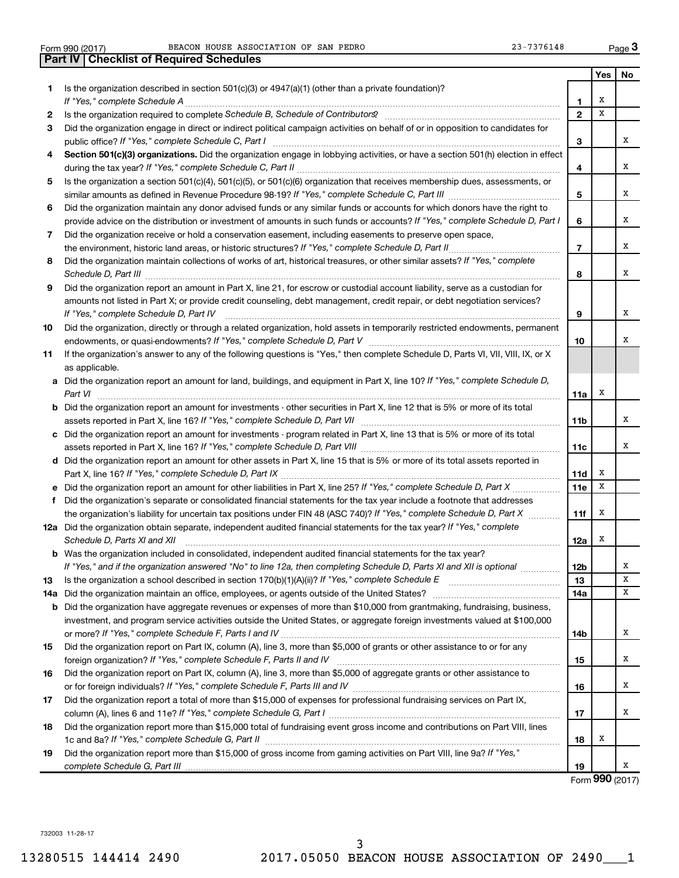Form 990 (2017) BEACON HOUSE ASSOCIATION OF SAN PEDRO 23-7376148

## Part IV Checklist of Required Schedules

| | | | Yes | No |
|---|---|---|---|---|
| **1** | Is the organization described in section 501(c)(3) or 4947(a)(1) (other than a private foundation)? *If "Yes," complete Schedule A* | **1** | X | |
| **2** | Is the organization required to complete *Schedule B, Schedule of Contributors*? | **2** | X | |
| **3** | Did the organization engage in direct or indirect political campaign activities on behalf of or in opposition to candidates for public office? *If "Yes," complete Schedule C, Part I* | **3** | | X |
| **4** | **Section 501(c)(3) organizations.** Did the organization engage in lobbying activities, or have a section 501(h) election in effect during the tax year? *If "Yes," complete Schedule C, Part II* | **4** | | X |
| **5** | Is the organization a section 501(c)(4), 501(c)(5), or 501(c)(6) organization that receives membership dues, assessments, or similar amounts as defined in Revenue Procedure 98-19? *If "Yes," complete Schedule C, Part III* | **5** | | X |
| **6** | Did the organization maintain any donor advised funds or any similar funds or accounts for which donors have the right to provide advice on the distribution or investment of amounts in such funds or accounts? *If "Yes," complete Schedule D, Part I* | **6** | | X |
| **7** | Did the organization receive or hold a conservation easement, including easements to preserve open space, the environment, historic land areas, or historic structures? *If "Yes," complete Schedule D, Part II* | **7** | | X |
| **8** | Did the organization maintain collections of works of art, historical treasures, or other similar assets? *If "Yes," complete Schedule D, Part III* | **8** | | X |
| **9** | Did the organization report an amount in Part X, line 21, for escrow or custodial account liability, serve as a custodian for amounts not listed in Part X; or provide credit counseling, debt management, credit repair, or debt negotiation services? *If "Yes," complete Schedule D, Part IV* | **9** | | X |
| **10** | Did the organization, directly or through a related organization, hold assets in temporarily restricted endowments, permanent endowments, or quasi-endowments? *If "Yes," complete Schedule D, Part V* | **10** | | X |
| **11** | If the organization's answer to any of the following questions is "Yes," then complete Schedule D, Parts VI, VII, VIII, IX, or X as applicable. | | | |
| **a** | Did the organization report an amount for land, buildings, and equipment in Part X, line 10? *If "Yes," complete Schedule D, Part VI* | **11a** | X | |
| **b** | Did the organization report an amount for investments - other securities in Part X, line 12 that is 5% or more of its total assets reported in Part X, line 16? *If "Yes," complete Schedule D, Part VII* | **11b** | | X |
| **c** | Did the organization report an amount for investments - program related in Part X, line 13 that is 5% or more of its total assets reported in Part X, line 16? *If "Yes," complete Schedule D, Part VIII* | **11c** | | X |
| **d** | Did the organization report an amount for other assets in Part X, line 15 that is 5% or more of its total assets reported in Part X, line 16? *If "Yes," complete Schedule D, Part IX* | **11d** | X | |
| **e** | Did the organization report an amount for other liabilities in Part X, line 25? *If "Yes," complete Schedule D, Part X* | **11e** | X | |
| **f** | Did the organization's separate or consolidated financial statements for the tax year include a footnote that addresses the organization's liability for uncertain tax positions under FIN 48 (ASC 740)? *If "Yes," complete Schedule D, Part X* | **11f** | X | |
| **12a** | Did the organization obtain separate, independent audited financial statements for the tax year? *If "Yes," complete Schedule D, Parts XI and XII* | **12a** | X | |
| **b** | Was the organization included in consolidated, independent audited financial statements for the tax year? *If "Yes," and if the organization answered "No" to line 12a, then completing Schedule D, Parts XI and XII is optional* | **12b** | | X |
| **13** | Is the organization a school described in section 170(b)(1)(A)(ii)? *If "Yes," complete Schedule E* | **13** | | X |
| **14a** | Did the organization maintain an office, employees, or agents outside of the United States? | **14a** | | X |
| **b** | Did the organization have aggregate revenues or expenses of more than $10,000 from grantmaking, fundraising, business, investment, and program service activities outside the United States, or aggregate foreign investments valued at $100,000 or more? *If "Yes," complete Schedule F, Parts I and IV* | **14b** | | X |
| **15** | Did the organization report on Part IX, column (A), line 3, more than $5,000 of grants or other assistance to or for any foreign organization? *If "Yes," complete Schedule F, Parts II and IV* | **15** | | X |
| **16** | Did the organization report on Part IX, column (A), line 3, more than $5,000 of aggregate grants or other assistance to or for foreign individuals? *If "Yes," complete Schedule F, Parts III and IV* | **16** | | X |
| **17** | Did the organization report a total of more than $15,000 of expenses for professional fundraising services on Part IX, column (A), lines 6 and 11e? *If "Yes," complete Schedule G, Part I* | **17** | | X |
| **18** | Did the organization report more than $15,000 total of fundraising event gross income and contributions on Part VIII, lines 1c and 8a? *If "Yes," complete Schedule G, Part II* | **18** | X | |
| **19** | Did the organization report more than $15,000 of gross income from gaming activities on Part VIII, line 9a? *If "Yes," complete Schedule G, Part III* | **19** | | X |

Form **990** (2017)

732003 11-28-17

13280515 144414 2490 2017.05050 BEACON HOUSE ASSOCIATION OF 2490___1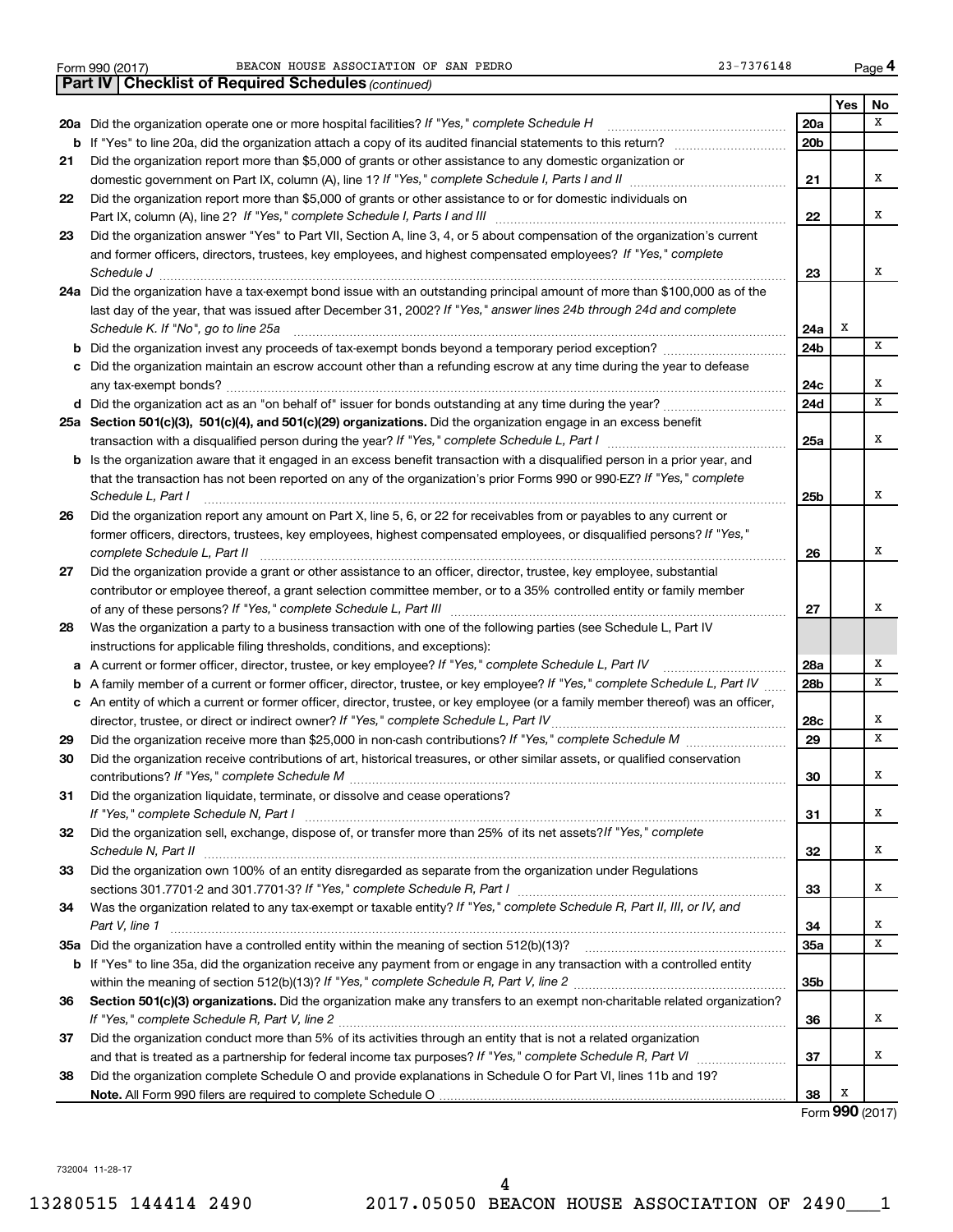Form 990 (2017) BEACON HOUSE ASSOCIATION OF SAN PEDRO 23-7376148 Page 4

**Part IV | Checklist of Required Schedules** *(continued)*

| | | | Yes | No |
|---|---|---|---|---|
| **20a** | Did the organization operate one or more hospital facilities? *If "Yes," complete Schedule H* | **20a** | | X |
| **b** | If "Yes" to line 20a, did the organization attach a copy of its audited financial statements to this return? | **20b** | | |
| **21** | Did the organization report more than $5,000 of grants or other assistance to any domestic organization or domestic government on Part IX, column (A), line 1? *If "Yes," complete Schedule I, Parts I and II* | **21** | | X |
| **22** | Did the organization report more than $5,000 of grants or other assistance to or for domestic individuals on Part IX, column (A), line 2? *If "Yes," complete Schedule I, Parts I and III* | **22** | | X |
| **23** | Did the organization answer "Yes" to Part VII, Section A, line 3, 4, or 5 about compensation of the organization's current and former officers, directors, trustees, key employees, and highest compensated employees? *If "Yes," complete Schedule J* | **23** | | X |
| **24a** | Did the organization have a tax-exempt bond issue with an outstanding principal amount of more than $100,000 as of the last day of the year, that was issued after December 31, 2002? *If "Yes," answer lines 24b through 24d and complete Schedule K. If "No", go to line 25a* | **24a** | X | |
| **b** | Did the organization invest any proceeds of tax-exempt bonds beyond a temporary period exception? | **24b** | | X |
| **c** | Did the organization maintain an escrow account other than a refunding escrow at any time during the year to defease any tax-exempt bonds? | **24c** | | X |
| **d** | Did the organization act as an "on behalf of" issuer for bonds outstanding at any time during the year? | **24d** | | X |
| **25a** | **Section 501(c)(3), 501(c)(4), and 501(c)(29) organizations.** Did the organization engage in an excess benefit transaction with a disqualified person during the year? *If "Yes," complete Schedule L, Part I* | **25a** | | X |
| **b** | Is the organization aware that it engaged in an excess benefit transaction with a disqualified person in a prior year, and that the transaction has not been reported on any of the organization's prior Forms 990 or 990-EZ? *If "Yes," complete Schedule L, Part I* | **25b** | | X |
| **26** | Did the organization report any amount on Part X, line 5, 6, or 22 for receivables from or payables to any current or former officers, directors, trustees, key employees, highest compensated employees, or disqualified persons? *If "Yes," complete Schedule L, Part II* | **26** | | X |
| **27** | Did the organization provide a grant or other assistance to an officer, director, trustee, key employee, substantial contributor or employee thereof, a grant selection committee member, or to a 35% controlled entity or family member of any of these persons? *If "Yes," complete Schedule L, Part III* | **27** | | X |
| **28** | Was the organization a party to a business transaction with one of the following parties (see Schedule L, Part IV instructions for applicable filing thresholds, conditions, and exceptions): | | | |
| **a** | A current or former officer, director, trustee, or key employee? *If "Yes," complete Schedule L, Part IV* | **28a** | | X |
| **b** | A family member of a current or former officer, director, trustee, or key employee? *If "Yes," complete Schedule L, Part IV* | **28b** | | X |
| **c** | An entity of which a current or former officer, director, trustee, or key employee (or a family member thereof) was an officer, director, trustee, or direct or indirect owner? *If "Yes," complete Schedule L, Part IV* | **28c** | | X |
| **29** | Did the organization receive more than $25,000 in non-cash contributions? *If "Yes," complete Schedule M* | **29** | | X |
| **30** | Did the organization receive contributions of art, historical treasures, or other similar assets, or qualified conservation contributions? *If "Yes," complete Schedule M* | **30** | | X |
| **31** | Did the organization liquidate, terminate, or dissolve and cease operations? *If "Yes," complete Schedule N, Part I* | **31** | | X |
| **32** | Did the organization sell, exchange, dispose of, or transfer more than 25% of its net assets? *If "Yes," complete Schedule N, Part II* | **32** | | X |
| **33** | Did the organization own 100% of an entity disregarded as separate from the organization under Regulations sections 301.7701-2 and 301.7701-3? *If "Yes," complete Schedule R, Part I* | **33** | | X |
| **34** | Was the organization related to any tax-exempt or taxable entity? *If "Yes," complete Schedule R, Part II, III, or IV, and Part V, line 1* | **34** | | X |
| **35a** | Did the organization have a controlled entity within the meaning of section 512(b)(13)? | **35a** | | X |
| **b** | If "Yes" to line 35a, did the organization receive any payment from or engage in any transaction with a controlled entity within the meaning of section 512(b)(13)? *If "Yes," complete Schedule R, Part V, line 2* | **35b** | | |
| **36** | **Section 501(c)(3) organizations.** Did the organization make any transfers to an exempt non-charitable related organization? *If "Yes," complete Schedule R, Part V, line 2* | **36** | | X |
| **37** | Did the organization conduct more than 5% of its activities through an entity that is not a related organization and that is treated as a partnership for federal income tax purposes? *If "Yes," complete Schedule R, Part VI* | **37** | | X |
| **38** | Did the organization complete Schedule O and provide explanations in Schedule O for Part VI, lines 11b and 19? **Note.** All Form 990 filers are required to complete Schedule O | **38** | X | |

Form **990** (2017)

732004 11-28-17

13280515 144414 2490 2017.05050 BEACON HOUSE ASSOCIATION OF 2490___1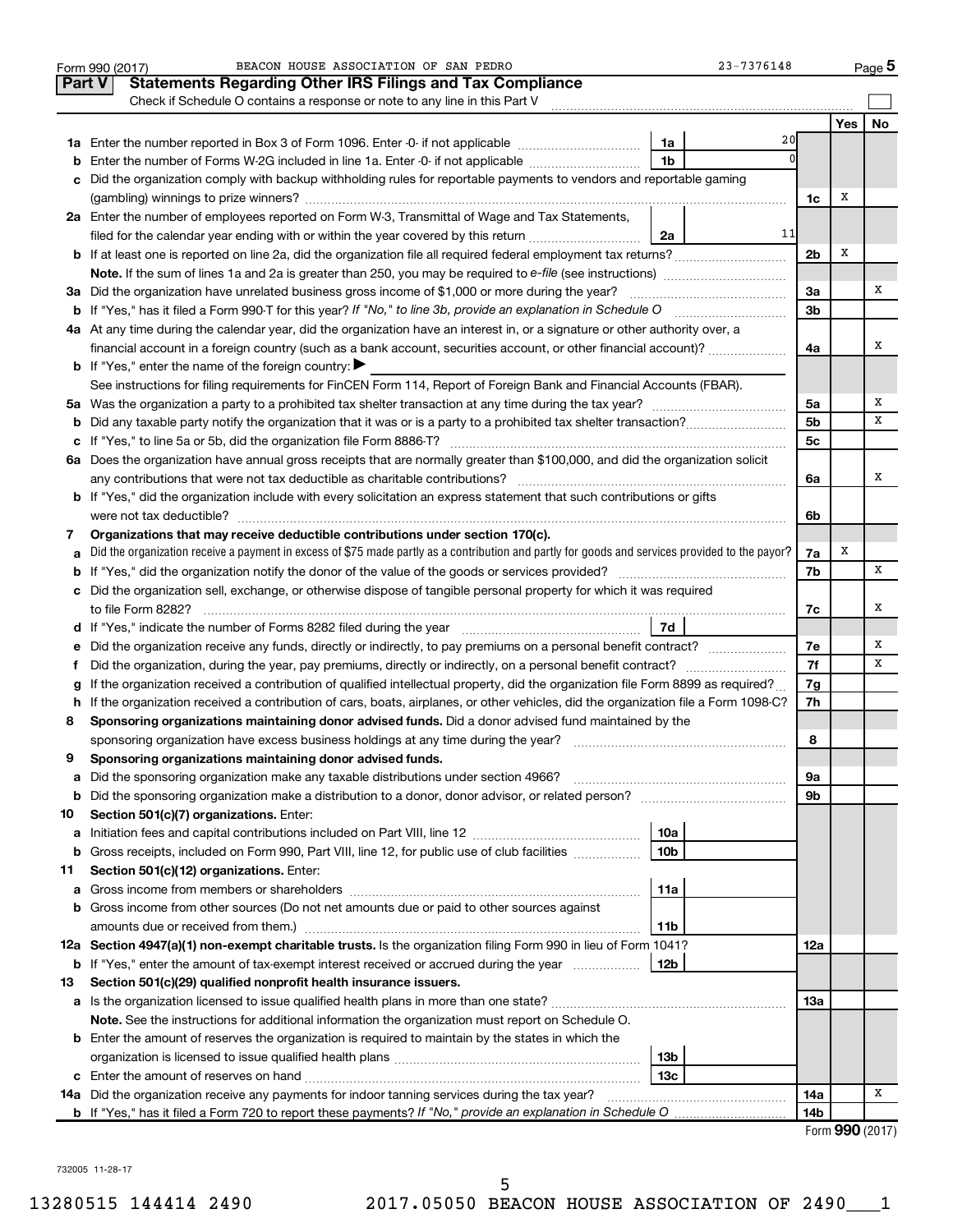Form 990 (2017) BEACON HOUSE ASSOCIATION OF SAN PEDRO 23-7376148 Page 5

## Part V Statements Regarding Other IRS Filings and Tax Compliance

Check if Schedule O contains a response or note to any line in this Part V

| | | | | Yes | No |
|---|---|---|---|---|---|
| **1a** | Enter the number reported in Box 3 of Form 1096. Enter -0- if not applicable | 1a | 20 | | |
| **b** | Enter the number of Forms W-2G included in line 1a. Enter -0- if not applicable | 1b | 0 | | |
| **c** | Did the organization comply with backup withholding rules for reportable payments to vendors and reportable gaming (gambling) winnings to prize winners? | | 1c | X | |
| **2a** | Enter the number of employees reported on Form W-3, Transmittal of Wage and Tax Statements, filed for the calendar year ending with or within the year covered by this return | 2a | 11 | | |
| **b** | If at least one is reported on line 2a, did the organization file all required federal employment tax returns? | | 2b | X | |
| | **Note.** If the sum of lines 1a and 2a is greater than 250, you may be required to *e-file* (see instructions) | | | | |
| **3a** | Did the organization have unrelated business gross income of $1,000 or more during the year? | | 3a | | X |
| **b** | If "Yes," has it filed a Form 990-T for this year? *If "No," to line 3b, provide an explanation in Schedule O* | | 3b | | |
| **4a** | At any time during the calendar year, did the organization have an interest in, or a signature or other authority over, a financial account in a foreign country (such as a bank account, securities account, or other financial account)? | | 4a | | X |
| **b** | If "Yes," enter the name of the foreign country: ▶ | | | | |
| | See instructions for filing requirements for FinCEN Form 114, Report of Foreign Bank and Financial Accounts (FBAR). | | | | |
| **5a** | Was the organization a party to a prohibited tax shelter transaction at any time during the tax year? | | 5a | | X |
| **b** | Did any taxable party notify the organization that it was or is a party to a prohibited tax shelter transaction? | | 5b | | X |
| **c** | If "Yes," to line 5a or 5b, did the organization file Form 8886-T? | | 5c | | |
| **6a** | Does the organization have annual gross receipts that are normally greater than $100,000, and did the organization solicit any contributions that were not tax deductible as charitable contributions? | | 6a | | X |
| **b** | If "Yes," did the organization include with every solicitation an express statement that such contributions or gifts were not tax deductible? | | 6b | | |
| **7** | **Organizations that may receive deductible contributions under section 170(c).** | | | | |
| **a** | Did the organization receive a payment in excess of $75 made partly as a contribution and partly for goods and services provided to the payor? | | 7a | X | |
| **b** | If "Yes," did the organization notify the donor of the value of the goods or services provided? | | 7b | | X |
| **c** | Did the organization sell, exchange, or otherwise dispose of tangible personal property for which it was required to file Form 8282? | | 7c | | X |
| **d** | If "Yes," indicate the number of Forms 8282 filed during the year | 7d | | | |
| **e** | Did the organization receive any funds, directly or indirectly, to pay premiums on a personal benefit contract? | | 7e | | X |
| **f** | Did the organization, during the year, pay premiums, directly or indirectly, on a personal benefit contract? | | 7f | | X |
| **g** | If the organization received a contribution of qualified intellectual property, did the organization file Form 8899 as required? | | 7g | | |
| **h** | If the organization received a contribution of cars, boats, airplanes, or other vehicles, did the organization file a Form 1098-C? | | 7h | | |
| **8** | **Sponsoring organizations maintaining donor advised funds.** Did a donor advised fund maintained by the sponsoring organization have excess business holdings at any time during the year? | | 8 | | |
| **9** | **Sponsoring organizations maintaining donor advised funds.** | | | | |
| **a** | Did the sponsoring organization make any taxable distributions under section 4966? | | 9a | | |
| **b** | Did the sponsoring organization make a distribution to a donor, donor advisor, or related person? | | 9b | | |
| **10** | **Section 501(c)(7) organizations.** Enter: | | | | |
| **a** | Initiation fees and capital contributions included on Part VIII, line 12 | 10a | | | |
| **b** | Gross receipts, included on Form 990, Part VIII, line 12, for public use of club facilities | 10b | | | |
| **11** | **Section 501(c)(12) organizations.** Enter: | | | | |
| **a** | Gross income from members or shareholders | 11a | | | |
| **b** | Gross income from other sources (Do not net amounts due or paid to other sources against amounts due or received from them.) | 11b | | | |
| **12a** | **Section 4947(a)(1) non-exempt charitable trusts.** Is the organization filing Form 990 in lieu of Form 1041? | | 12a | | |
| **b** | If "Yes," enter the amount of tax-exempt interest received or accrued during the year | 12b | | | |
| **13** | **Section 501(c)(29) qualified nonprofit health insurance issuers.** | | | | |
| **a** | Is the organization licensed to issue qualified health plans in more than one state? | | 13a | | |
| | **Note.** See the instructions for additional information the organization must report on Schedule O. | | | | |
| **b** | Enter the amount of reserves the organization is required to maintain by the states in which the organization is licensed to issue qualified health plans | 13b | | | |
| **c** | Enter the amount of reserves on hand | 13c | | | |
| **14a** | Did the organization receive any payments for indoor tanning services during the tax year? | | 14a | | X |
| **b** | If "Yes," has it filed a Form 720 to report these payments? *If "No," provide an explanation in Schedule O* | | 14b | | |

Form **990** (2017)

732005 11-28-17

13280515 144414 2490 2017.05050 BEACON HOUSE ASSOCIATION OF 2490___1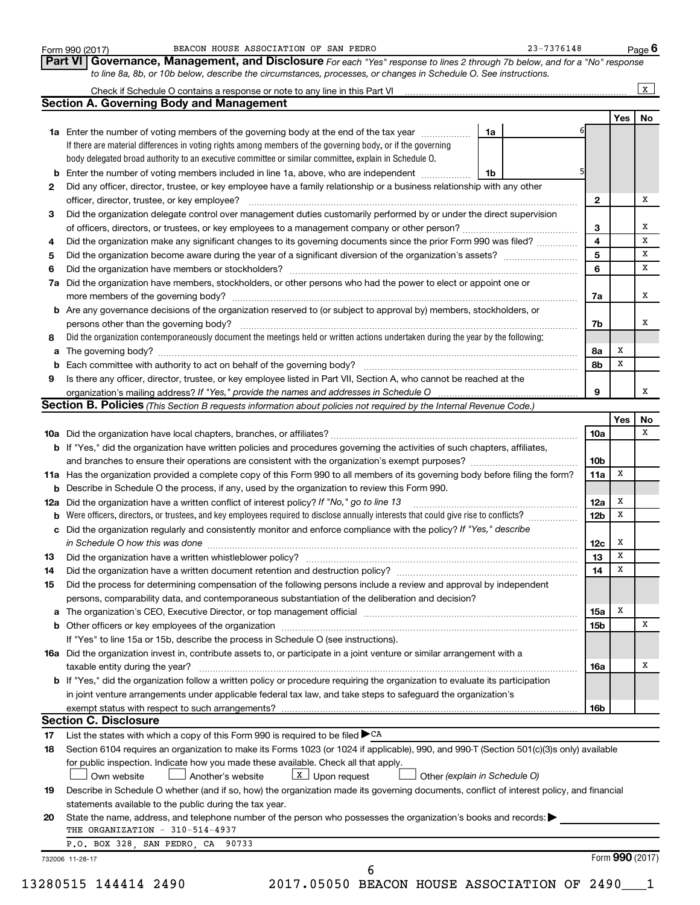Form 990 (2017) BEACON HOUSE ASSOCIATION OF SAN PEDRO 23-7376148 Page 6

**Part VI Governance, Management, and Disclosure** *For each "Yes" response to lines 2 through 7b below, and for a "No" response to line 8a, 8b, or 10b below, describe the circumstances, processes, or changes in Schedule O. See instructions.*

Check if Schedule O contains a response or note to any line in this Part VI .......... [X]

## Section A. Governing Body and Management

| | | | Yes | No |
|---|---|---|---|---|
| **1a** | Enter the number of voting members of the governing body at the end of the tax year ..... **1a** 6<br>If there are material differences in voting rights among members of the governing body, or if the governing body delegated broad authority to an executive committee or similar committee, explain in Schedule O. | | | |
| **b** | Enter the number of voting members included in line 1a, above, who are independent ..... **1b** 5 | | | |
| **2** | Did any officer, director, trustee, or key employee have a family relationship or a business relationship with any other officer, director, trustee, or key employee? | **2** | | X |
| **3** | Did the organization delegate control over management duties customarily performed by or under the direct supervision of officers, directors, or trustees, or key employees to a management company or other person? | **3** | | X |
| **4** | Did the organization make any significant changes to its governing documents since the prior Form 990 was filed? | **4** | | X |
| **5** | Did the organization become aware during the year of a significant diversion of the organization's assets? | **5** | | X |
| **6** | Did the organization have members or stockholders? | **6** | | X |
| **7a** | Did the organization have members, stockholders, or other persons who had the power to elect or appoint one or more members of the governing body? | **7a** | | X |
| **b** | Are any governance decisions of the organization reserved to (or subject to approval by) members, stockholders, or persons other than the governing body? | **7b** | | X |
| **8** | Did the organization contemporaneously document the meetings held or written actions undertaken during the year by the following: | | | |
| **a** | The governing body? | **8a** | X | |
| **b** | Each committee with authority to act on behalf of the governing body? | **8b** | X | |
| **9** | Is there any officer, director, trustee, or key employee listed in Part VII, Section A, who cannot be reached at the organization's mailing address? *If "Yes," provide the names and addresses in Schedule O* | **9** | | X |

## Section B. Policies *(This Section B requests information about policies not required by the Internal Revenue Code.)*

| | | | Yes | No |
|---|---|---|---|---|
| **10a** | Did the organization have local chapters, branches, or affiliates? | **10a** | | X |
| **b** | If "Yes," did the organization have written policies and procedures governing the activities of such chapters, affiliates, and branches to ensure their operations are consistent with the organization's exempt purposes? | **10b** | | |
| **11a** | Has the organization provided a complete copy of this Form 990 to all members of its governing body before filing the form? | **11a** | X | |
| **b** | Describe in Schedule O the process, if any, used by the organization to review this Form 990. | | | |
| **12a** | Did the organization have a written conflict of interest policy? *If "No," go to line 13* | **12a** | X | |
| **b** | Were officers, directors, or trustees, and key employees required to disclose annually interests that could give rise to conflicts? | **12b** | X | |
| **c** | Did the organization regularly and consistently monitor and enforce compliance with the policy? *If "Yes," describe in Schedule O how this was done* | **12c** | X | |
| **13** | Did the organization have a written whistleblower policy? | **13** | X | |
| **14** | Did the organization have a written document retention and destruction policy? | **14** | X | |
| **15** | Did the process for determining compensation of the following persons include a review and approval by independent persons, comparability data, and contemporaneous substantiation of the deliberation and decision? | | | |
| **a** | The organization's CEO, Executive Director, or top management official | **15a** | X | |
| **b** | Other officers or key employees of the organization | **15b** | | X |
| | If "Yes" to line 15a or 15b, describe the process in Schedule O (see instructions). | | | |
| **16a** | Did the organization invest in, contribute assets to, or participate in a joint venture or similar arrangement with a taxable entity during the year? | **16a** | | X |
| **b** | If "Yes," did the organization follow a written policy or procedure requiring the organization to evaluate its participation in joint venture arrangements under applicable federal tax law, and take steps to safeguard the organization's exempt status with respect to such arrangements? | **16b** | | |

## Section C. Disclosure

**17** List the states with which a copy of this Form 990 is required to be filed ▶ CA

**18** Section 6104 requires an organization to make its Forms 1023 (or 1024 if applicable), 990, and 990-T (Section 501(c)(3)s only) available for public inspection. Indicate how you made these available. Check all that apply.

[ ] Own website [ ] Another's website [X] Upon request [ ] Other *(explain in Schedule O)*

**19** Describe in Schedule O whether (and if so, how) the organization made its governing documents, conflict of interest policy, and financial statements available to the public during the tax year.

**20** State the name, address, and telephone number of the person who possesses the organization's books and records: ▶

THE ORGANIZATION - 310-514-4937

P.O. BOX 328, SAN PEDRO, CA 90733

732006 11-28-17 Form **990** (2017)

13280515 144414 2490 2017.05050 BEACON HOUSE ASSOCIATION OF 2490___1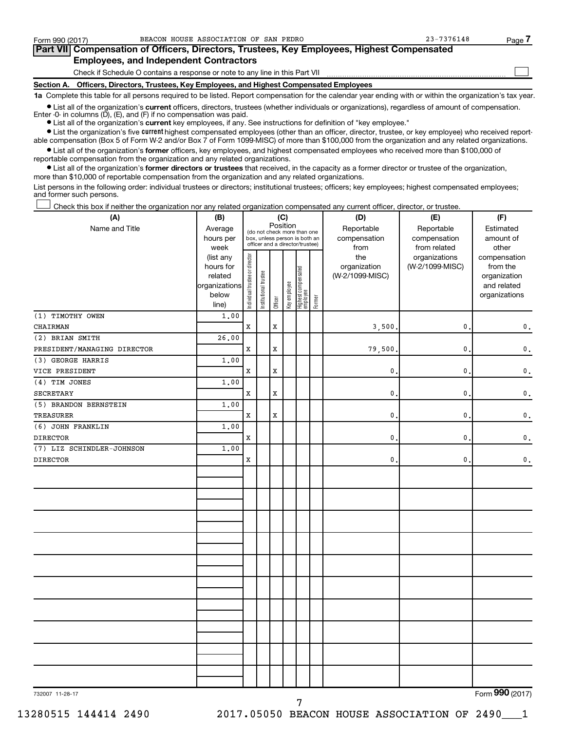Form 990 (2017) BEACON HOUSE ASSOCIATION OF SAN PEDRO 23-7376148

## Part VII Compensation of Officers, Directors, Trustees, Key Employees, Highest Compensated Employees, and Independent Contractors

Check if Schedule O contains a response or note to any line in this Part VII ☐

### Section A. Officers, Directors, Trustees, Key Employees, and Highest Compensated Employees

**1a** Complete this table for all persons required to be listed. Report compensation for the calendar year ending with or within the organization's tax year.

- List all of the organization's **current** officers, directors, trustees (whether individuals or organizations), regardless of amount of compensation. Enter -0- in columns (D), (E), and (F) if no compensation was paid.
- List all of the organization's **current** key employees, if any. See instructions for definition of "key employee."
- List the organization's five **current** highest compensated employees (other than an officer, director, trustee, or key employee) who received reportable compensation (Box 5 of Form W-2 and/or Box 7 of Form 1099-MISC) of more than $100,000 from the organization and any related organizations.
- List all of the organization's **former** officers, key employees, and highest compensated employees who received more than $100,000 of reportable compensation from the organization and any related organizations.
- List all of the organization's **former directors or trustees** that received, in the capacity as a former director or trustee of the organization, more than $10,000 of reportable compensation from the organization and any related organizations.

List persons in the following order: individual trustees or directors; institutional trustees; officers; key employees; highest compensated employees; and former such persons.

☐ Check this box if neither the organization nor any related organization compensated any current officer, director, or trustee.

| (A) Name and Title | (B) Average hours per week (list any hours for related organizations below line) | (C) Position: Individual trustee or director | Institutional trustee | Officer | Key employee | Highest compensated employee | Former | (D) Reportable compensation from the organization (W-2/1099-MISC) | (E) Reportable compensation from related organizations (W-2/1099-MISC) | (F) Estimated amount of other compensation from the organization and related organizations |
|---|---|---|---|---|---|---|---|---|---|---|
| (1) TIMOTHY OWEN<br>CHAIRMAN | 1.00 | X | | X | | | | 3,500. | 0. | 0. |
| (2) BRIAN SMITH<br>PRESIDENT/MANAGING DIRECTOR | 26.00 | X | | X | | | | 79,500. | 0. | 0. |
| (3) GEORGE HARRIS<br>VICE PRESIDENT | 1.00 | X | | X | | | | 0. | 0. | 0. |
| (4) TIM JONES<br>SECRETARY | 1.00 | X | | X | | | | 0. | 0. | 0. |
| (5) BRANDON BERNSTEIN<br>TREASURER | 1.00 | X | | X | | | | 0. | 0. | 0. |
| (6) JOHN FRANKLIN<br>DIRECTOR | 1.00 | X | | | | | | 0. | 0. | 0. |
| (7) LIZ SCHINDLER-JOHNSON<br>DIRECTOR | 1.00 | X | | | | | | 0. | 0. | 0. |

732007 11-28-17

Form **990** (2017)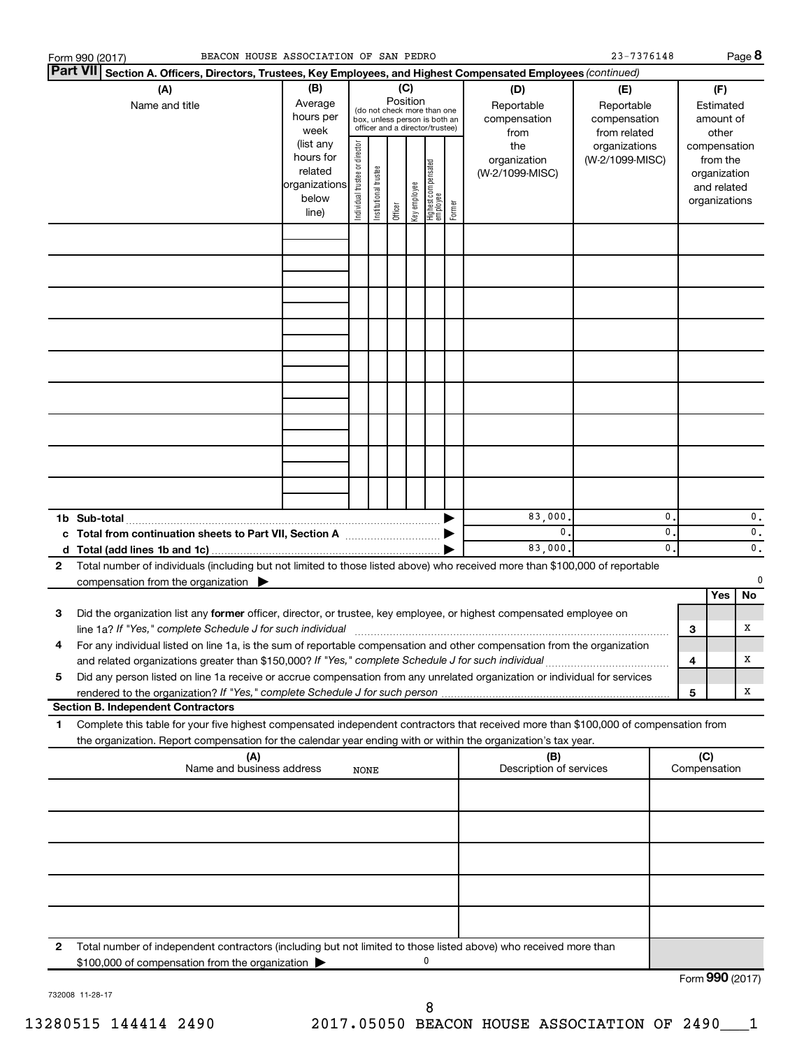Form 990 (2017) BEACON HOUSE ASSOCIATION OF SAN PEDRO 23-7376148 Page **8**

**Part VII** **Section A. Officers, Directors, Trustees, Key Employees, and Highest Compensated Employees** *(continued)*

| (A) Name and title | (B) Average hours per week (list any hours for related organizations below line) | (C) Position (do not check more than one box, unless person is both an officer and a director/trustee): Individual trustee or director | Institutional trustee | Officer | Key employee | Highest compensated employee | Former | (D) Reportable compensation from the organization (W-2/1099-MISC) | (E) Reportable compensation from related organizations (W-2/1099-MISC) | (F) Estimated amount of other compensation from the organization and related organizations |
|---|---|---|---|---|---|---|---|---|---|---|
| | | | | | | | | | | |
| | | | | | | | | | | |
| | | | | | | | | | | |
| | | | | | | | | | | |
| | | | | | | | | | | |
| | | | | | | | | | | |
| | | | | | | | | | | |
| | | | | | | | | | | |
| | | | | | | | | | | |

| | | (D) | (E) | (F) |
|---|---|---|---|---|
| 1b | Sub-total | 83,000. | 0. | 0. |
| c | Total from continuation sheets to Part VII, Section A | 0. | 0. | 0. |
| d | Total (add lines 1b and 1c) | 83,000. | 0. | 0. |

2 Total number of individuals (including but not limited to those listed above) who received more than $100,000 of reportable compensation from the organization ▶ 0

| | | | Yes | No |
|---|---|---|---|---|
| 3 | Did the organization list any **former** officer, director, or trustee, key employee, or highest compensated employee on line 1a? *If "Yes," complete Schedule J for such individual* | 3 | | X |
| 4 | For any individual listed on line 1a, is the sum of reportable compensation and other compensation from the organization and related organizations greater than $150,000? *If "Yes," complete Schedule J for such individual* | 4 | | X |
| 5 | Did any person listed on line 1a receive or accrue compensation from any unrelated organization or individual for services rendered to the organization? *If "Yes," complete Schedule J for such person* | 5 | | X |

**Section B. Independent Contractors**

1 Complete this table for your five highest compensated independent contractors that received more than $100,000 of compensation from the organization. Report compensation for the calendar year ending with or within the organization's tax year.

| (A) Name and business address | (B) Description of services | (C) Compensation |
|---|---|---|
| NONE | | |
| | | |
| | | |
| | | |
| | | |

2 Total number of independent contractors (including but not limited to those listed above) who received more than $100,000 of compensation from the organization ▶ 0

Form **990** (2017)

732008 11-28-17

13280515 144414 2490 2017.05050 BEACON HOUSE ASSOCIATION OF 2490___1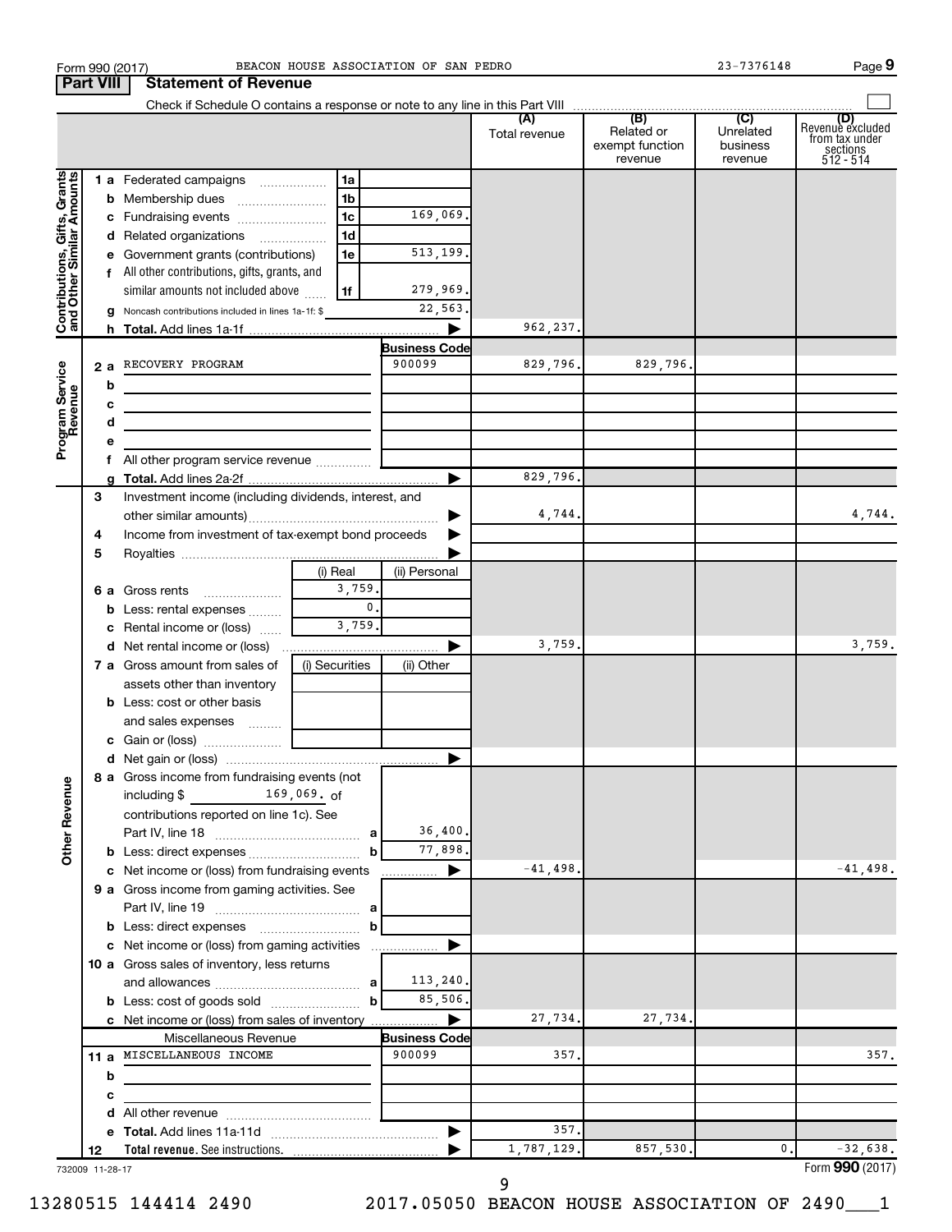Form 990 (2017) BEACON HOUSE ASSOCIATION OF SAN PEDRO 23-7376148

## Part VIII Statement of Revenue

Check if Schedule O contains a response or note to any line in this Part VIII

| | | | | (A) Total revenue | (B) Related or exempt function revenue | (C) Unrelated business revenue | (D) Revenue excluded from tax under sections 512 - 514 |
|---|---|---|---|---|---|---|---|
| **Contributions, Gifts, Grants and Other Similar Amounts** | 1 a Federated campaigns | 1a | | | | | |
| | b Membership dues | 1b | | | | | |
| | c Fundraising events | 1c | 169,069. | | | | |
| | d Related organizations | 1d | | | | | |
| | e Government grants (contributions) | 1e | 513,199. | | | | |
| | f All other contributions, gifts, grants, and similar amounts not included above | 1f | 279,969. | | | | |
| | g Noncash contributions included in lines 1a-1f: $ | | 22,563. | | | | |
| | h **Total.** Add lines 1a-1f | | | 962,237. | | | |
| **Program Service Revenue** | | | **Business Code** | | | | |
| | 2 a RECOVERY PROGRAM | | 900099 | 829,796. | 829,796. | | |
| | b | | | | | | |
| | c | | | | | | |
| | d | | | | | | |
| | e | | | | | | |
| | f All other program service revenue | | | | | | |
| | g **Total.** Add lines 2a-2f | | | 829,796. | | | |
| **Other Revenue** | 3 Investment income (including dividends, interest, and other similar amounts) | | | 4,744. | | | 4,744. |
| | 4 Income from investment of tax-exempt bond proceeds | | | | | | |
| | 5 Royalties | | | | | | |
| | | (i) Real | (ii) Personal | | | | |
| | 6 a Gross rents | 3,759. | | | | | |
| | b Less: rental expenses | 0. | | | | | |
| | c Rental income or (loss) | 3,759. | | | | | |
| | d Net rental income or (loss) | | | 3,759. | | | 3,759. |
| | 7 a Gross amount from sales of assets other than inventory | (i) Securities | (ii) Other | | | | |
| | b Less: cost or other basis and sales expenses | | | | | | |
| | c Gain or (loss) | | | | | | |
| | d Net gain or (loss) | | | | | | |
| | 8 a Gross income from fundraising events (not including $ 169,069. of contributions reported on line 1c). See Part IV, line 18 | a | 36,400. | | | | |
| | b Less: direct expenses | b | 77,898. | | | | |
| | c Net income or (loss) from fundraising events | | | -41,498. | | | -41,498. |
| | 9 a Gross income from gaming activities. See Part IV, line 19 | a | | | | | |
| | b Less: direct expenses | b | | | | | |
| | c Net income or (loss) from gaming activities | | | | | | |
| | 10 a Gross sales of inventory, less returns and allowances | a | 113,240. | | | | |
| | b Less: cost of goods sold | b | 85,506. | | | | |
| | c Net income or (loss) from sales of inventory | | | 27,734. | 27,734. | | |
| | Miscellaneous Revenue | | **Business Code** | | | | |
| | 11 a MISCELLANEOUS INCOME | | 900099 | 357. | | | 357. |
| | b | | | | | | |
| | c | | | | | | |
| | d All other revenue | | | | | | |
| | e **Total.** Add lines 11a-11d | | | 357. | | | |
| | 12 **Total revenue.** See instructions. | | | 1,787,129. | 857,530. | 0. | -32,638. |

732009 11-28-17

Form **990** (2017)

13280515 144414 2490 2017.05050 BEACON HOUSE ASSOCIATION OF 2490___1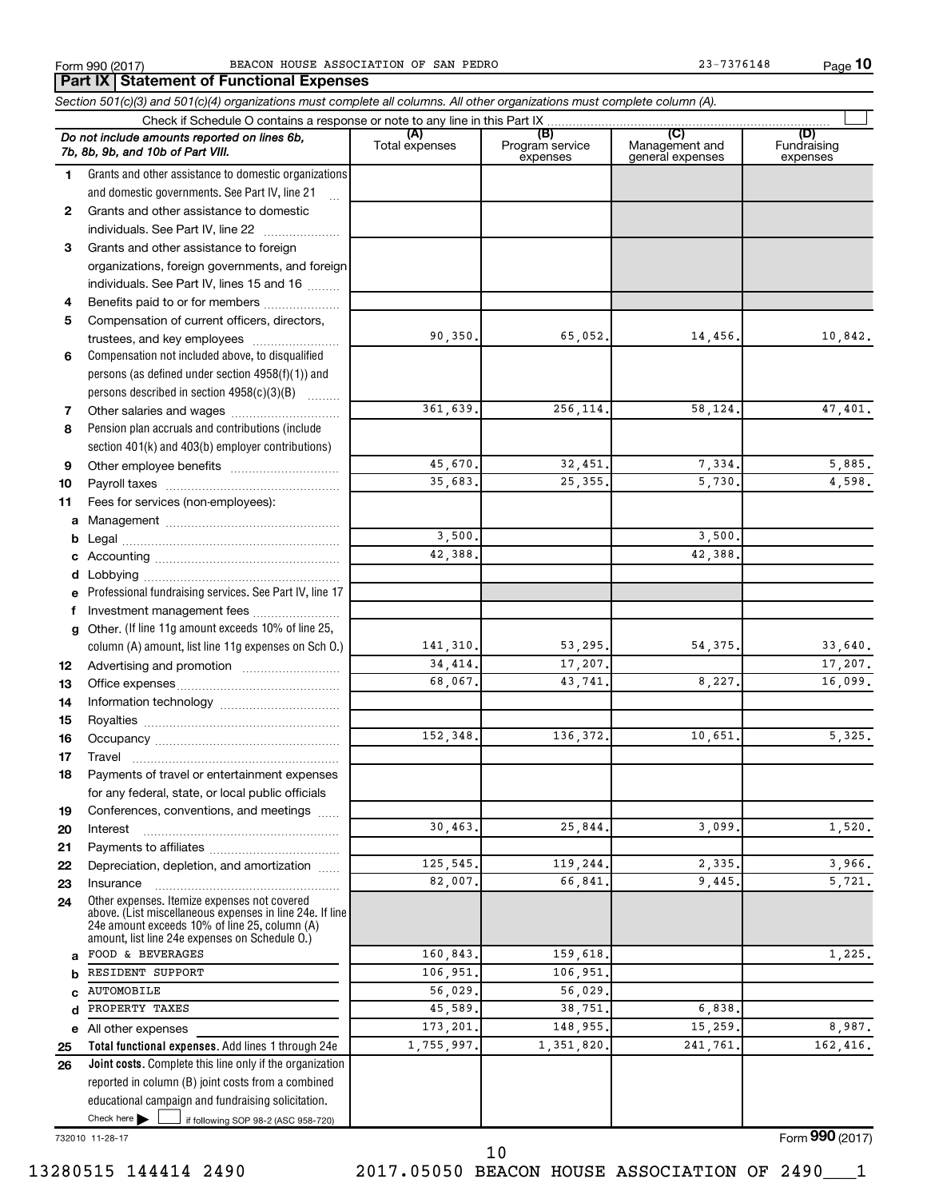Form 990 (2017) BEACON HOUSE ASSOCIATION OF SAN PEDRO 23-7376148

## Part IX Statement of Functional Expenses

*Section 501(c)(3) and 501(c)(4) organizations must complete all columns. All other organizations must complete column (A).*

Check if Schedule O contains a response or note to any line in this Part IX

| | *Do not include amounts reported on lines 6b, 7b, 8b, 9b, and 10b of Part VIII.* | (A) Total expenses | (B) Program service expenses | (C) Management and general expenses | (D) Fundraising expenses |
|---|---|---|---|---|---|
| 1 | Grants and other assistance to domestic organizations and domestic governments. See Part IV, line 21 | | | | |
| 2 | Grants and other assistance to domestic individuals. See Part IV, line 22 | | | | |
| 3 | Grants and other assistance to foreign organizations, foreign governments, and foreign individuals. See Part IV, lines 15 and 16 | | | | |
| 4 | Benefits paid to or for members | | | | |
| 5 | Compensation of current officers, directors, trustees, and key employees | 90,350. | 65,052. | 14,456. | 10,842. |
| 6 | Compensation not included above, to disqualified persons (as defined under section 4958(f)(1)) and persons described in section 4958(c)(3)(B) | | | | |
| 7 | Other salaries and wages | 361,639. | 256,114. | 58,124. | 47,401. |
| 8 | Pension plan accruals and contributions (include section 401(k) and 403(b) employer contributions) | | | | |
| 9 | Other employee benefits | 45,670. | 32,451. | 7,334. | 5,885. |
| 10 | Payroll taxes | 35,683. | 25,355. | 5,730. | 4,598. |
| 11 | Fees for services (non-employees): | | | | |
| a | Management | | | | |
| b | Legal | 3,500. | | 3,500. | |
| c | Accounting | 42,388. | | 42,388. | |
| d | Lobbying | | | | |
| e | Professional fundraising services. See Part IV, line 17 | | | | |
| f | Investment management fees | | | | |
| g | Other. (If line 11g amount exceeds 10% of line 25, column (A) amount, list line 11g expenses on Sch O.) | 141,310. | 53,295. | 54,375. | 33,640. |
| 12 | Advertising and promotion | 34,414. | 17,207. | | 17,207. |
| 13 | Office expenses | 68,067. | 43,741. | 8,227. | 16,099. |
| 14 | Information technology | | | | |
| 15 | Royalties | | | | |
| 16 | Occupancy | 152,348. | 136,372. | 10,651. | 5,325. |
| 17 | Travel | | | | |
| 18 | Payments of travel or entertainment expenses for any federal, state, or local public officials | | | | |
| 19 | Conferences, conventions, and meetings | | | | |
| 20 | Interest | 30,463. | 25,844. | 3,099. | 1,520. |
| 21 | Payments to affiliates | | | | |
| 22 | Depreciation, depletion, and amortization | 125,545. | 119,244. | 2,335. | 3,966. |
| 23 | Insurance | 82,007. | 66,841. | 9,445. | 5,721. |
| 24 | Other expenses. Itemize expenses not covered above. (List miscellaneous expenses in line 24e. If line 24e amount exceeds 10% of line 25, column (A) amount, list line 24e expenses on Schedule O.) | | | | |
| a | FOOD & BEVERAGES | 160,843. | 159,618. | | 1,225. |
| b | RESIDENT SUPPORT | 106,951. | 106,951. | | |
| c | AUTOMOBILE | 56,029. | 56,029. | | |
| d | PROPERTY TAXES | 45,589. | 38,751. | 6,838. | |
| e | All other expenses | 173,201. | 148,955. | 15,259. | 8,987. |
| 25 | **Total functional expenses.** Add lines 1 through 24e | 1,755,997. | 1,351,820. | 241,761. | 162,416. |
| 26 | **Joint costs.** Complete this line only if the organization reported in column (B) joint costs from a combined educational campaign and fundraising solicitation. Check here ☐ if following SOP 98-2 (ASC 958-720) | | | | |

732010 11-28-17 Form **990** (2017)

13280515 144414 2490 2017.05050 BEACON HOUSE ASSOCIATION OF 2490___1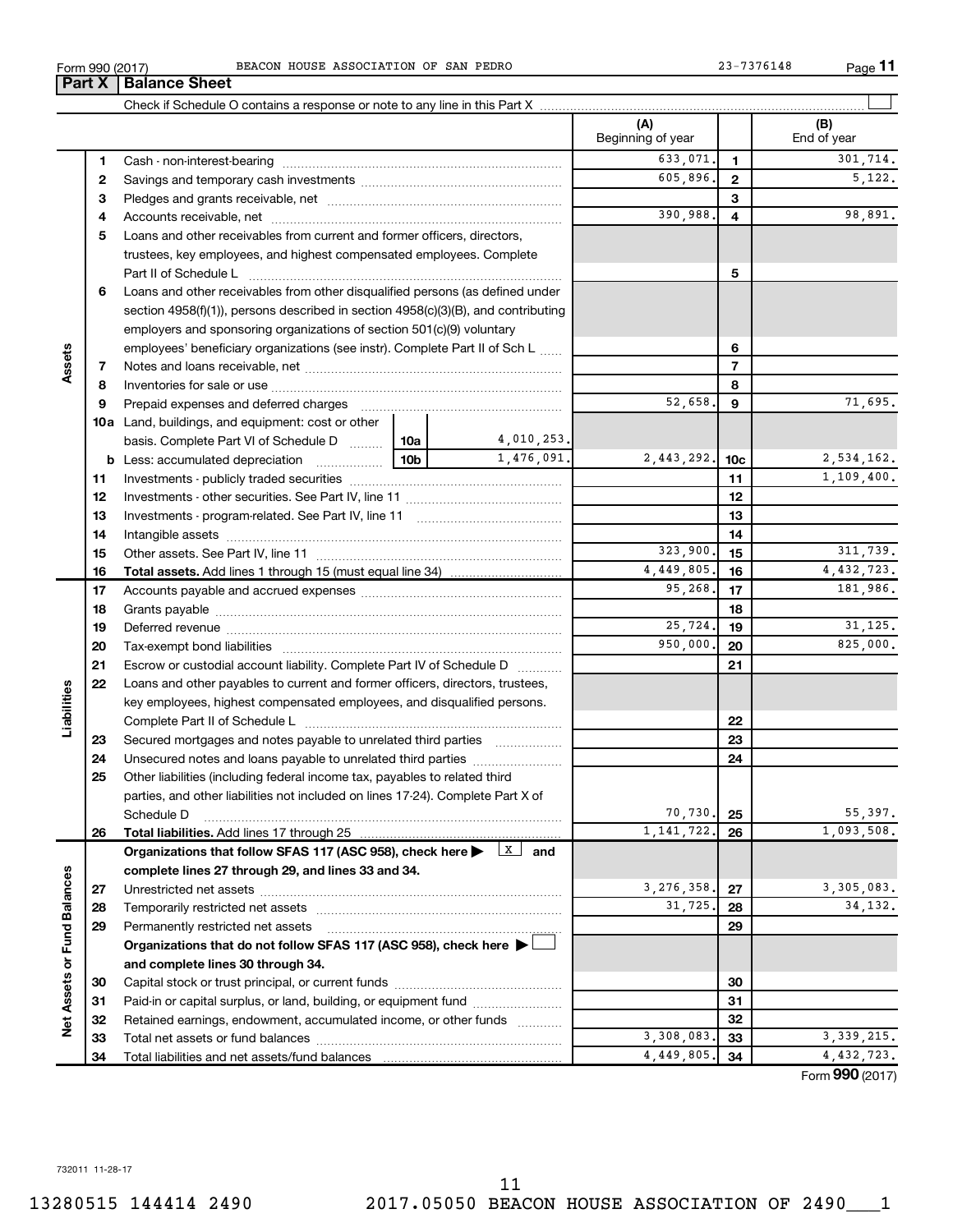Form 990 (2017) BEACON HOUSE ASSOCIATION OF SAN PEDRO 23-7376148

## Part X Balance Sheet

Check if Schedule O contains a response or note to any line in this Part X

| | | | | | (A) Beginning of year | | (B) End of year |
|---|---|---|---|---|---|---|---|
| **Assets** | 1 | Cash - non-interest-bearing | | | 633,071. | 1 | 301,714. |
| | 2 | Savings and temporary cash investments | | | 605,896. | 2 | 5,122. |
| | 3 | Pledges and grants receivable, net | | | | 3 | |
| | 4 | Accounts receivable, net | | | 390,988. | 4 | 98,891. |
| | 5 | Loans and other receivables from current and former officers, directors, trustees, key employees, and highest compensated employees. Complete Part II of Schedule L | | | | 5 | |
| | 6 | Loans and other receivables from other disqualified persons (as defined under section 4958(f)(1)), persons described in section 4958(c)(3)(B), and contributing employers and sponsoring organizations of section 501(c)(9) voluntary employees' beneficiary organizations (see instr). Complete Part II of Sch L | | | | 6 | |
| | 7 | Notes and loans receivable, net | | | | 7 | |
| | 8 | Inventories for sale or use | | | | 8 | |
| | 9 | Prepaid expenses and deferred charges | | | 52,658. | 9 | 71,695. |
| | 10a | Land, buildings, and equipment: cost or other basis. Complete Part VI of Schedule D | 10a | 4,010,253. | | | |
| | b | Less: accumulated depreciation | 10b | 1,476,091. | 2,443,292. | 10c | 2,534,162. |
| | 11 | Investments - publicly traded securities | | | | 11 | 1,109,400. |
| | 12 | Investments - other securities. See Part IV, line 11 | | | | 12 | |
| | 13 | Investments - program-related. See Part IV, line 11 | | | | 13 | |
| | 14 | Intangible assets | | | | 14 | |
| | 15 | Other assets. See Part IV, line 11 | | | 323,900. | 15 | 311,739. |
| | 16 | **Total assets.** Add lines 1 through 15 (must equal line 34) | | | 4,449,805. | 16 | 4,432,723. |
| **Liabilities** | 17 | Accounts payable and accrued expenses | | | 95,268. | 17 | 181,986. |
| | 18 | Grants payable | | | | 18 | |
| | 19 | Deferred revenue | | | 25,724. | 19 | 31,125. |
| | 20 | Tax-exempt bond liabilities | | | 950,000. | 20 | 825,000. |
| | 21 | Escrow or custodial account liability. Complete Part IV of Schedule D | | | | 21 | |
| | 22 | Loans and other payables to current and former officers, directors, trustees, key employees, highest compensated employees, and disqualified persons. Complete Part II of Schedule L | | | | 22 | |
| | 23 | Secured mortgages and notes payable to unrelated third parties | | | | 23 | |
| | 24 | Unsecured notes and loans payable to unrelated third parties | | | | 24 | |
| | 25 | Other liabilities (including federal income tax, payables to related third parties, and other liabilities not included on lines 17-24). Complete Part X of Schedule D | | | 70,730. | 25 | 55,397. |
| | 26 | **Total liabilities.** Add lines 17 through 25 | | | 1,141,722. | 26 | 1,093,508. |
| **Net Assets or Fund Balances** | | **Organizations that follow SFAS 117 (ASC 958), check here ▶ X and complete lines 27 through 29, and lines 33 and 34.** | | | | | |
| | 27 | Unrestricted net assets | | | 3,276,358. | 27 | 3,305,083. |
| | 28 | Temporarily restricted net assets | | | 31,725. | 28 | 34,132. |
| | 29 | Permanently restricted net assets | | | | 29 | |
| | | **Organizations that do not follow SFAS 117 (ASC 958), check here ▶ ☐ and complete lines 30 through 34.** | | | | | |
| | 30 | Capital stock or trust principal, or current funds | | | | 30 | |
| | 31 | Paid-in or capital surplus, or land, building, or equipment fund | | | | 31 | |
| | 32 | Retained earnings, endowment, accumulated income, or other funds | | | | 32 | |
| | 33 | Total net assets or fund balances | | | 3,308,083. | 33 | 3,339,215. |
| | 34 | Total liabilities and net assets/fund balances | | | 4,449,805. | 34 | 4,432,723. |

Form **990** (2017)

732011 11-28-17

13280515 144414 2490 2017.05050 BEACON HOUSE ASSOCIATION OF 2490___1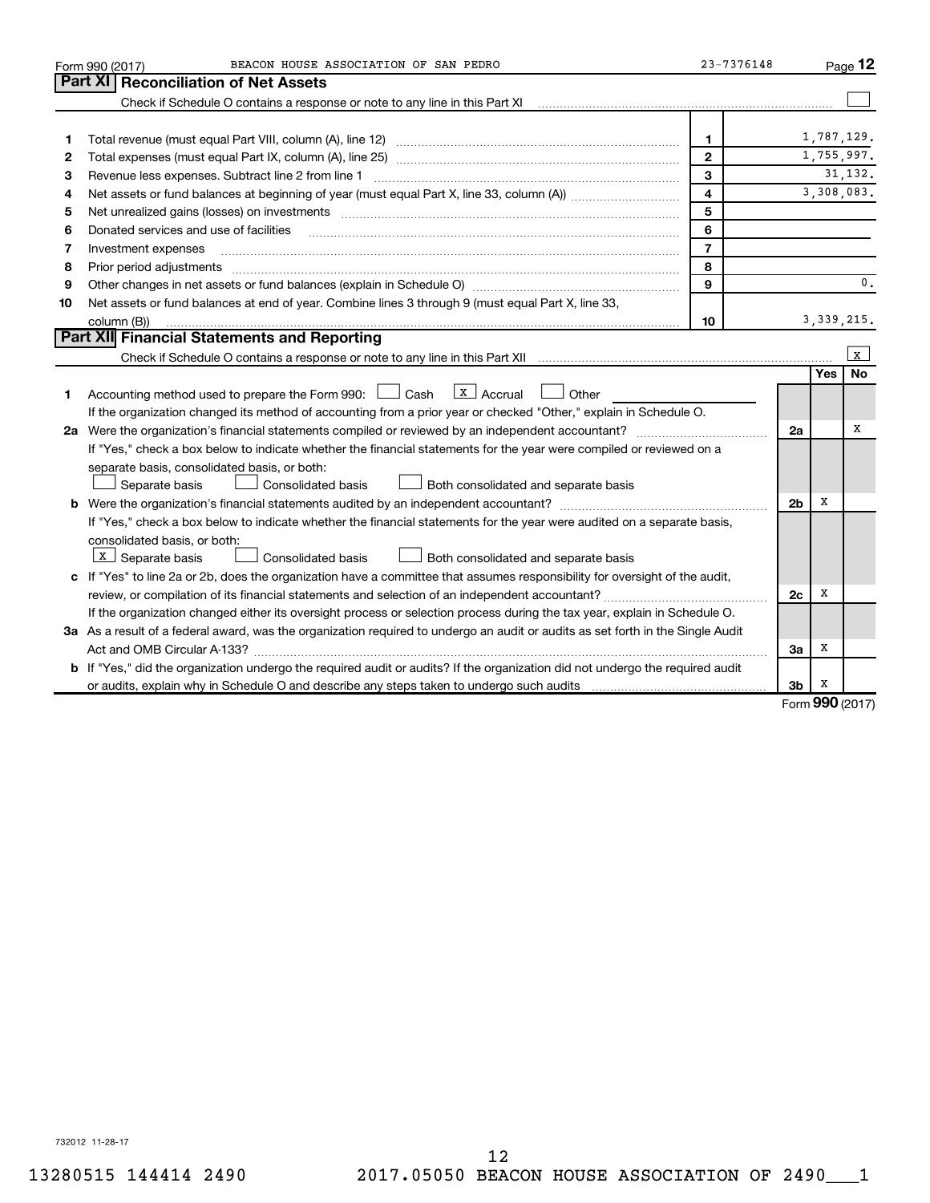Form 990 (2017) BEACON HOUSE ASSOCIATION OF SAN PEDRO 23-7376148 Page 12

## Part XI Reconciliation of Net Assets

Check if Schedule O contains a response or note to any line in this Part XI ☐

| | | | |
|---|---|---|---|
| 1 | Total revenue (must equal Part VIII, column (A), line 12) | 1 | 1,787,129. |
| 2 | Total expenses (must equal Part IX, column (A), line 25) | 2 | 1,755,997. |
| 3 | Revenue less expenses. Subtract line 2 from line 1 | 3 | 31,132. |
| 4 | Net assets or fund balances at beginning of year (must equal Part X, line 33, column (A)) | 4 | 3,308,083. |
| 5 | Net unrealized gains (losses) on investments | 5 | |
| 6 | Donated services and use of facilities | 6 | |
| 7 | Investment expenses | 7 | |
| 8 | Prior period adjustments | 8 | |
| 9 | Other changes in net assets or fund balances (explain in Schedule O) | 9 | 0. |
| 10 | Net assets or fund balances at end of year. Combine lines 3 through 9 (must equal Part X, line 33, column (B)) | 10 | 3,339,215. |

## Part XII Financial Statements and Reporting

Check if Schedule O contains a response or note to any line in this Part XII ☒

| | | | Yes | No |
|---|---|---|---|---|
| 1 | Accounting method used to prepare the Form 990: ☐ Cash ☒ Accrual ☐ Other<br>If the organization changed its method of accounting from a prior year or checked "Other," explain in Schedule O. | | | |
| 2a | Were the organization's financial statements compiled or reviewed by an independent accountant?<br>If "Yes," check a box below to indicate whether the financial statements for the year were compiled or reviewed on a separate basis, consolidated basis, or both:<br>☐ Separate basis ☐ Consolidated basis ☐ Both consolidated and separate basis | 2a | | X |
| b | Were the organization's financial statements audited by an independent accountant?<br>If "Yes," check a box below to indicate whether the financial statements for the year were audited on a separate basis, consolidated basis, or both:<br>☒ Separate basis ☐ Consolidated basis ☐ Both consolidated and separate basis | 2b | X | |
| c | If "Yes" to line 2a or 2b, does the organization have a committee that assumes responsibility for oversight of the audit, review, or compilation of its financial statements and selection of an independent accountant?<br>If the organization changed either its oversight process or selection process during the tax year, explain in Schedule O. | 2c | X | |
| 3a | As a result of a federal award, was the organization required to undergo an audit or audits as set forth in the Single Audit Act and OMB Circular A-133? | 3a | X | |
| b | If "Yes," did the organization undergo the required audit or audits? If the organization did not undergo the required audit or audits, explain why in Schedule O and describe any steps taken to undergo such audits | 3b | X | |

Form 990 (2017)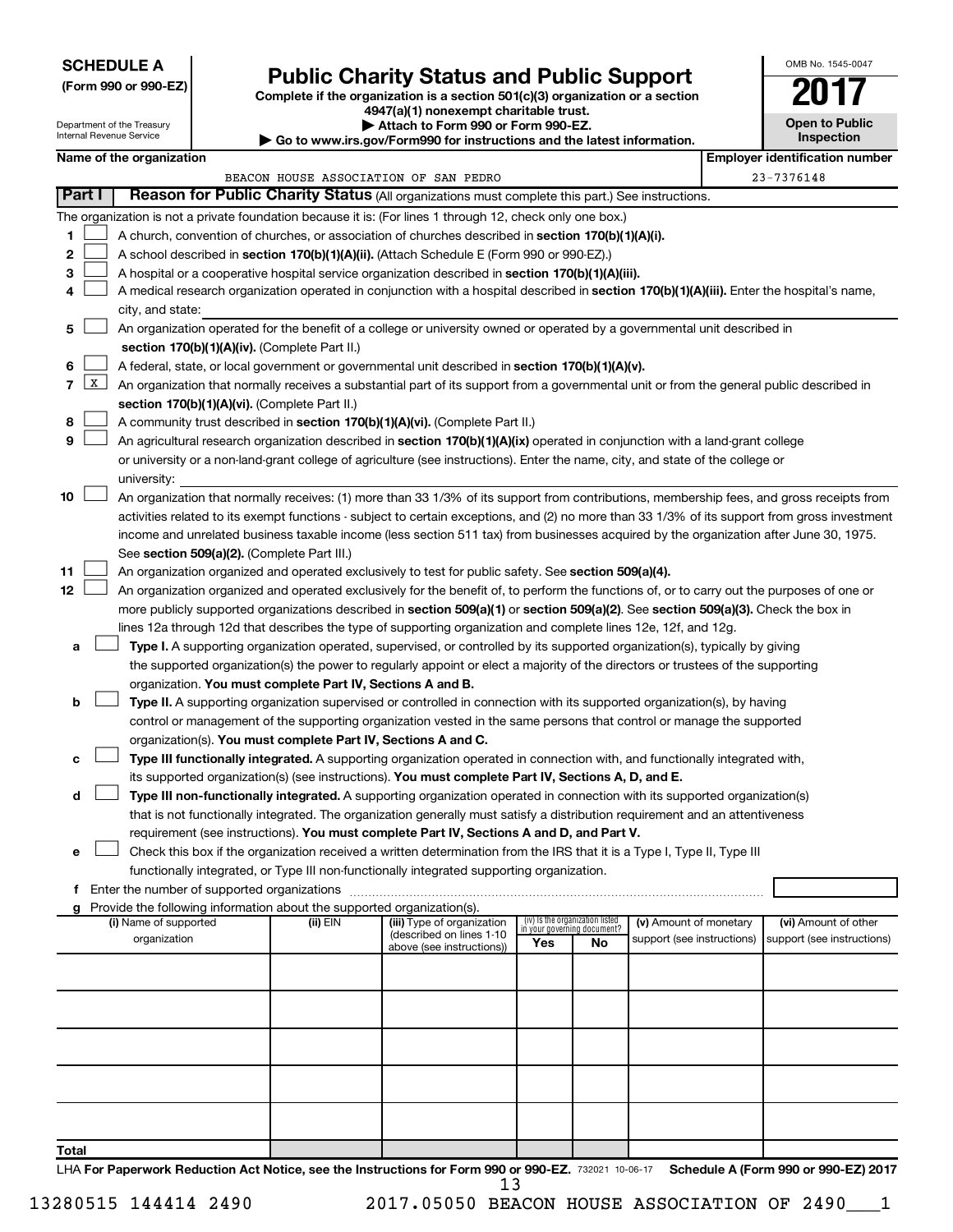**SCHEDULE A**
**(Form 990 or 990-EZ)**

Department of the Treasury
Internal Revenue Service

# Public Charity Status and Public Support

**Complete if the organization is a section 501(c)(3) organization or a section 4947(a)(1) nonexempt charitable trust.**
**▶ Attach to Form 990 or Form 990-EZ.**
**▶ Go to www.irs.gov/Form990 for instructions and the latest information.**

OMB No. 1545-0047

**2017**

**Open to Public Inspection**

**Name of the organization:** BEACON HOUSE ASSOCIATION OF SAN PEDRO

**Employer identification number:** 23-7376148

**Part I — Reason for Public Charity Status** (All organizations must complete this part.) See instructions.

The organization is not a private foundation because it is: (For lines 1 through 12, check only one box.)

1. ☐ A church, convention of churches, or association of churches described in **section 170(b)(1)(A)(i).**
2. ☐ A school described in **section 170(b)(1)(A)(ii).** (Attach Schedule E (Form 990 or 990-EZ).)
3. ☐ A hospital or a cooperative hospital service organization described in **section 170(b)(1)(A)(iii).**
4. ☐ A medical research organization operated in conjunction with a hospital described in **section 170(b)(1)(A)(iii).** Enter the hospital's name, city, and state:
5. ☐ An organization operated for the benefit of a college or university owned or operated by a governmental unit described in **section 170(b)(1)(A)(iv).** (Complete Part II.)
6. ☐ A federal, state, or local government or governmental unit described in **section 170(b)(1)(A)(v).**
7. ☒ An organization that normally receives a substantial part of its support from a governmental unit or from the general public described in **section 170(b)(1)(A)(vi).** (Complete Part II.)
8. ☐ A community trust described in **section 170(b)(1)(A)(vi).** (Complete Part II.)
9. ☐ An agricultural research organization described in **section 170(b)(1)(A)(ix)** operated in conjunction with a land-grant college or university or a non-land-grant college of agriculture (see instructions). Enter the name, city, and state of the college or university:
10. ☐ An organization that normally receives: (1) more than 33 1/3% of its support from contributions, membership fees, and gross receipts from activities related to its exempt functions - subject to certain exceptions, and (2) no more than 33 1/3% of its support from gross investment income and unrelated business taxable income (less section 511 tax) from businesses acquired by the organization after June 30, 1975. See **section 509(a)(2).** (Complete Part III.)
11. ☐ An organization organized and operated exclusively to test for public safety. See **section 509(a)(4).**
12. ☐ An organization organized and operated exclusively for the benefit of, to perform the functions of, or to carry out the purposes of one or more publicly supported organizations described in **section 509(a)(1)** or **section 509(a)(2)**. See **section 509(a)(3).** Check the box in lines 12a through 12d that describes the type of supporting organization and complete lines 12e, 12f, and 12g.
   - **a** ☐ **Type I.** A supporting organization operated, supervised, or controlled by its supported organization(s), typically by giving the supported organization(s) the power to regularly appoint or elect a majority of the directors or trustees of the supporting organization. **You must complete Part IV, Sections A and B.**
   - **b** ☐ **Type II.** A supporting organization supervised or controlled in connection with its supported organization(s), by having control or management of the supporting organization vested in the same persons that control or manage the supported organization(s). **You must complete Part IV, Sections A and C.**
   - **c** ☐ **Type III functionally integrated.** A supporting organization operated in connection with, and functionally integrated with, its supported organization(s) (see instructions). **You must complete Part IV, Sections A, D, and E.**
   - **d** ☐ **Type III non-functionally integrated.** A supporting organization operated in connection with its supported organization(s) that is not functionally integrated. The organization generally must satisfy a distribution requirement and an attentiveness requirement (see instructions). **You must complete Part IV, Sections A and D, and Part V.**
   - **e** ☐ Check this box if the organization received a written determination from the IRS that it is a Type I, Type II, Type III functionally integrated, or Type III non-functionally integrated supporting organization.
   - **f** Enter the number of supported organizations
   - **g** Provide the following information about the supported organization(s).

| (i) Name of supported organization | (ii) EIN | (iii) Type of organization (described on lines 1-10 above (see instructions)) | (iv) Is the organization listed in your governing document? Yes | No | (v) Amount of monetary support (see instructions) | (vi) Amount of other support (see instructions) |
|---|---|---|---|---|---|---|
| | | | | | | |
| | | | | | | |
| | | | | | | |
| | | | | | | |
| | | | | | | |
| **Total** | | | | | | |

LHA **For Paperwork Reduction Act Notice, see the Instructions for Form 990 or 990-EZ.** 732021 10-06-17 **Schedule A (Form 990 or 990-EZ) 2017**

13280515 144414 2490 2017.05050 BEACON HOUSE ASSOCIATION OF 2490___1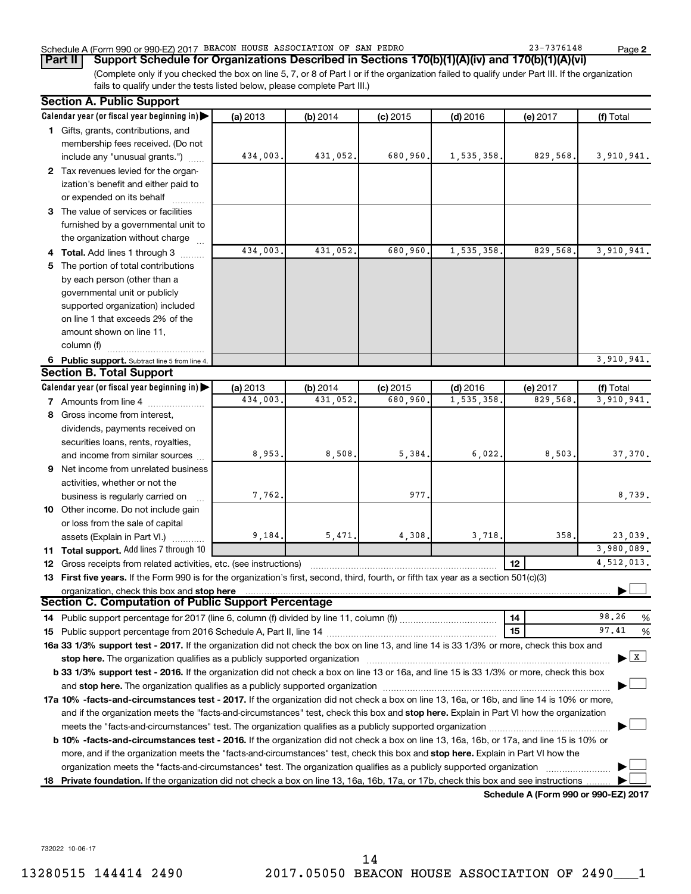Schedule A (Form 990 or 990-EZ) 2017 BEACON HOUSE ASSOCIATION OF SAN PEDRO 23-7376148

**Part II Support Schedule for Organizations Described in Sections 170(b)(1)(A)(iv) and 170(b)(1)(A)(vi)**

(Complete only if you checked the box on line 5, 7, or 8 of Part I or if the organization failed to qualify under Part III. If the organization fails to qualify under the tests listed below, please complete Part III.)

## Section A. Public Support

| Calendar year (or fiscal year beginning in) ▶ | (a) 2013 | (b) 2014 | (c) 2015 | (d) 2016 | (e) 2017 | (f) Total |
|---|---|---|---|---|---|---|
| **1** Gifts, grants, contributions, and membership fees received. (Do not include any "unusual grants.") | 434,003. | 431,052. | 680,960. | 1,535,358. | 829,568. | 3,910,941. |
| **2** Tax revenues levied for the organization's benefit and either paid to or expended on its behalf | | | | | | |
| **3** The value of services or facilities furnished by a governmental unit to the organization without charge | | | | | | |
| **4 Total.** Add lines 1 through 3 | 434,003. | 431,052. | 680,960. | 1,535,358. | 829,568. | 3,910,941. |
| **5** The portion of total contributions by each person (other than a governmental unit or publicly supported organization) included on line 1 that exceeds 2% of the amount shown on line 11, column (f) | | | | | | |
| **6 Public support.** Subtract line 5 from line 4. | | | | | | 3,910,941. |

## Section B. Total Support

| Calendar year (or fiscal year beginning in) ▶ | (a) 2013 | (b) 2014 | (c) 2015 | (d) 2016 | (e) 2017 | (f) Total |
|---|---|---|---|---|---|---|
| **7** Amounts from line 4 | 434,003. | 431,052. | 680,960. | 1,535,358. | 829,568. | 3,910,941. |
| **8** Gross income from interest, dividends, payments received on securities loans, rents, royalties, and income from similar sources | 8,953. | 8,508. | 5,384. | 6,022. | 8,503. | 37,370. |
| **9** Net income from unrelated business activities, whether or not the business is regularly carried on | 7,762. | | 977. | | | 8,739. |
| **10** Other income. Do not include gain or loss from the sale of capital assets (Explain in Part VI.) | 9,184. | 5,471. | 4,308. | 3,718. | 358. | 23,039. |
| **11 Total support.** Add lines 7 through 10 | | | | | | 3,980,089. |
| **12** Gross receipts from related activities, etc. (see instructions) | | | | | 12 | 4,512,013. |

**13 First five years.** If the Form 990 is for the organization's first, second, third, fourth, or fifth tax year as a section 501(c)(3) organization, check this box and **stop here** ▶ ☐

## Section C. Computation of Public Support Percentage

| | | |
|---|---|---|
| **14** Public support percentage for 2017 (line 6, column (f) divided by line 11, column (f)) | 14 | 98.26 % |
| **15** Public support percentage from 2016 Schedule A, Part II, line 14 | 15 | 97.41 % |

**16a 33 1/3% support test - 2017.** If the organization did not check the box on line 13, and line 14 is 33 1/3% or more, check this box and **stop here.** The organization qualifies as a publicly supported organization ▶ ☒

**b 33 1/3% support test - 2016.** If the organization did not check a box on line 13 or 16a, and line 15 is 33 1/3% or more, check this box and **stop here.** The organization qualifies as a publicly supported organization ▶ ☐

**17a 10% -facts-and-circumstances test - 2017.** If the organization did not check a box on line 13, 16a, or 16b, and line 14 is 10% or more, and if the organization meets the "facts-and-circumstances" test, check this box and **stop here.** Explain in Part VI how the organization meets the "facts-and-circumstances" test. The organization qualifies as a publicly supported organization ▶ ☐

**b 10% -facts-and-circumstances test - 2016.** If the organization did not check a box on line 13, 16a, 16b, or 17a, and line 15 is 10% or more, and if the organization meets the "facts-and-circumstances" test, check this box and **stop here.** Explain in Part VI how the organization meets the "facts-and-circumstances" test. The organization qualifies as a publicly supported organization ▶ ☐

**18 Private foundation.** If the organization did not check a box on line 13, 16a, 16b, 17a, or 17b, check this box and see instructions ▶ ☐

**Schedule A (Form 990 or 990-EZ) 2017**

732022 10-06-17

13280515 144414 2490 2017.05050 BEACON HOUSE ASSOCIATION OF 2490___1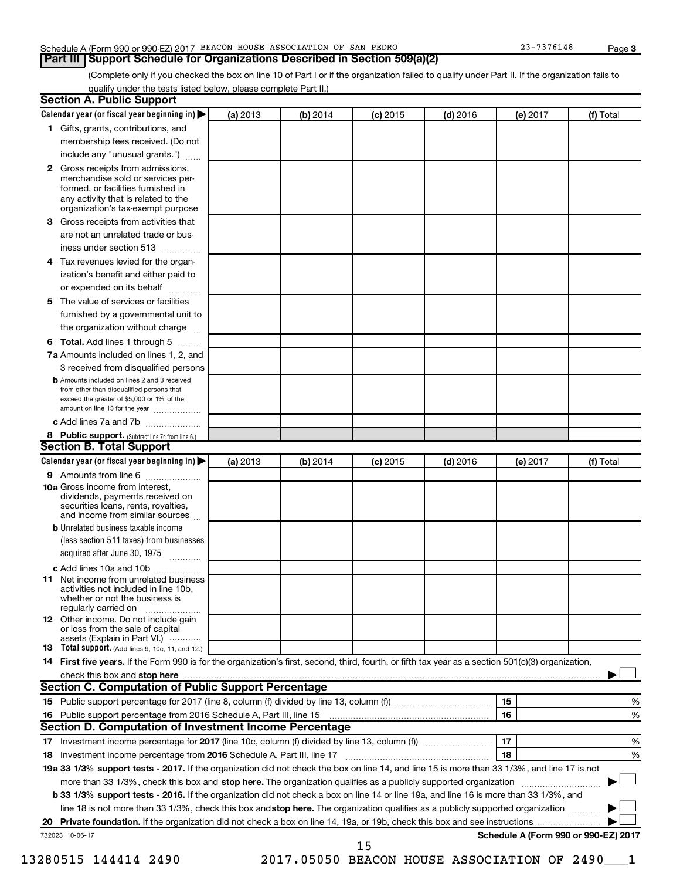Schedule A (Form 990 or 990-EZ) 2017 BEACON HOUSE ASSOCIATION OF SAN PEDRO 23-7376148 Page 3

## Part III Support Schedule for Organizations Described in Section 509(a)(2)

(Complete only if you checked the box on line 10 of Part I or if the organization failed to qualify under Part II. If the organization fails to qualify under the tests listed below, please complete Part II.)

### Section A. Public Support

| Calendar year (or fiscal year beginning in) ▶ | (a) 2013 | (b) 2014 | (c) 2015 | (d) 2016 | (e) 2017 | (f) Total |
|---|---|---|---|---|---|---|
| 1 Gifts, grants, contributions, and membership fees received. (Do not include any "unusual grants.") | | | | | | |
| 2 Gross receipts from admissions, merchandise sold or services performed, or facilities furnished in any activity that is related to the organization's tax-exempt purpose | | | | | | |
| 3 Gross receipts from activities that are not an unrelated trade or business under section 513 | | | | | | |
| 4 Tax revenues levied for the organization's benefit and either paid to or expended on its behalf | | | | | | |
| 5 The value of services or facilities furnished by a governmental unit to the organization without charge | | | | | | |
| 6 **Total.** Add lines 1 through 5 | | | | | | |
| 7a Amounts included on lines 1, 2, and 3 received from disqualified persons | | | | | | |
| b Amounts included on lines 2 and 3 received from other than disqualified persons that exceed the greater of $5,000 or 1% of the amount on line 13 for the year | | | | | | |
| c Add lines 7a and 7b | | | | | | |
| 8 **Public support.** (Subtract line 7c from line 6.) | | | | | | |

### Section B. Total Support

| Calendar year (or fiscal year beginning in) ▶ | (a) 2013 | (b) 2014 | (c) 2015 | (d) 2016 | (e) 2017 | (f) Total |
|---|---|---|---|---|---|---|
| 9 Amounts from line 6 | | | | | | |
| 10a Gross income from interest, dividends, payments received on securities loans, rents, royalties, and income from similar sources | | | | | | |
| b Unrelated business taxable income (less section 511 taxes) from businesses acquired after June 30, 1975 | | | | | | |
| c Add lines 10a and 10b | | | | | | |
| 11 Net income from unrelated business activities not included in line 10b, whether or not the business is regularly carried on | | | | | | |
| 12 Other income. Do not include gain or loss from the sale of capital assets (Explain in Part VI.) | | | | | | |
| 13 **Total support.** (Add lines 9, 10c, 11, and 12.) | | | | | | |

14 **First five years.** If the Form 990 is for the organization's first, second, third, fourth, or fifth tax year as a section 501(c)(3) organization, check this box and **stop here** ▶ ☐

### Section C. Computation of Public Support Percentage

| | | | |
|---|---|---|---|
| 15 | Public support percentage for 2017 (line 8, column (f) divided by line 13, column (f)) | 15 | % |
| 16 | Public support percentage from 2016 Schedule A, Part III, line 15 | 16 | % |

### Section D. Computation of Investment Income Percentage

| | | | |
|---|---|---|---|
| 17 | Investment income percentage for **2017** (line 10c, column (f) divided by line 13, column (f)) | 17 | % |
| 18 | Investment income percentage from **2016** Schedule A, Part III, line 17 | 18 | % |

19a **33 1/3% support tests - 2017.** If the organization did not check the box on line 14, and line 15 is more than 33 1/3%, and line 17 is not more than 33 1/3%, check this box and **stop here.** The organization qualifies as a publicly supported organization ▶ ☐

b **33 1/3% support tests - 2016.** If the organization did not check a box on line 14 or line 19a, and line 16 is more than 33 1/3%, and line 18 is not more than 33 1/3%, check this box and **stop here.** The organization qualifies as a publicly supported organization ▶ ☐

20 **Private foundation.** If the organization did not check a box on line 14, 19a, or 19b, check this box and see instructions ▶ ☐

732023 10-06-17 **Schedule A (Form 990 or 990-EZ) 2017**

13280515 144414 2490 2017.05050 BEACON HOUSE ASSOCIATION OF 2490___1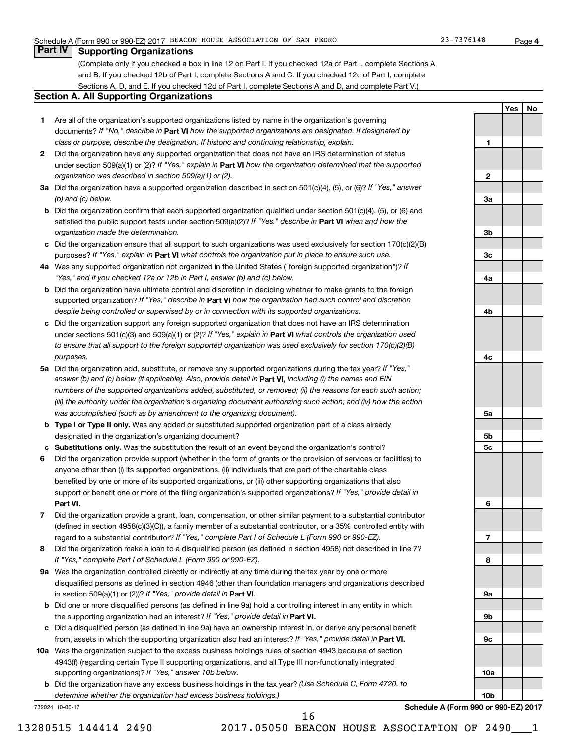Schedule A (Form 990 or 990-EZ) 2017 BEACON HOUSE ASSOCIATION OF SAN PEDRO 23-7376148 Page 4

## Part IV Supporting Organizations

(Complete only if you checked a box in line 12 on Part I. If you checked 12a of Part I, complete Sections A and B. If you checked 12b of Part I, complete Sections A and C. If you checked 12c of Part I, complete Sections A, D, and E. If you checked 12d of Part I, complete Sections A and D, and complete Part V.)

### Section A. All Supporting Organizations

| | | | Yes | No |
|---|---|---|---|---|
| **1** | Are all of the organization's supported organizations listed by name in the organization's governing documents? *If "No," describe in* **Part VI** *how the supported organizations are designated. If designated by class or purpose, describe the designation. If historic and continuing relationship, explain.* | **1** | | |
| **2** | Did the organization have any supported organization that does not have an IRS determination of status under section 509(a)(1) or (2)? *If "Yes," explain in* **Part VI** *how the organization determined that the supported organization was described in section 509(a)(1) or (2).* | **2** | | |
| **3a** | Did the organization have a supported organization described in section 501(c)(4), (5), or (6)? *If "Yes," answer (b) and (c) below.* | **3a** | | |
| **b** | Did the organization confirm that each supported organization qualified under section 501(c)(4), (5), or (6) and satisfied the public support tests under section 509(a)(2)? *If "Yes," describe in* **Part VI** *when and how the organization made the determination.* | **3b** | | |
| **c** | Did the organization ensure that all support to such organizations was used exclusively for section 170(c)(2)(B) purposes? *If "Yes," explain in* **Part VI** *what controls the organization put in place to ensure such use.* | **3c** | | |
| **4a** | Was any supported organization not organized in the United States ("foreign supported organization")? *If "Yes," and if you checked 12a or 12b in Part I, answer (b) and (c) below.* | **4a** | | |
| **b** | Did the organization have ultimate control and discretion in deciding whether to make grants to the foreign supported organization? *If "Yes," describe in* **Part VI** *how the organization had such control and discretion despite being controlled or supervised by or in connection with its supported organizations.* | **4b** | | |
| **c** | Did the organization support any foreign supported organization that does not have an IRS determination under sections 501(c)(3) and 509(a)(1) or (2)? *If "Yes," explain in* **Part VI** *what controls the organization used to ensure that all support to the foreign supported organization was used exclusively for section 170(c)(2)(B) purposes.* | **4c** | | |
| **5a** | Did the organization add, substitute, or remove any supported organizations during the tax year? *If "Yes," answer (b) and (c) below (if applicable). Also, provide detail in* **Part VI,** *including (i) the names and EIN numbers of the supported organizations added, substituted, or removed; (ii) the reasons for each such action; (iii) the authority under the organization's organizing document authorizing such action; and (iv) how the action was accomplished (such as by amendment to the organizing document).* | **5a** | | |
| **b** | **Type I or Type II only.** Was any added or substituted supported organization part of a class already designated in the organization's organizing document? | **5b** | | |
| **c** | **Substitutions only.** Was the substitution the result of an event beyond the organization's control? | **5c** | | |
| **6** | Did the organization provide support (whether in the form of grants or the provision of services or facilities) to anyone other than (i) its supported organizations, (ii) individuals that are part of the charitable class benefited by one or more of its supported organizations, or (iii) other supporting organizations that also support or benefit one or more of the filing organization's supported organizations? *If "Yes," provide detail in* **Part VI.** | **6** | | |
| **7** | Did the organization provide a grant, loan, compensation, or other similar payment to a substantial contributor (defined in section 4958(c)(3)(C)), a family member of a substantial contributor, or a 35% controlled entity with regard to a substantial contributor? *If "Yes," complete Part I of Schedule L (Form 990 or 990-EZ).* | **7** | | |
| **8** | Did the organization make a loan to a disqualified person (as defined in section 4958) not described in line 7? *If "Yes," complete Part I of Schedule L (Form 990 or 990-EZ).* | **8** | | |
| **9a** | Was the organization controlled directly or indirectly at any time during the tax year by one or more disqualified persons as defined in section 4946 (other than foundation managers and organizations described in section 509(a)(1) or (2))? *If "Yes," provide detail in* **Part VI.** | **9a** | | |
| **b** | Did one or more disqualified persons (as defined in line 9a) hold a controlling interest in any entity in which the supporting organization had an interest? *If "Yes," provide detail in* **Part VI.** | **9b** | | |
| **c** | Did a disqualified person (as defined in line 9a) have an ownership interest in, or derive any personal benefit from, assets in which the supporting organization also had an interest? *If "Yes," provide detail in* **Part VI.** | **9c** | | |
| **10a** | Was the organization subject to the excess business holdings rules of section 4943 because of section 4943(f) (regarding certain Type II supporting organizations, and all Type III non-functionally integrated supporting organizations)? *If "Yes," answer 10b below.* | **10a** | | |
| **b** | Did the organization have any excess business holdings in the tax year? *(Use Schedule C, Form 4720, to determine whether the organization had excess business holdings.)* | **10b** | | |

732024 10-06-17 **Schedule A (Form 990 or 990-EZ) 2017**

13280515 144414 2490 2017.05050 BEACON HOUSE ASSOCIATION OF 2490___1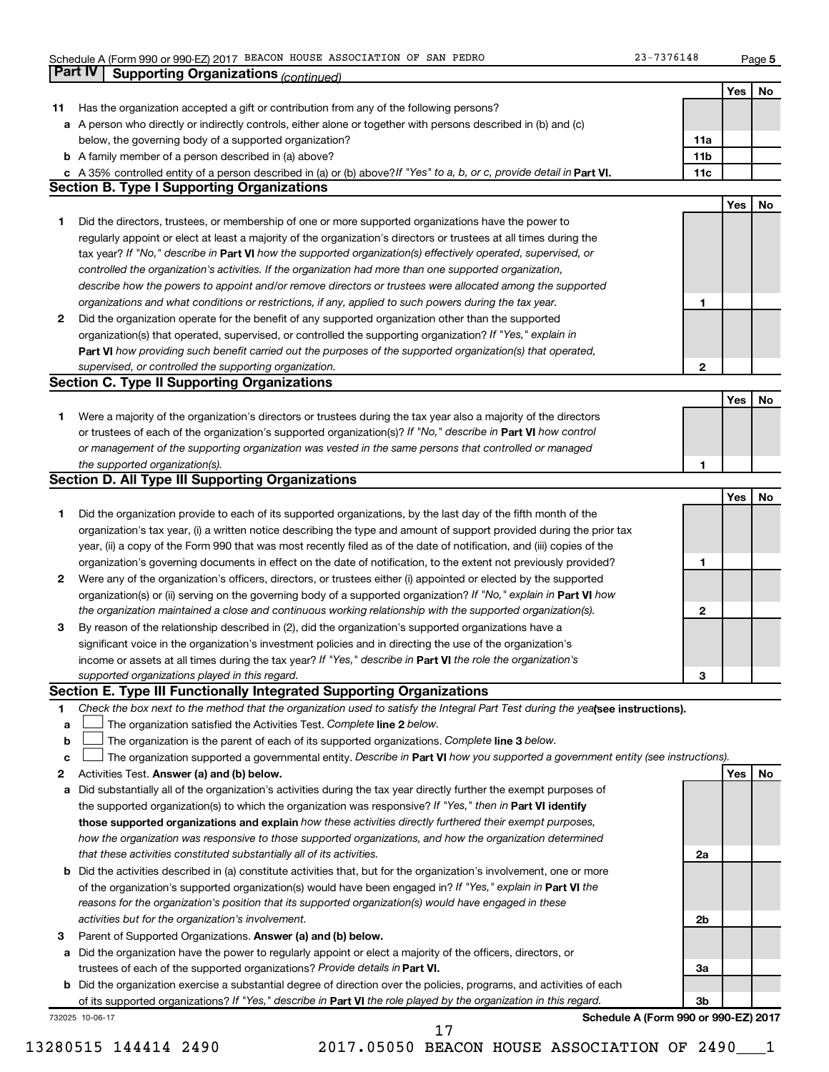## Part IV | Supporting Organizations *(continued)*

| | | | Yes | No |
|---|---|---|---|---|
| **11** | Has the organization accepted a gift or contribution from any of the following persons? | | | |
| **a** | A person who directly or indirectly controls, either alone or together with persons described in (b) and (c) below, the governing body of a supported organization? | **11a** | | |
| **b** | A family member of a person described in (a) above? | **11b** | | |
| **c** | A 35% controlled entity of a person described in (a) or (b) above? *If "Yes" to a, b, or c, provide detail in* **Part VI.** | **11c** | | |

### Section B. Type I Supporting Organizations

| | | | Yes | No |
|---|---|---|---|---|
| **1** | Did the directors, trustees, or membership of one or more supported organizations have the power to regularly appoint or elect at least a majority of the organization's directors or trustees at all times during the tax year? *If "No," describe in* **Part VI** *how the supported organization(s) effectively operated, supervised, or controlled the organization's activities. If the organization had more than one supported organization, describe how the powers to appoint and/or remove directors or trustees were allocated among the supported organizations and what conditions or restrictions, if any, applied to such powers during the tax year.* | **1** | | |
| **2** | Did the organization operate for the benefit of any supported organization other than the supported organization(s) that operated, supervised, or controlled the supporting organization? *If "Yes," explain in* **Part VI** *how providing such benefit carried out the purposes of the supported organization(s) that operated, supervised, or controlled the supporting organization.* | **2** | | |

### Section C. Type II Supporting Organizations

| | | | Yes | No |
|---|---|---|---|---|
| **1** | Were a majority of the organization's directors or trustees during the tax year also a majority of the directors or trustees of each of the organization's supported organization(s)? *If "No," describe in* **Part VI** *how control or management of the supporting organization was vested in the same persons that controlled or managed the supported organization(s).* | **1** | | |

### Section D. All Type III Supporting Organizations

| | | | Yes | No |
|---|---|---|---|---|
| **1** | Did the organization provide to each of its supported organizations, by the last day of the fifth month of the organization's tax year, (i) a written notice describing the type and amount of support provided during the prior tax year, (ii) a copy of the Form 990 that was most recently filed as of the date of notification, and (iii) copies of the organization's governing documents in effect on the date of notification, to the extent not previously provided? | **1** | | |
| **2** | Were any of the organization's officers, directors, or trustees either (i) appointed or elected by the supported organization(s) or (ii) serving on the governing body of a supported organization? *If "No," explain in* **Part VI** *how the organization maintained a close and continuous working relationship with the supported organization(s).* | **2** | | |
| **3** | By reason of the relationship described in (2), did the organization's supported organizations have a significant voice in the organization's investment policies and in directing the use of the organization's income or assets at all times during the tax year? *If "Yes," describe in* **Part VI** *the role the organization's supported organizations played in this regard.* | **3** | | |

### Section E. Type III Functionally Integrated Supporting Organizations

**1** *Check the box next to the method that the organization used to satisfy the Integral Part Test during the year* **(see instructions).**

**a** ☐ The organization satisfied the Activities Test. *Complete* **line 2** *below.*

**b** ☐ The organization is the parent of each of its supported organizations. *Complete* **line 3** *below.*

**c** ☐ The organization supported a governmental entity. *Describe in* **Part VI** *how you supported a government entity (see instructions).*

| | | | Yes | No |
|---|---|---|---|---|
| **2** | Activities Test. **Answer (a) and (b) below.** | | | |
| **a** | Did substantially all of the organization's activities during the tax year directly further the exempt purposes of the supported organization(s) to which the organization was responsive? *If "Yes," then in* **Part VI identify those supported organizations and explain** *how these activities directly furthered their exempt purposes, how the organization was responsive to those supported organizations, and how the organization determined that these activities constituted substantially all of its activities.* | **2a** | | |
| **b** | Did the activities described in (a) constitute activities that, but for the organization's involvement, one or more of the organization's supported organization(s) would have been engaged in? *If "Yes," explain in* **Part VI** *the reasons for the organization's position that its supported organization(s) would have engaged in these activities but for the organization's involvement.* | **2b** | | |
| **3** | Parent of Supported Organizations. **Answer (a) and (b) below.** | | | |
| **a** | Did the organization have the power to regularly appoint or elect a majority of the officers, directors, or trustees of each of the supported organizations? *Provide details in* **Part VI.** | **3a** | | |
| **b** | Did the organization exercise a substantial degree of direction over the policies, programs, and activities of each of its supported organizations? *If "Yes," describe in* **Part VI** *the role played by the organization in this regard.* | **3b** | | |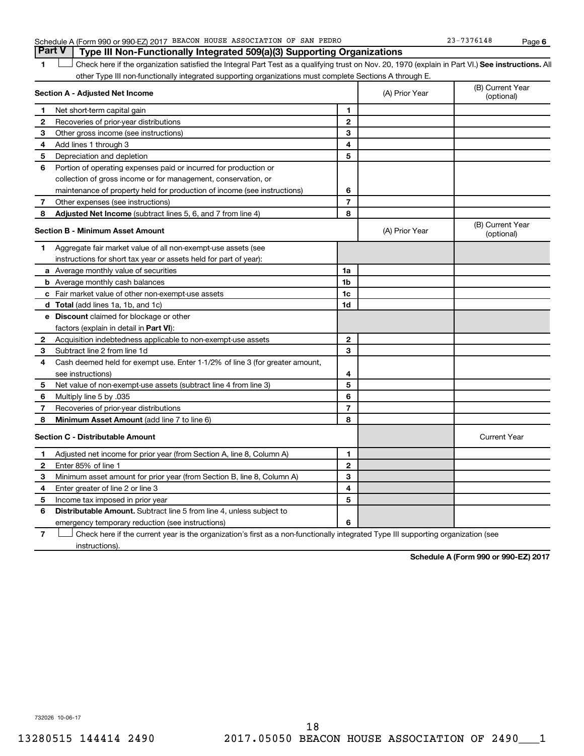Schedule A (Form 990 or 990-EZ) 2017 BEACON HOUSE ASSOCIATION OF SAN PEDRO 23-7376148 Page 6

## Part V | Type III Non-Functionally Integrated 509(a)(3) Supporting Organizations

1 ☐ Check here if the organization satisfied the Integral Part Test as a qualifying trust on Nov. 20, 1970 (explain in Part VI.) **See instructions.** All other Type III non-functionally integrated supporting organizations must complete Sections A through E.

| **Section A - Adjusted Net Income** | | | (A) Prior Year | (B) Current Year (optional) |
|---|---|---|---|---|
| 1 | Net short-term capital gain | 1 | | |
| 2 | Recoveries of prior-year distributions | 2 | | |
| 3 | Other gross income (see instructions) | 3 | | |
| 4 | Add lines 1 through 3 | 4 | | |
| 5 | Depreciation and depletion | 5 | | |
| 6 | Portion of operating expenses paid or incurred for production or collection of gross income or for management, conservation, or maintenance of property held for production of income (see instructions) | 6 | | |
| 7 | Other expenses (see instructions) | 7 | | |
| 8 | **Adjusted Net Income** (subtract lines 5, 6, and 7 from line 4) | 8 | | |

| **Section B - Minimum Asset Amount** | | | (A) Prior Year | (B) Current Year (optional) |
|---|---|---|---|---|
| 1 | Aggregate fair market value of all non-exempt-use assets (see instructions for short tax year or assets held for part of year): | | | |
| a | Average monthly value of securities | 1a | | |
| b | Average monthly cash balances | 1b | | |
| c | Fair market value of other non-exempt-use assets | 1c | | |
| d | **Total** (add lines 1a, 1b, and 1c) | 1d | | |
| e | **Discount** claimed for blockage or other factors (explain in detail in **Part VI**): | | | |
| 2 | Acquisition indebtedness applicable to non-exempt-use assets | 2 | | |
| 3 | Subtract line 2 from line 1d | 3 | | |
| 4 | Cash deemed held for exempt use. Enter 1-1/2% of line 3 (for greater amount, see instructions) | 4 | | |
| 5 | Net value of non-exempt-use assets (subtract line 4 from line 3) | 5 | | |
| 6 | Multiply line 5 by .035 | 6 | | |
| 7 | Recoveries of prior-year distributions | 7 | | |
| 8 | **Minimum Asset Amount** (add line 7 to line 6) | 8 | | |

| **Section C - Distributable Amount** | | | | Current Year |
|---|---|---|---|---|
| 1 | Adjusted net income for prior year (from Section A, line 8, Column A) | 1 | | |
| 2 | Enter 85% of line 1 | 2 | | |
| 3 | Minimum asset amount for prior year (from Section B, line 8, Column A) | 3 | | |
| 4 | Enter greater of line 2 or line 3 | 4 | | |
| 5 | Income tax imposed in prior year | 5 | | |
| 6 | **Distributable Amount.** Subtract line 5 from line 4, unless subject to emergency temporary reduction (see instructions) | 6 | | |

7 ☐ Check here if the current year is the organization's first as a non-functionally integrated Type III supporting organization (see instructions).

**Schedule A (Form 990 or 990-EZ) 2017**

732026 10-06-17

13280515 144414 2490 2017.05050 BEACON HOUSE ASSOCIATION OF 2490___1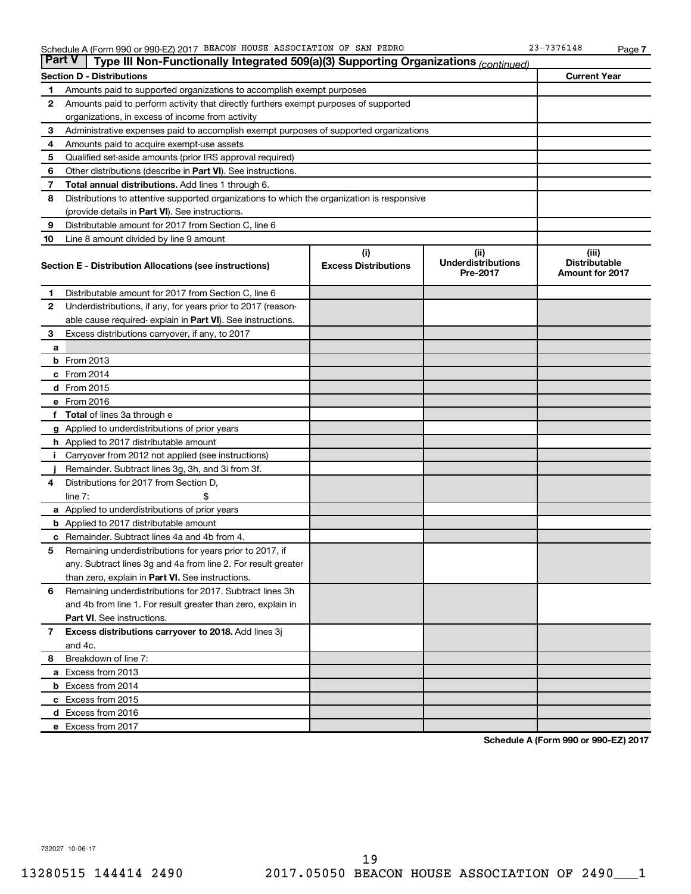Schedule A (Form 990 or 990-EZ) 2017 BEACON HOUSE ASSOCIATION OF SAN PEDRO 23-7376148 Page 7

## Part V Type III Non-Functionally Integrated 509(a)(3) Supporting Organizations *(continued)*

| Section D - Distributions | | Current Year |
|---|---|---|
| 1 | Amounts paid to supported organizations to accomplish exempt purposes | |
| 2 | Amounts paid to perform activity that directly furthers exempt purposes of supported organizations, in excess of income from activity | |
| 3 | Administrative expenses paid to accomplish exempt purposes of supported organizations | |
| 4 | Amounts paid to acquire exempt-use assets | |
| 5 | Qualified set-aside amounts (prior IRS approval required) | |
| 6 | Other distributions (describe in **Part VI**). See instructions. | |
| 7 | **Total annual distributions.** Add lines 1 through 6. | |
| 8 | Distributions to attentive supported organizations to which the organization is responsive (provide details in **Part VI**). See instructions. | |
| 9 | Distributable amount for 2017 from Section C, line 6 | |
| 10 | Line 8 amount divided by line 9 amount | |

| Section E - Distribution Allocations (see instructions) | (i) Excess Distributions | (ii) Underdistributions Pre-2017 | (iii) Distributable Amount for 2017 |
|---|---|---|---|
| **1** Distributable amount for 2017 from Section C, line 6 | | | |
| **2** Underdistributions, if any, for years prior to 2017 (reasonable cause required- explain in **Part VI**). See instructions. | | | |
| **3** Excess distributions carryover, if any, to 2017 | | | |
| **a** | | | |
| **b** From 2013 | | | |
| **c** From 2014 | | | |
| **d** From 2015 | | | |
| **e** From 2016 | | | |
| **f** **Total** of lines 3a through e | | | |
| **g** Applied to underdistributions of prior years | | | |
| **h** Applied to 2017 distributable amount | | | |
| **i** Carryover from 2012 not applied (see instructions) | | | |
| **j** Remainder. Subtract lines 3g, 3h, and 3i from 3f. | | | |
| **4** Distributions for 2017 from Section D, line 7: $ | | | |
| **a** Applied to underdistributions of prior years | | | |
| **b** Applied to 2017 distributable amount | | | |
| **c** Remainder. Subtract lines 4a and 4b from 4. | | | |
| **5** Remaining underdistributions for years prior to 2017, if any. Subtract lines 3g and 4a from line 2. For result greater than zero, explain in **Part VI.** See instructions. | | | |
| **6** Remaining underdistributions for 2017. Subtract lines 3h and 4b from line 1. For result greater than zero, explain in **Part VI**. See instructions. | | | |
| **7** **Excess distributions carryover to 2018.** Add lines 3j and 4c. | | | |
| **8** Breakdown of line 7: | | | |
| **a** Excess from 2013 | | | |
| **b** Excess from 2014 | | | |
| **c** Excess from 2015 | | | |
| **d** Excess from 2016 | | | |
| **e** Excess from 2017 | | | |

**Schedule A (Form 990 or 990-EZ) 2017**

732027 10-06-17

13280515 144414 2490 2017.05050 BEACON HOUSE ASSOCIATION OF 2490___1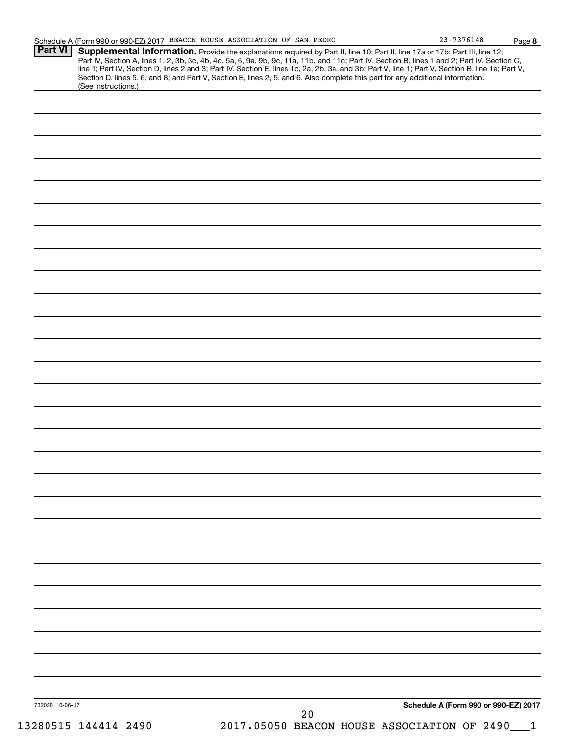Schedule A (Form 990 or 990-EZ) 2017 BEACON HOUSE ASSOCIATION OF SAN PEDRO 23-7376148 Page **8**

**Part VI** **Supplemental Information.** Provide the explanations required by Part II, line 10; Part II, line 17a or 17b; Part III, line 12; Part IV, Section A, lines 1, 2, 3b, 3c, 4b, 4c, 5a, 6, 9a, 9b, 9c, 11a, 11b, and 11c; Part IV, Section B, lines 1 and 2; Part IV, Section C, line 1; Part IV, Section D, lines 2 and 3; Part IV, Section E, lines 1c, 2a, 2b, 3a, and 3b; Part V, line 1; Part V, Section B, line 1e; Part V, Section D, lines 5, 6, and 8; and Part V, Section E, lines 2, 5, and 6. Also complete this part for any additional information. (See instructions.)

732028 10-06-17 **Schedule A (Form 990 or 990-EZ) 2017**

13280515 144414 2490 2017.05050 BEACON HOUSE ASSOCIATION OF 2490___1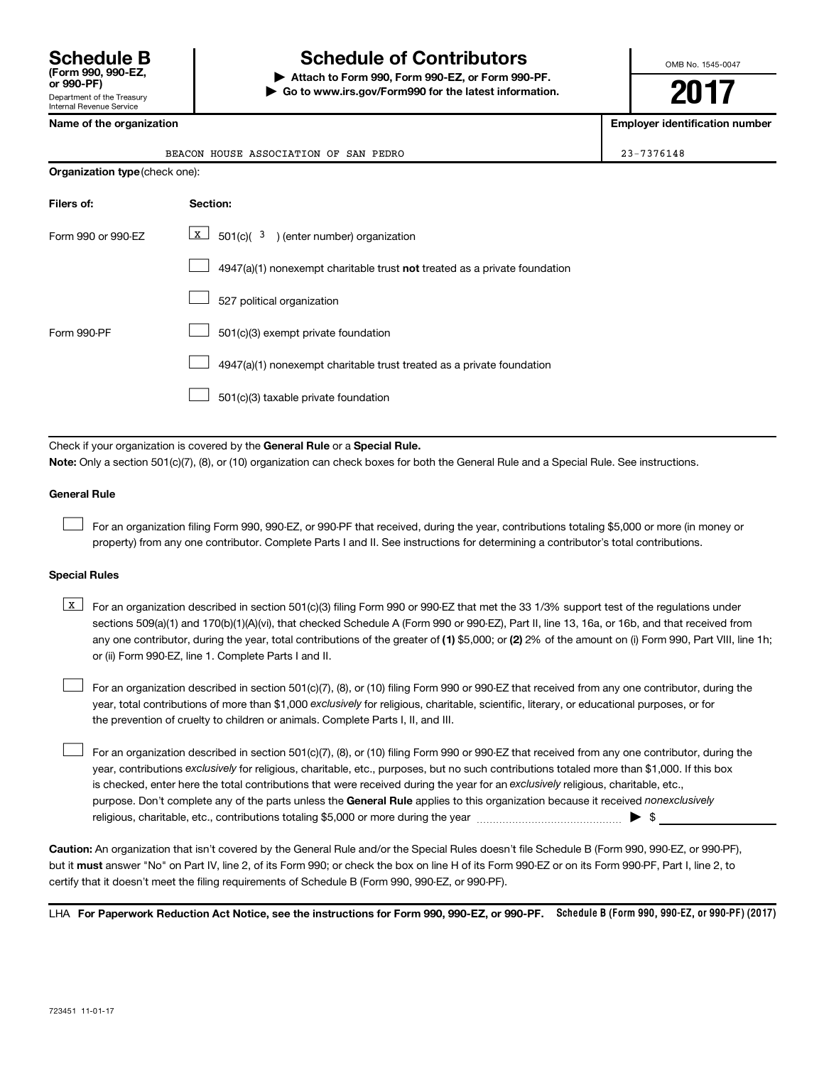**Schedule B**
**(Form 990, 990-EZ, or 990-PF)**
Department of the Treasury
Internal Revenue Service

# Schedule of Contributors

▶ **Attach to Form 990, Form 990-EZ, or Form 990-PF.**
▶ **Go to www.irs.gov/Form990 for the latest information.**

OMB No. 1545-0047

**2017**

| **Name of the organization** | **Employer identification number** |
|---|---|
| BEACON HOUSE ASSOCIATION OF SAN PEDRO | 23-7376148 |

**Organization type** (check one):

| **Filers of:** | **Section:** |
|---|---|
| Form 990 or 990-EZ | [X] 501(c)( 3 ) (enter number) organization |
| | [ ] 4947(a)(1) nonexempt charitable trust **not** treated as a private foundation |
| | [ ] 527 political organization |
| Form 990-PF | [ ] 501(c)(3) exempt private foundation |
| | [ ] 4947(a)(1) nonexempt charitable trust treated as a private foundation |
| | [ ] 501(c)(3) taxable private foundation |

Check if your organization is covered by the **General Rule** or a **Special Rule.**

**Note:** Only a section 501(c)(7), (8), or (10) organization can check boxes for both the General Rule and a Special Rule. See instructions.

**General Rule**

[ ] For an organization filing Form 990, 990-EZ, or 990-PF that received, during the year, contributions totaling $5,000 or more (in money or property) from any one contributor. Complete Parts I and II. See instructions for determining a contributor's total contributions.

**Special Rules**

[X] For an organization described in section 501(c)(3) filing Form 990 or 990-EZ that met the 33 1/3% support test of the regulations under sections 509(a)(1) and 170(b)(1)(A)(vi), that checked Schedule A (Form 990 or 990-EZ), Part II, line 13, 16a, or 16b, and that received from any one contributor, during the year, total contributions of the greater of **(1)** $5,000; or **(2)** 2% of the amount on (i) Form 990, Part VIII, line 1h; or (ii) Form 990-EZ, line 1. Complete Parts I and II.

[ ] For an organization described in section 501(c)(7), (8), or (10) filing Form 990 or 990-EZ that received from any one contributor, during the year, total contributions of more than $1,000 *exclusively* for religious, charitable, scientific, literary, or educational purposes, or for the prevention of cruelty to children or animals. Complete Parts I, II, and III.

[ ] For an organization described in section 501(c)(7), (8), or (10) filing Form 990 or 990-EZ that received from any one contributor, during the year, contributions *exclusively* for religious, charitable, etc., purposes, but no such contributions totaled more than $1,000. If this box is checked, enter here the total contributions that were received during the year for an *exclusively* religious, charitable, etc., purpose. Don't complete any of the parts unless the **General Rule** applies to this organization because it received *nonexclusively* religious, charitable, etc., contributions totaling $5,000 or more during the year ▶ $

**Caution:** An organization that isn't covered by the General Rule and/or the Special Rules doesn't file Schedule B (Form 990, 990-EZ, or 990-PF), but it **must** answer "No" on Part IV, line 2, of its Form 990; or check the box on line H of its Form 990-EZ or on its Form 990-PF, Part I, line 2, to certify that it doesn't meet the filing requirements of Schedule B (Form 990, 990-EZ, or 990-PF).

LHA **For Paperwork Reduction Act Notice, see the instructions for Form 990, 990-EZ, or 990-PF.** **Schedule B (Form 990, 990-EZ, or 990-PF) (2017)**

723451 11-01-17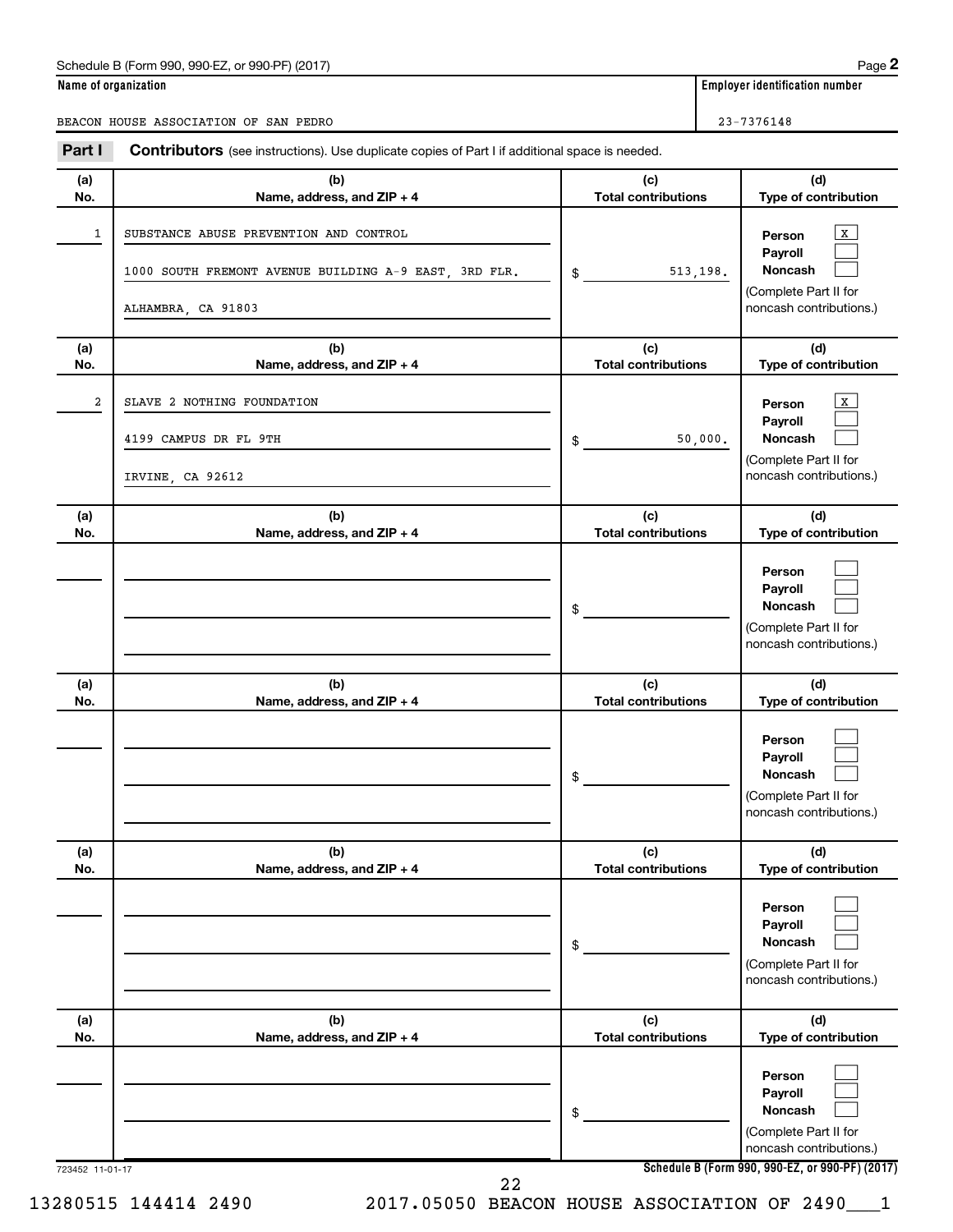Schedule B (Form 990, 990-EZ, or 990-PF) (2017)

**Name of organization**

BEACON HOUSE ASSOCIATION OF SAN PEDRO

**Employer identification number**

23-7376148

## Part I **Contributors** (see instructions). Use duplicate copies of Part I if additional space is needed.

| (a) No. | (b) Name, address, and ZIP + 4 | (c) Total contributions | (d) Type of contribution |
|---|---|---|---|
| 1 | SUBSTANCE ABUSE PREVENTION AND CONTROL<br>1000 SOUTH FREMONT AVENUE BUILDING A-9 EAST, 3RD FLR.<br>ALHAMBRA, CA 91803 | $ 513,198. | Person [X]<br>Payroll [ ]<br>Noncash [ ]<br>(Complete Part II for noncash contributions.) |
| 2 | SLAVE 2 NOTHING FOUNDATION<br>4199 CAMPUS DR FL 9TH<br>IRVINE, CA 92612 | $ 50,000. | Person [X]<br>Payroll [ ]<br>Noncash [ ]<br>(Complete Part II for noncash contributions.) |
| | | $ | Person [ ]<br>Payroll [ ]<br>Noncash [ ]<br>(Complete Part II for noncash contributions.) |
| | | $ | Person [ ]<br>Payroll [ ]<br>Noncash [ ]<br>(Complete Part II for noncash contributions.) |
| | | $ | Person [ ]<br>Payroll [ ]<br>Noncash [ ]<br>(Complete Part II for noncash contributions.) |
| | | $ | Person [ ]<br>Payroll [ ]<br>Noncash [ ]<br>(Complete Part II for noncash contributions.) |

723452 11-01-17

**Schedule B (Form 990, 990-EZ, or 990-PF) (2017)**

13280515 144414 2490 2017.05050 BEACON HOUSE ASSOCIATION OF 2490___1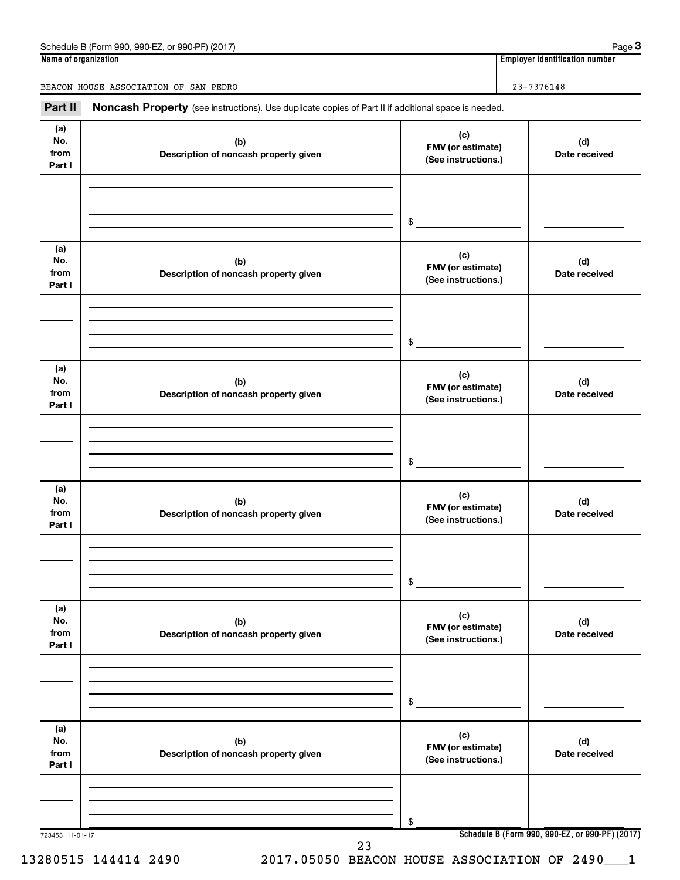Schedule B (Form 990, 990-EZ, or 990-PF) (2017)

**Name of organization**

BEACON HOUSE ASSOCIATION OF SAN PEDRO

**Employer identification number**

23-7376148

**Part II** **Noncash Property** (see instructions). Use duplicate copies of Part II if additional space is needed.

| (a) No. from Part I | (b) Description of noncash property given | (c) FMV (or estimate) (See instructions.) | (d) Date received |
|---|---|---|---|
| | | $ | |

| (a) No. from Part I | (b) Description of noncash property given | (c) FMV (or estimate) (See instructions.) | (d) Date received |
|---|---|---|---|
| | | $ | |

| (a) No. from Part I | (b) Description of noncash property given | (c) FMV (or estimate) (See instructions.) | (d) Date received |
|---|---|---|---|
| | | $ | |

| (a) No. from Part I | (b) Description of noncash property given | (c) FMV (or estimate) (See instructions.) | (d) Date received |
|---|---|---|---|
| | | $ | |

| (a) No. from Part I | (b) Description of noncash property given | (c) FMV (or estimate) (See instructions.) | (d) Date received |
|---|---|---|---|
| | | $ | |

| (a) No. from Part I | (b) Description of noncash property given | (c) FMV (or estimate) (See instructions.) | (d) Date received |
|---|---|---|---|
| | | $ | |

723453 11-01-17

**Schedule B (Form 990, 990-EZ, or 990-PF) (2017)**

13280515 144414 2490 2017.05050 BEACON HOUSE ASSOCIATION OF 2490___1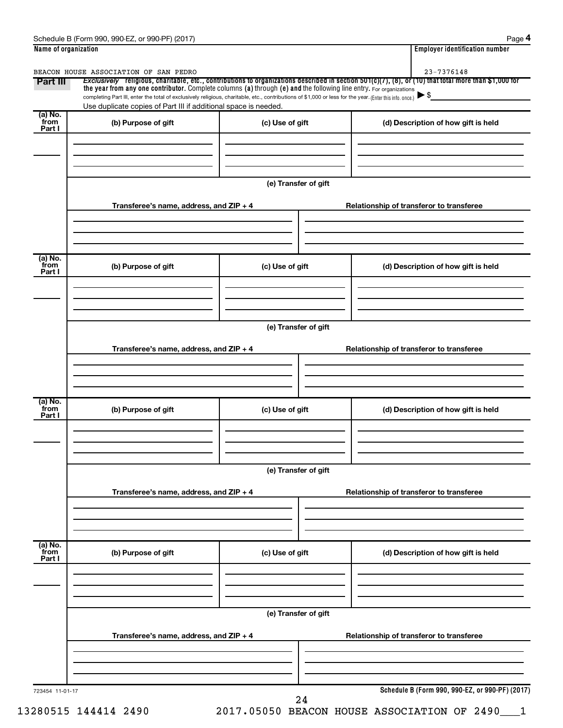Schedule B (Form 990, 990-EZ, or 990-PF) (2017)

| Name of organization | Employer identification number |
|---|---|
| BEACON HOUSE ASSOCIATION OF SAN PEDRO | 23-7376148 |

**Part III** *Exclusively* religious, charitable, etc., contributions to organizations described in section 501(c)(7), (8), or (10) that total more than $1,000 for the year from any one contributor. Complete columns (a) through (e) and the following line entry. For organizations completing Part III, enter the total of exclusively religious, charitable, etc., contributions of $1,000 or less for the year. (Enter this info. once.) ▶ $

Use duplicate copies of Part III if additional space is needed.

| (a) No. from Part I | (b) Purpose of gift | (c) Use of gift | (d) Description of how gift is held |
|---|---|---|---|
| | | | |

(e) Transfer of gift

| Transferee's name, address, and ZIP + 4 | Relationship of transferor to transferee |
|---|---|
| | |

| (a) No. from Part I | (b) Purpose of gift | (c) Use of gift | (d) Description of how gift is held |
|---|---|---|---|
| | | | |

(e) Transfer of gift

| Transferee's name, address, and ZIP + 4 | Relationship of transferor to transferee |
|---|---|
| | |

| (a) No. from Part I | (b) Purpose of gift | (c) Use of gift | (d) Description of how gift is held |
|---|---|---|---|
| | | | |

(e) Transfer of gift

| Transferee's name, address, and ZIP + 4 | Relationship of transferor to transferee |
|---|---|
| | |

| (a) No. from Part I | (b) Purpose of gift | (c) Use of gift | (d) Description of how gift is held |
|---|---|---|---|
| | | | |

(e) Transfer of gift

| Transferee's name, address, and ZIP + 4 | Relationship of transferor to transferee |
|---|---|
| | |

723454 11-01-17

**Schedule B (Form 990, 990-EZ, or 990-PF) (2017)**

13280515 144414 2490 2017.05050 BEACON HOUSE ASSOCIATION OF 2490___1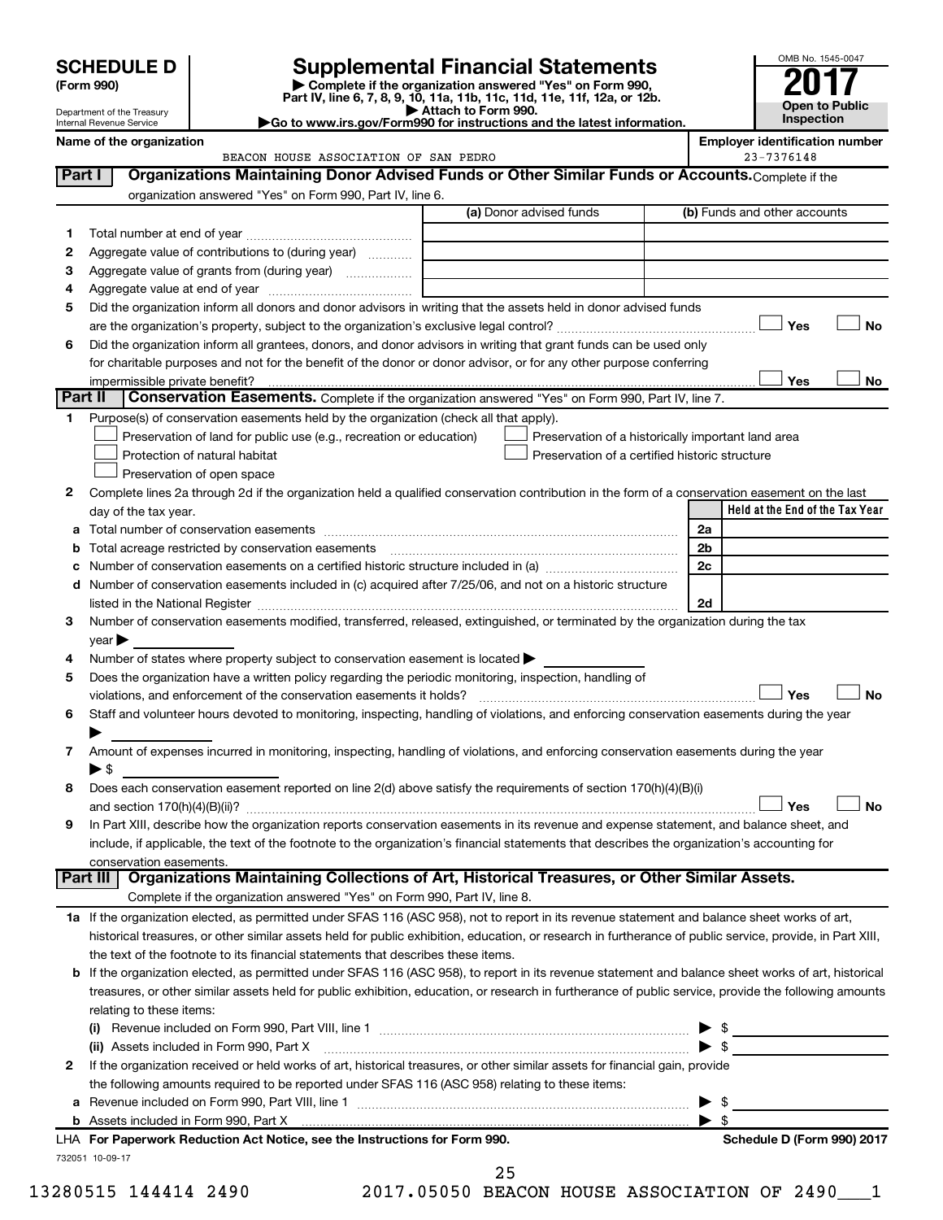# SCHEDULE D (Form 990)

Department of the Treasury
Internal Revenue Service

## Supplemental Financial Statements

▶ Complete if the organization answered "Yes" on Form 990, Part IV, line 6, 7, 8, 9, 10, 11a, 11b, 11c, 11d, 11e, 11f, 12a, or 12b.
▶ Attach to Form 990.
▶Go to www.irs.gov/Form990 for instructions and the latest information.

OMB No. 1545-0047
**2017**
**Open to Public Inspection**

**Name of the organization**
BEACON HOUSE ASSOCIATION OF SAN PEDRO

**Employer identification number**
23-7376148

**Part I — Organizations Maintaining Donor Advised Funds or Other Similar Funds or Accounts.** Complete if the organization answered "Yes" on Form 990, Part IV, line 6.

| | | (a) Donor advised funds | (b) Funds and other accounts |
|---|---|---|---|
| 1 | Total number at end of year | | |
| 2 | Aggregate value of contributions to (during year) | | |
| 3 | Aggregate value of grants from (during year) | | |
| 4 | Aggregate value at end of year | | |

5 Did the organization inform all donors and donor advisors in writing that the assets held in donor advised funds are the organization's property, subject to the organization's exclusive legal control? ☐ Yes ☐ No

6 Did the organization inform all grantees, donors, and donor advisors in writing that grant funds can be used only for charitable purposes and not for the benefit of the donor or donor advisor, or for any other purpose conferring impermissible private benefit? ☐ Yes ☐ No

**Part II — Conservation Easements.** Complete if the organization answered "Yes" on Form 990, Part IV, line 7.

1 Purpose(s) of conservation easements held by the organization (check all that apply).

- ☐ Preservation of land for public use (e.g., recreation or education)
- ☐ Protection of natural habitat
- ☐ Preservation of open space
- ☐ Preservation of a historically important land area
- ☐ Preservation of a certified historic structure

2 Complete lines 2a through 2d if the organization held a qualified conservation contribution in the form of a conservation easement on the last day of the tax year.

| | | | Held at the End of the Tax Year |
|---|---|---|---|
| a | Total number of conservation easements | 2a | |
| b | Total acreage restricted by conservation easements | 2b | |
| c | Number of conservation easements on a certified historic structure included in (a) | 2c | |
| d | Number of conservation easements included in (c) acquired after 7/25/06, and not on a historic structure listed in the National Register | 2d | |

3 Number of conservation easements modified, transferred, released, extinguished, or terminated by the organization during the tax year ▶

4 Number of states where property subject to conservation easement is located ▶

5 Does the organization have a written policy regarding the periodic monitoring, inspection, handling of violations, and enforcement of the conservation easements it holds? ☐ Yes ☐ No

6 Staff and volunteer hours devoted to monitoring, inspecting, handling of violations, and enforcing conservation easements during the year ▶

7 Amount of expenses incurred in monitoring, inspecting, handling of violations, and enforcing conservation easements during the year ▶ $

8 Does each conservation easement reported on line 2(d) above satisfy the requirements of section 170(h)(4)(B)(i) and section 170(h)(4)(B)(ii)? ☐ Yes ☐ No

9 In Part XIII, describe how the organization reports conservation easements in its revenue and expense statement, and balance sheet, and include, if applicable, the text of the footnote to the organization's financial statements that describes the organization's accounting for conservation easements.

**Part III — Organizations Maintaining Collections of Art, Historical Treasures, or Other Similar Assets.** Complete if the organization answered "Yes" on Form 990, Part IV, line 8.

1a If the organization elected, as permitted under SFAS 116 (ASC 958), not to report in its revenue statement and balance sheet works of art, historical treasures, or other similar assets held for public exhibition, education, or research in furtherance of public service, provide, in Part XIII, the text of the footnote to its financial statements that describes these items.

b If the organization elected, as permitted under SFAS 116 (ASC 958), to report in its revenue statement and balance sheet works of art, historical treasures, or other similar assets held for public exhibition, education, or research in furtherance of public service, provide the following amounts relating to these items:

(i) Revenue included on Form 990, Part VIII, line 1 ▶ $

(ii) Assets included in Form 990, Part X ▶ $

2 If the organization received or held works of art, historical treasures, or other similar assets for financial gain, provide the following amounts required to be reported under SFAS 116 (ASC 958) relating to these items:

a Revenue included on Form 990, Part VIII, line 1 ▶ $

b Assets included in Form 990, Part X ▶ $

LHA **For Paperwork Reduction Act Notice, see the Instructions for Form 990.** **Schedule D (Form 990) 2017**

732051 10-09-17

13280515 144414 2490 2017.05050 BEACON HOUSE ASSOCIATION OF 2490___1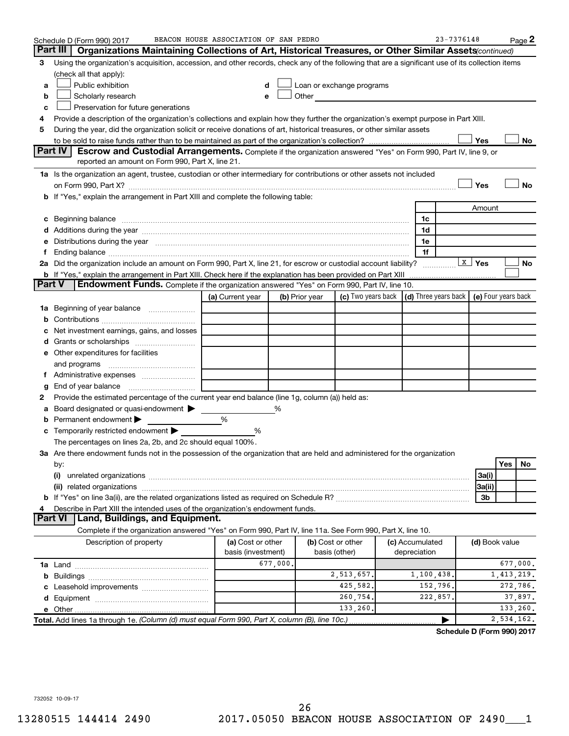Schedule D (Form 990) 2017 BEACON HOUSE ASSOCIATION OF SAN PEDRO 23-7376148 Page 2

## Part III Organizations Maintaining Collections of Art, Historical Treasures, or Other Similar Assets *(continued)*

3 Using the organization's acquisition, accession, and other records, check any of the following that are a significant use of its collection items (check all that apply):

- a ☐ Public exhibition
- b ☐ Scholarly research
- c ☐ Preservation for future generations
- d ☐ Loan or exchange programs
- e ☐ Other

4 Provide a description of the organization's collections and explain how they further the organization's exempt purpose in Part XIII.

5 During the year, did the organization solicit or receive donations of art, historical treasures, or other similar assets to be sold to raise funds rather than to be maintained as part of the organization's collection? ☐ Yes ☐ No

## Part IV Escrow and Custodial Arrangements.

Complete if the organization answered "Yes" on Form 990, Part IV, line 9, or reported an amount on Form 990, Part X, line 21.

1a Is the organization an agent, trustee, custodian or other intermediary for contributions or other assets not included on Form 990, Part X? ☐ Yes ☐ No

b If "Yes," explain the arrangement in Part XIII and complete the following table:

| | | Amount |
|---|---|---|
| c Beginning balance | 1c | |
| d Additions during the year | 1d | |
| e Distributions during the year | 1e | |
| f Ending balance | 1f | |

2a Did the organization include an amount on Form 990, Part X, line 21, for escrow or custodial account liability? ☒ Yes ☐ No

b If "Yes," explain the arrangement in Part XIII. Check here if the explanation has been provided on Part XIII ☐

## Part V Endowment Funds.

Complete if the organization answered "Yes" on Form 990, Part IV, line 10.

| | (a) Current year | (b) Prior year | (c) Two years back | (d) Three years back | (e) Four years back |
|---|---|---|---|---|---|
| 1a Beginning of year balance | | | | | |
| b Contributions | | | | | |
| c Net investment earnings, gains, and losses | | | | | |
| d Grants or scholarships | | | | | |
| e Other expenditures for facilities and programs | | | | | |
| f Administrative expenses | | | | | |
| g End of year balance | | | | | |

2 Provide the estimated percentage of the current year end balance (line 1g, column (a)) held as:

- a Board designated or quasi-endowment ▶ %
- b Permanent endowment ▶ %
- c Temporarily restricted endowment ▶ %

The percentages on lines 2a, 2b, and 2c should equal 100%.

3a Are there endowment funds not in the possession of the organization that are held and administered for the organization by:

| | | Yes | No |
|---|---|---|---|
| (i) unrelated organizations | 3a(i) | | |
| (ii) related organizations | 3a(ii) | | |
| b If "Yes" on line 3a(ii), are the related organizations listed as required on Schedule R? | 3b | | |

4 Describe in Part XIII the intended uses of the organization's endowment funds.

## Part VI Land, Buildings, and Equipment.

Complete if the organization answered "Yes" on Form 990, Part IV, line 11a. See Form 990, Part X, line 10.

| Description of property | (a) Cost or other basis (investment) | (b) Cost or other basis (other) | (c) Accumulated depreciation | (d) Book value |
|---|---|---|---|---|
| 1a Land | 677,000. | | | 677,000. |
| b Buildings | | 2,513,657. | 1,100,438. | 1,413,219. |
| c Leasehold improvements | | 425,582. | 152,796. | 272,786. |
| d Equipment | | 260,754. | 222,857. | 37,897. |
| e Other | | 133,260. | | 133,260. |
| **Total.** Add lines 1a through 1e. *(Column (d) must equal Form 990, Part X, column (B), line 10c.)* | | | ▶ | 2,534,162. |

**Schedule D (Form 990) 2017**

732052 10-09-17

13280515 144414 2490 2017.05050 BEACON HOUSE ASSOCIATION OF 2490___1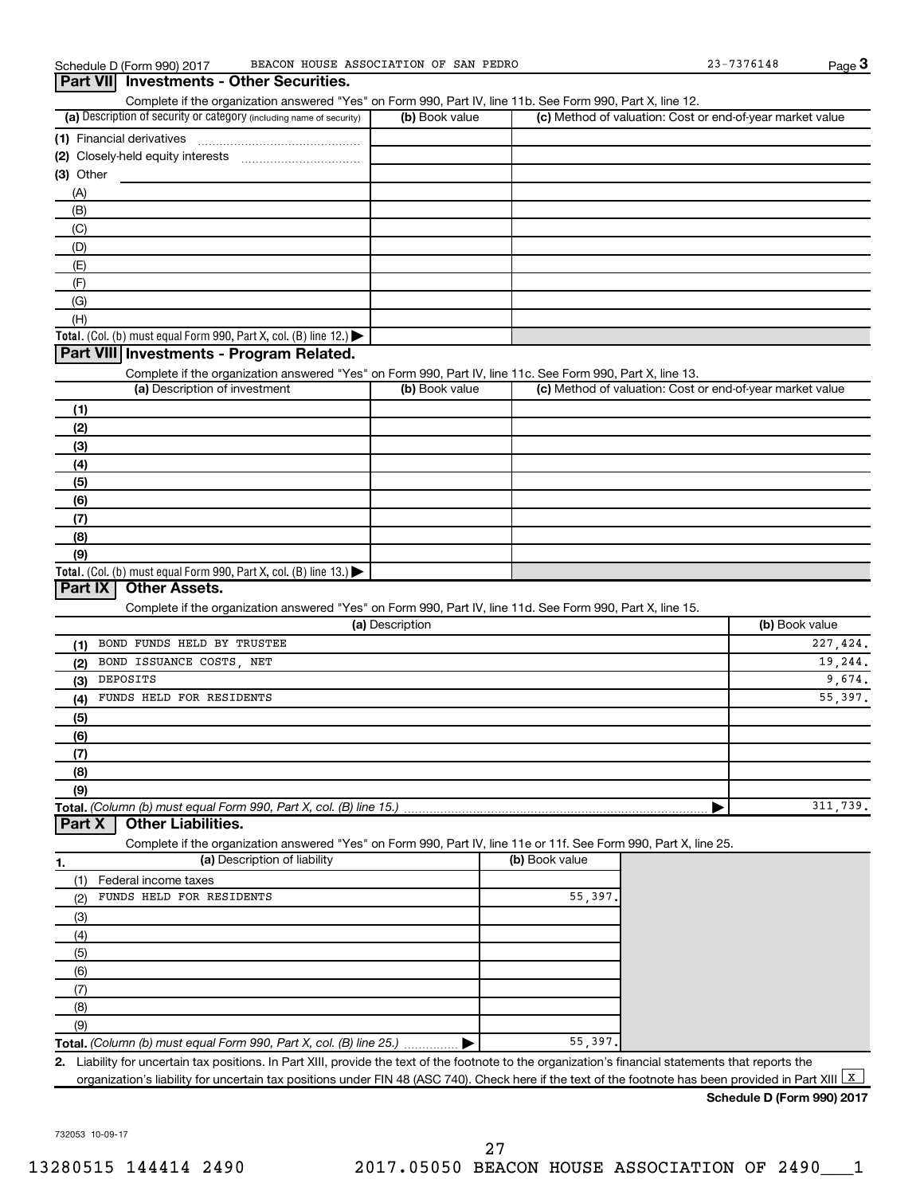Schedule D (Form 990) 2017 BEACON HOUSE ASSOCIATION OF SAN PEDRO 23-7376148 Page 3

## Part VII Investments - Other Securities.

Complete if the organization answered "Yes" on Form 990, Part IV, line 11b. See Form 990, Part X, line 12.

| (a) Description of security or category (including name of security) | (b) Book value | (c) Method of valuation: Cost or end-of-year market value |
|---|---|---|
| (1) Financial derivatives | | |
| (2) Closely-held equity interests | | |
| (3) Other | | |
| (A) | | |
| (B) | | |
| (C) | | |
| (D) | | |
| (E) | | |
| (F) | | |
| (G) | | |
| (H) | | |
| **Total.** (Col. (b) must equal Form 990, Part X, col. (B) line 12.) ▶ | | |

## Part VIII Investments - Program Related.

Complete if the organization answered "Yes" on Form 990, Part IV, line 11c. See Form 990, Part X, line 13.

| (a) Description of investment | (b) Book value | (c) Method of valuation: Cost or end-of-year market value |
|---|---|---|
| (1) | | |
| (2) | | |
| (3) | | |
| (4) | | |
| (5) | | |
| (6) | | |
| (7) | | |
| (8) | | |
| (9) | | |
| **Total.** (Col. (b) must equal Form 990, Part X, col. (B) line 13.) ▶ | | |

## Part IX Other Assets.

Complete if the organization answered "Yes" on Form 990, Part IV, line 11d. See Form 990, Part X, line 15.

| (a) Description | (b) Book value |
|---|---|
| (1) BOND FUNDS HELD BY TRUSTEE | 227,424. |
| (2) BOND ISSUANCE COSTS, NET | 19,244. |
| (3) DEPOSITS | 9,674. |
| (4) FUNDS HELD FOR RESIDENTS | 55,397. |
| (5) | |
| (6) | |
| (7) | |
| (8) | |
| (9) | |
| **Total.** *(Column (b) must equal Form 990, Part X, col. (B) line 15.)* ▶ | 311,739. |

## Part X Other Liabilities.

Complete if the organization answered "Yes" on Form 990, Part IV, line 11e or 11f. See Form 990, Part X, line 25.

| 1. (a) Description of liability | (b) Book value |
|---|---|
| (1) Federal income taxes | |
| (2) FUNDS HELD FOR RESIDENTS | 55,397. |
| (3) | |
| (4) | |
| (5) | |
| (6) | |
| (7) | |
| (8) | |
| (9) | |
| **Total.** *(Column (b) must equal Form 990, Part X, col. (B) line 25.)* ▶ | 55,397. |

2. Liability for uncertain tax positions. In Part XIII, provide the text of the footnote to the organization's financial statements that reports the organization's liability for uncertain tax positions under FIN 48 (ASC 740). Check here if the text of the footnote has been provided in Part XIII [X]

**Schedule D (Form 990) 2017**

732053 10-09-17

13280515 144414 2490 2017.05050 BEACON HOUSE ASSOCIATION OF 2490___1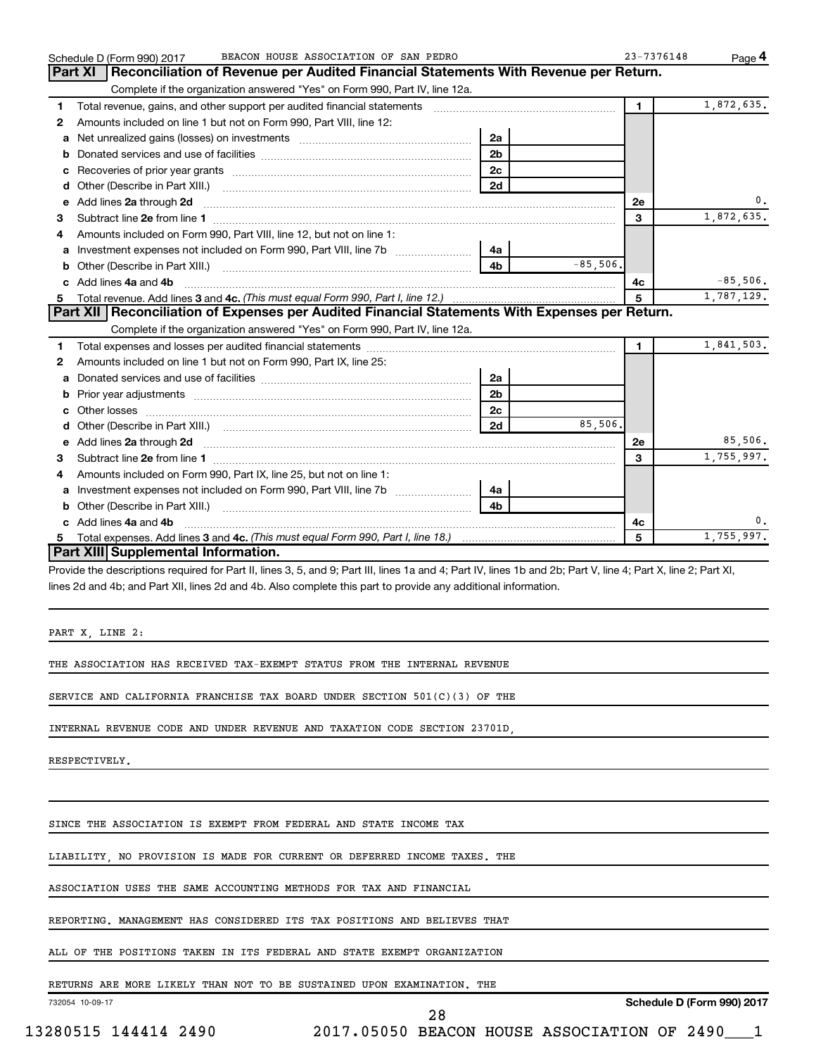Schedule D (Form 990) 2017 BEACON HOUSE ASSOCIATION OF SAN PEDRO 23-7376148 Page 4

## Part XI Reconciliation of Revenue per Audited Financial Statements With Revenue per Return.

Complete if the organization answered "Yes" on Form 990, Part IV, line 12a.

| | | | | | |
|---|---|---|---|---|---|
| 1 | Total revenue, gains, and other support per audited financial statements | | | 1 | 1,872,635. |
| 2 | Amounts included on line 1 but not on Form 990, Part VIII, line 12: | | | | |
| a | Net unrealized gains (losses) on investments | 2a | | | |
| b | Donated services and use of facilities | 2b | | | |
| c | Recoveries of prior year grants | 2c | | | |
| d | Other (Describe in Part XIII.) | 2d | | | |
| e | Add lines **2a** through **2d** | | | 2e | 0. |
| 3 | Subtract line **2e** from line **1** | | | 3 | 1,872,635. |
| 4 | Amounts included on Form 990, Part VIII, line 12, but not on line 1: | | | | |
| a | Investment expenses not included on Form 990, Part VIII, line 7b | 4a | | | |
| b | Other (Describe in Part XIII.) | 4b | -85,506. | | |
| c | Add lines **4a** and **4b** | | | 4c | -85,506. |
| 5 | Total revenue. Add lines **3** and **4c.** *(This must equal Form 990, Part I, line 12.)* | | | 5 | 1,787,129. |

## Part XII Reconciliation of Expenses per Audited Financial Statements With Expenses per Return.

Complete if the organization answered "Yes" on Form 990, Part IV, line 12a.

| | | | | | |
|---|---|---|---|---|---|
| 1 | Total expenses and losses per audited financial statements | | | 1 | 1,841,503. |
| 2 | Amounts included on line 1 but not on Form 990, Part IX, line 25: | | | | |
| a | Donated services and use of facilities | 2a | | | |
| b | Prior year adjustments | 2b | | | |
| c | Other losses | 2c | | | |
| d | Other (Describe in Part XIII.) | 2d | 85,506. | | |
| e | Add lines **2a** through **2d** | | | 2e | 85,506. |
| 3 | Subtract line **2e** from line **1** | | | 3 | 1,755,997. |
| 4 | Amounts included on Form 990, Part IX, line 25, but not on line 1: | | | | |
| a | Investment expenses not included on Form 990, Part VIII, line 7b | 4a | | | |
| b | Other (Describe in Part XIII.) | 4b | | | |
| c | Add lines **4a** and **4b** | | | 4c | 0. |
| 5 | Total expenses. Add lines **3** and **4c.** *(This must equal Form 990, Part I, line 18.)* | | | 5 | 1,755,997. |

## Part XIII Supplemental Information.

Provide the descriptions required for Part II, lines 3, 5, and 9; Part III, lines 1a and 4; Part IV, lines 1b and 2b; Part V, line 4; Part X, line 2; Part XI, lines 2d and 4b; and Part XII, lines 2d and 4b. Also complete this part to provide any additional information.

PART X, LINE 2:

THE ASSOCIATION HAS RECEIVED TAX-EXEMPT STATUS FROM THE INTERNAL REVENUE SERVICE AND CALIFORNIA FRANCHISE TAX BOARD UNDER SECTION 501(C)(3) OF THE INTERNAL REVENUE CODE AND UNDER REVENUE AND TAXATION CODE SECTION 23701D, RESPECTIVELY.

SINCE THE ASSOCIATION IS EXEMPT FROM FEDERAL AND STATE INCOME TAX LIABILITY, NO PROVISION IS MADE FOR CURRENT OR DEFERRED INCOME TAXES. THE ASSOCIATION USES THE SAME ACCOUNTING METHODS FOR TAX AND FINANCIAL REPORTING. MANAGEMENT HAS CONSIDERED ITS TAX POSITIONS AND BELIEVES THAT ALL OF THE POSITIONS TAKEN IN ITS FEDERAL AND STATE EXEMPT ORGANIZATION RETURNS ARE MORE LIKELY THAN NOT TO BE SUSTAINED UPON EXAMINATION. THE

732054 10-09-17 Schedule D (Form 990) 2017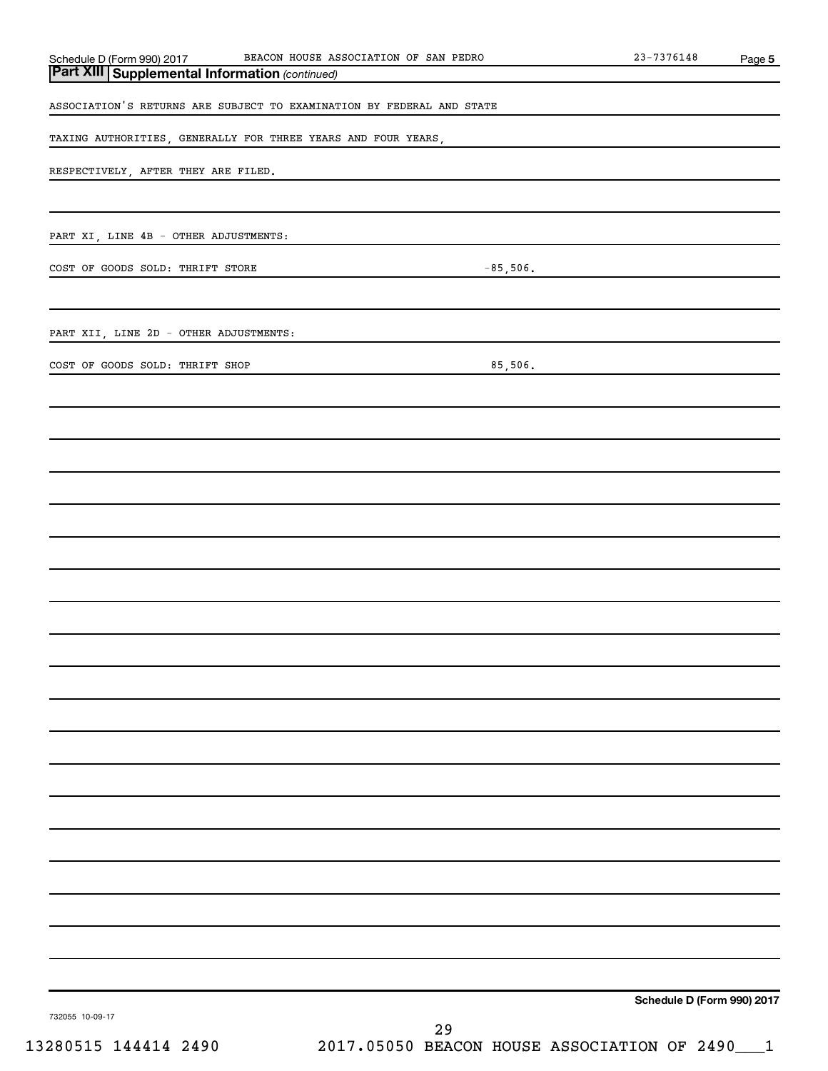## Part XIII Supplemental Information *(continued)*

ASSOCIATION'S RETURNS ARE SUBJECT TO EXAMINATION BY FEDERAL AND STATE

TAXING AUTHORITIES, GENERALLY FOR THREE YEARS AND FOUR YEARS,

RESPECTIVELY, AFTER THEY ARE FILED.

PART XI, LINE 4B - OTHER ADJUSTMENTS:

COST OF GOODS SOLD: THRIFT STORE -85,506.

PART XII, LINE 2D - OTHER ADJUSTMENTS:

COST OF GOODS SOLD: THRIFT SHOP 85,506.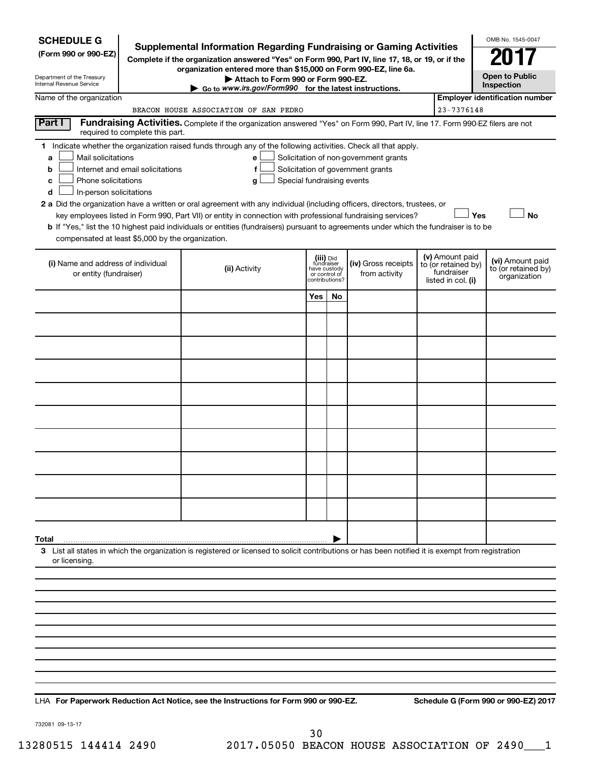**SCHEDULE G**
**(Form 990 or 990-EZ)**

Department of the Treasury
Internal Revenue Service

# Supplemental Information Regarding Fundraising or Gaming Activities

**Complete if the organization answered "Yes" on Form 990, Part IV, line 17, 18, or 19, or if the organization entered more than $15,000 on Form 990-EZ, line 6a.**

**▶ Attach to Form 990 or Form 990-EZ.**

**▶ Go to *www.irs.gov/Form990* for the latest instructions.**

OMB No. 1545-0047

**2017**

**Open to Public Inspection**

Name of the organization: BEACON HOUSE ASSOCIATION OF SAN PEDRO

**Employer identification number**: 23-7376148

**Part I** **Fundraising Activities.** Complete if the organization answered "Yes" on Form 990, Part IV, line 17. Form 990-EZ filers are not required to complete this part.

**1** Indicate whether the organization raised funds through any of the following activities. Check all that apply.

- **a** ☐ Mail solicitations
- **b** ☐ Internet and email solicitations
- **c** ☐ Phone solicitations
- **d** ☐ In-person solicitations
- **e** ☐ Solicitation of non-government grants
- **f** ☐ Solicitation of government grants
- **g** ☐ Special fundraising events

**2 a** Did the organization have a written or oral agreement with any individual (including officers, directors, trustees, or key employees listed in Form 990, Part VII) or entity in connection with professional fundraising services? ☐ **Yes** ☐ **No**

**b** If "Yes," list the 10 highest paid individuals or entities (fundraisers) pursuant to agreements under which the fundraiser is to be compensated at least $5,000 by the organization.

| (i) Name and address of individual or entity (fundraiser) | (ii) Activity | (iii) Did fundraiser have custody or control of contributions? Yes | No | (iv) Gross receipts from activity | (v) Amount paid to (or retained by) fundraiser listed in col. (i) | (vi) Amount paid to (or retained by) organization |
|---|---|---|---|---|---|---|
| | | | | | | |
| | | | | | | |
| | | | | | | |
| | | | | | | |
| | | | | | | |
| | | | | | | |
| | | | | | | |
| | | | | | | |
| | | | | | | |
| | | | | | | |
| **Total** ▶ | | | | | | |

**3** List all states in which the organization is registered or licensed to solicit contributions or has been notified it is exempt from registration or licensing.

LHA **For Paperwork Reduction Act Notice, see the Instructions for Form 990 or 990-EZ.**

**Schedule G (Form 990 or 990-EZ) 2017**

732081 09-13-17

13280515 144414 2490 2017.05050 BEACON HOUSE ASSOCIATION OF 2490___1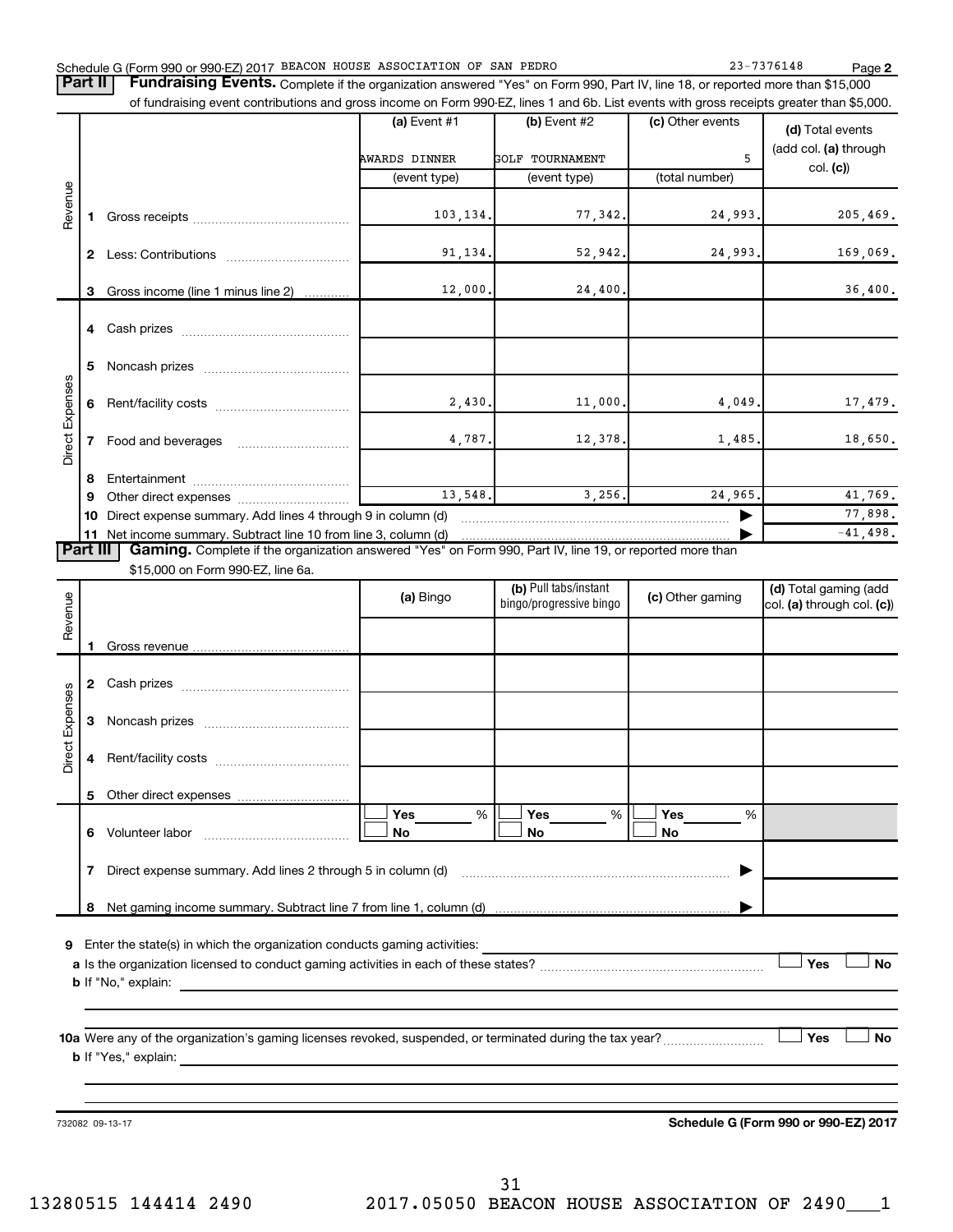Schedule G (Form 990 or 990-EZ) 2017 BEACON HOUSE ASSOCIATION OF SAN PEDRO 23-7376148 Page 2

**Part II | Fundraising Events.** Complete if the organization answered "Yes" on Form 990, Part IV, line 18, or reported more than $15,000 of fundraising event contributions and gross income on Form 990-EZ, lines 1 and 6b. List events with gross receipts greater than $5,000.

| | | (a) Event #1 | (b) Event #2 | (c) Other events | (d) Total events (add col. (a) through col. (c)) |
|---|---|---|---|---|---|
| | | AWARDS DINNER | GOLF TOURNAMENT | 5 | |
| | | (event type) | (event type) | (total number) | |
| Revenue | 1 Gross receipts | 103,134. | 77,342. | 24,993. | 205,469. |
| | 2 Less: Contributions | 91,134. | 52,942. | 24,993. | 169,069. |
| | 3 Gross income (line 1 minus line 2) | 12,000. | 24,400. | | 36,400. |
| Direct Expenses | 4 Cash prizes | | | | |
| | 5 Noncash prizes | | | | |
| | 6 Rent/facility costs | 2,430. | 11,000. | 4,049. | 17,479. |
| | 7 Food and beverages | 4,787. | 12,378. | 1,485. | 18,650. |
| | 8 Entertainment | | | | |
| | 9 Other direct expenses | 13,548. | 3,256. | 24,965. | 41,769. |
| | 10 Direct expense summary. Add lines 4 through 9 in column (d) | | | ▶ | 77,898. |
| | 11 Net income summary. Subtract line 10 from line 3, column (d) | | | ▶ | -41,498. |

**Part III | Gaming.** Complete if the organization answered "Yes" on Form 990, Part IV, line 19, or reported more than $15,000 on Form 990-EZ, line 6a.

| | | (a) Bingo | (b) Pull tabs/instant bingo/progressive bingo | (c) Other gaming | (d) Total gaming (add col. (a) through col. (c)) |
|---|---|---|---|---|---|
| Revenue | 1 Gross revenue | | | | |
| Direct Expenses | 2 Cash prizes | | | | |
| | 3 Noncash prizes | | | | |
| | 4 Rent/facility costs | | | | |
| | 5 Other direct expenses | | | | |
| | 6 Volunteer labor | ☐ Yes ___% ☐ No | ☐ Yes ___% ☐ No | ☐ Yes ___% ☐ No | |
| | 7 Direct expense summary. Add lines 2 through 5 in column (d) | | | ▶ | |
| | 8 Net gaming income summary. Subtract line 7 from line 1, column (d) | | | ▶ | |

**9** Enter the state(s) in which the organization conducts gaming activities: ____________

**a** Is the organization licensed to conduct gaming activities in each of these states? ☐ Yes ☐ No

**b** If "No," explain: ____________

**10a** Were any of the organization's gaming licenses revoked, suspended, or terminated during the tax year? ☐ Yes ☐ No

**b** If "Yes," explain: ____________

732082 09-13-17 **Schedule G (Form 990 or 990-EZ) 2017**

13280515 144414 2490 2017.05050 BEACON HOUSE ASSOCIATION OF 2490___1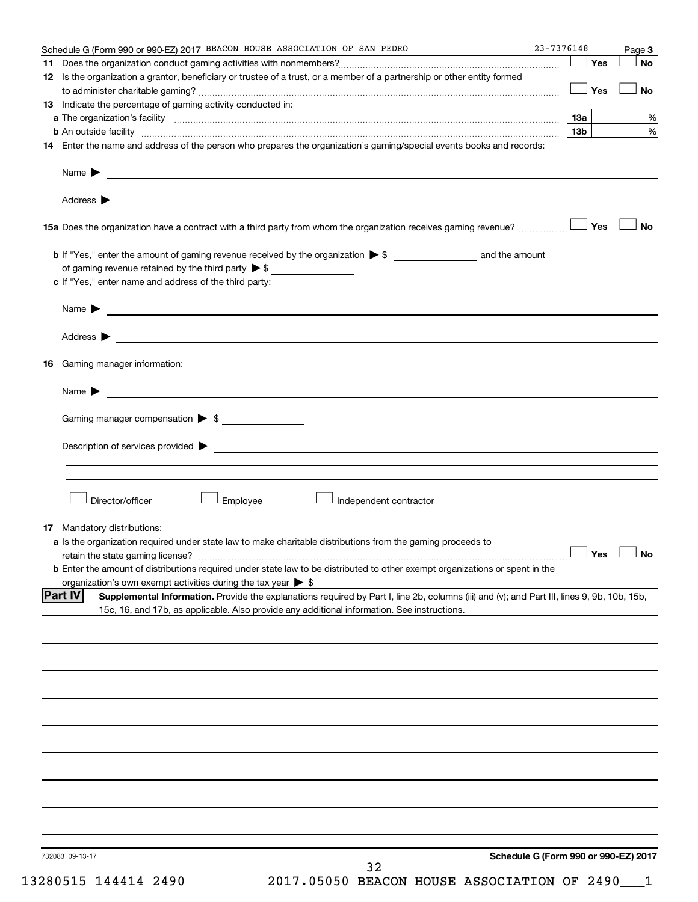Schedule G (Form 990 or 990-EZ) 2017 BEACON HOUSE ASSOCIATION OF SAN PEDRO 23-7376148 Page 3

**11** Does the organization conduct gaming activities with nonmembers? ☐ Yes ☐ No

**12** Is the organization a grantor, beneficiary or trustee of a trust, or a member of a partnership or other entity formed to administer charitable gaming? ☐ Yes ☐ No

**13** Indicate the percentage of gaming activity conducted in:

**a** The organization's facility **13a** %

**b** An outside facility **13b** %

**14** Enter the name and address of the person who prepares the organization's gaming/special events books and records:

Name ▶

Address ▶

**15a** Does the organization have a contract with a third party from whom the organization receives gaming revenue? ☐ Yes ☐ No

**b** If "Yes," enter the amount of gaming revenue received by the organization ▶ $ _______ and the amount of gaming revenue retained by the third party ▶ $ _______

**c** If "Yes," enter name and address of the third party:

Name ▶

Address ▶

**16** Gaming manager information:

Name ▶

Gaming manager compensation ▶ $

Description of services provided ▶

☐ Director/officer ☐ Employee ☐ Independent contractor

**17** Mandatory distributions:

**a** Is the organization required under state law to make charitable distributions from the gaming proceeds to retain the state gaming license? ☐ Yes ☐ No

**b** Enter the amount of distributions required under state law to be distributed to other exempt organizations or spent in the organization's own exempt activities during the tax year ▶ $

**Part IV** **Supplemental Information.** Provide the explanations required by Part I, line 2b, columns (iii) and (v); and Part III, lines 9, 9b, 10b, 15b, 15c, 16, and 17b, as applicable. Also provide any additional information. See instructions.

732083 09-13-17 **Schedule G (Form 990 or 990-EZ) 2017**

13280515 144414 2490 2017.05050 BEACON HOUSE ASSOCIATION OF 2490___1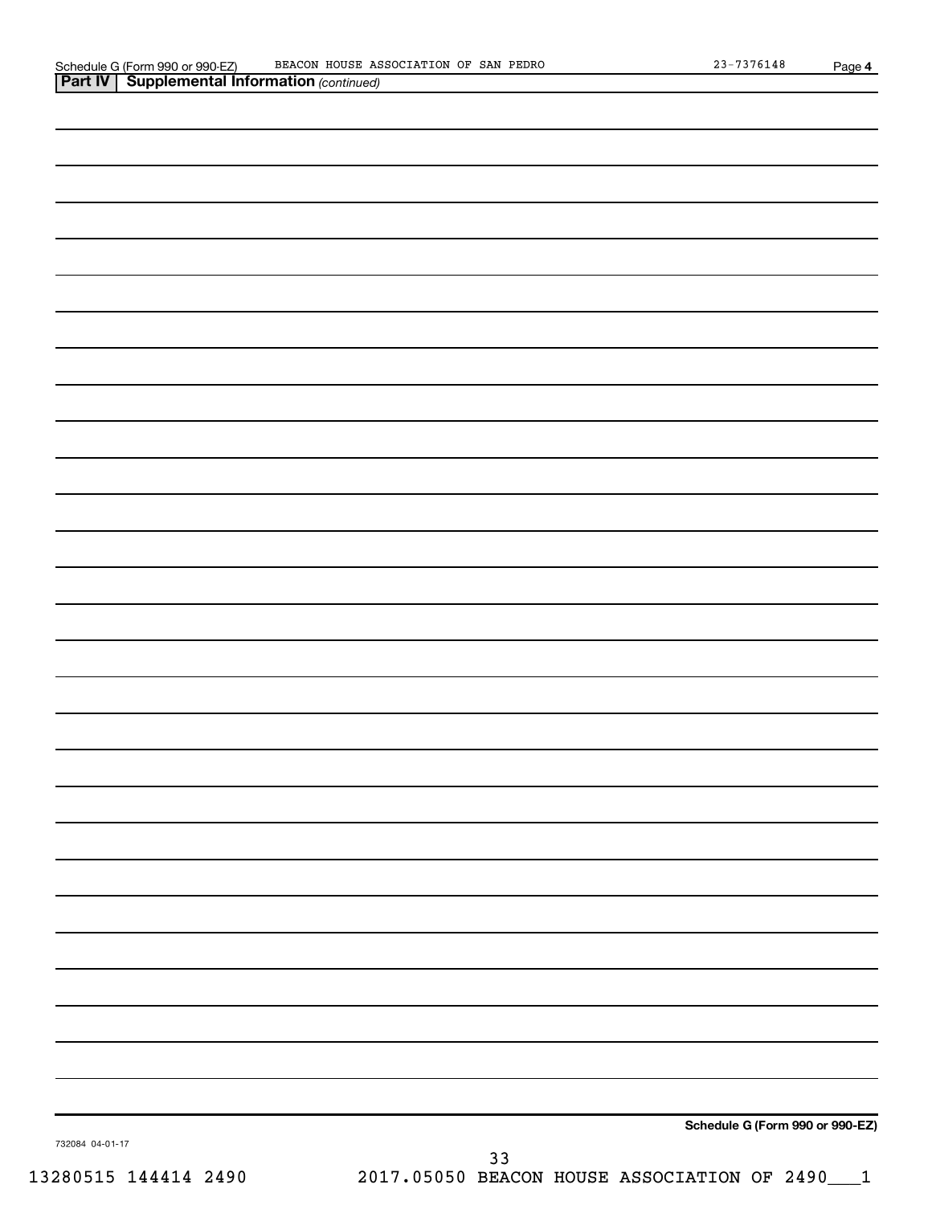Schedule G (Form 990 or 990-EZ)    BEACON HOUSE ASSOCIATION OF SAN PEDRO    23-7376148    Page 4

**Part IV | Supplemental Information** *(continued)*

**Schedule G (Form 990 or 990-EZ)**

732084 04-01-17

13280515 144414 2490    2017.05050 BEACON HOUSE ASSOCIATION OF 2490___1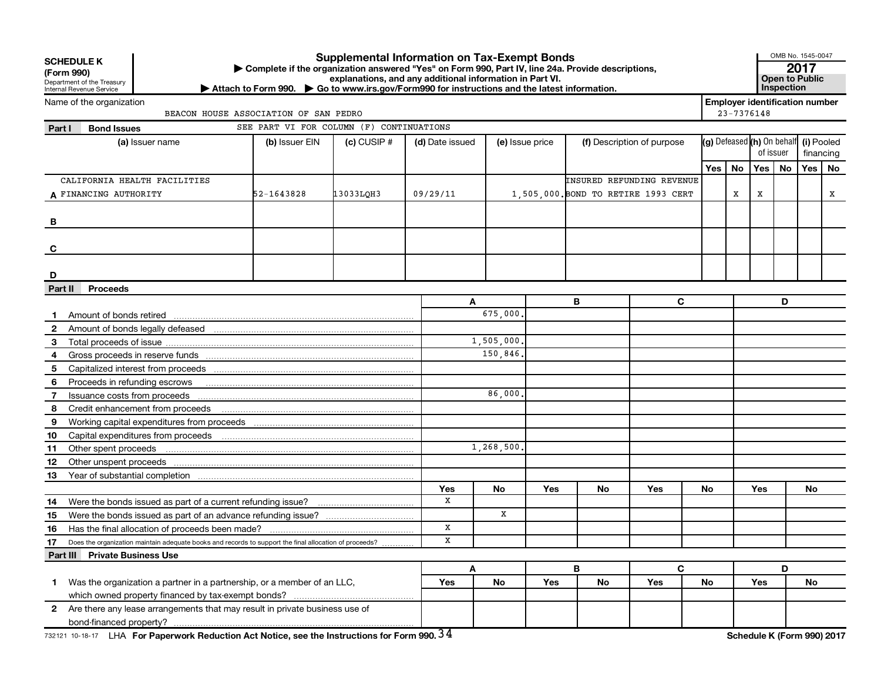**SCHEDULE K (Form 990)**
Department of the Treasury
Internal Revenue Service

# Supplemental Information on Tax-Exempt Bonds

▶ Complete if the organization answered "Yes" on Form 990, Part IV, line 24a. Provide descriptions, explanations, and any additional information in Part VI.
▶ Attach to Form 990. ▶ Go to www.irs.gov/Form990 for instructions and the latest information.

OMB No. 1545-0047
**2017**
**Open to Public Inspection**

Name of the organization: BEACON HOUSE ASSOCIATION OF SAN PEDRO

Employer identification number: 23-7376148

## Part I Bond Issues

SEE PART VI FOR COLUMN (F) CONTINUATIONS

| | (a) Issuer name | (b) Issuer EIN | (c) CUSIP # | (d) Date issued | (e) Issue price | (f) Description of purpose | (g) Defeased Yes | (g) Defeased No | (h) On behalf of issuer Yes | (h) On behalf of issuer No | (i) Pooled financing Yes | (i) Pooled financing No |
|---|---|---|---|---|---|---|---|---|---|---|---|---|
| A | CALIFORNIA HEALTH FACILITIES FINANCING AUTHORITY | 52-1643828 | 13033LQH3 | 09/29/11 | 1,505,000. | INSURED REFUNDING REVENUE BOND TO RETIRE 1993 CERT | | X | X | | | X |
| B | | | | | | | | | | | | |
| C | | | | | | | | | | | | |
| D | | | | | | | | | | | | |

## Part II Proceeds

| | | A | B | C | D |
|---|---|---|---|---|---|
| 1 | Amount of bonds retired | 675,000. | | | |
| 2 | Amount of bonds legally defeased | | | | |
| 3 | Total proceeds of issue | 1,505,000. | | | |
| 4 | Gross proceeds in reserve funds | 150,846. | | | |
| 5 | Capitalized interest from proceeds | | | | |
| 6 | Proceeds in refunding escrows | | | | |
| 7 | Issuance costs from proceeds | 86,000. | | | |
| 8 | Credit enhancement from proceeds | | | | |
| 9 | Working capital expenditures from proceeds | | | | |
| 10 | Capital expenditures from proceeds | | | | |
| 11 | Other spent proceeds | 1,268,500. | | | |
| 12 | Other unspent proceeds | | | | |
| 13 | Year of substantial completion | | | | |

| | | A Yes | A No | B Yes | B No | C Yes | C No | D Yes | D No |
|---|---|---|---|---|---|---|---|---|---|
| 14 | Were the bonds issued as part of a current refunding issue? | X | | | | | | | |
| 15 | Were the bonds issued as part of an advance refunding issue? | | X | | | | | | |
| 16 | Has the final allocation of proceeds been made? | X | | | | | | | |
| 17 | Does the organization maintain adequate books and records to support the final allocation of proceeds? | X | | | | | | | |

## Part III Private Business Use

| | | A Yes | A No | B Yes | B No | C Yes | C No | D Yes | D No |
|---|---|---|---|---|---|---|---|---|---|
| 1 | Was the organization a partner in a partnership, or a member of an LLC, which owned property financed by tax-exempt bonds? | | | | | | | | |
| 2 | Are there any lease arrangements that may result in private business use of bond-financed property? | | | | | | | | |

732121 10-18-17 LHA For Paperwork Reduction Act Notice, see the Instructions for Form 990. Schedule K (Form 990) 2017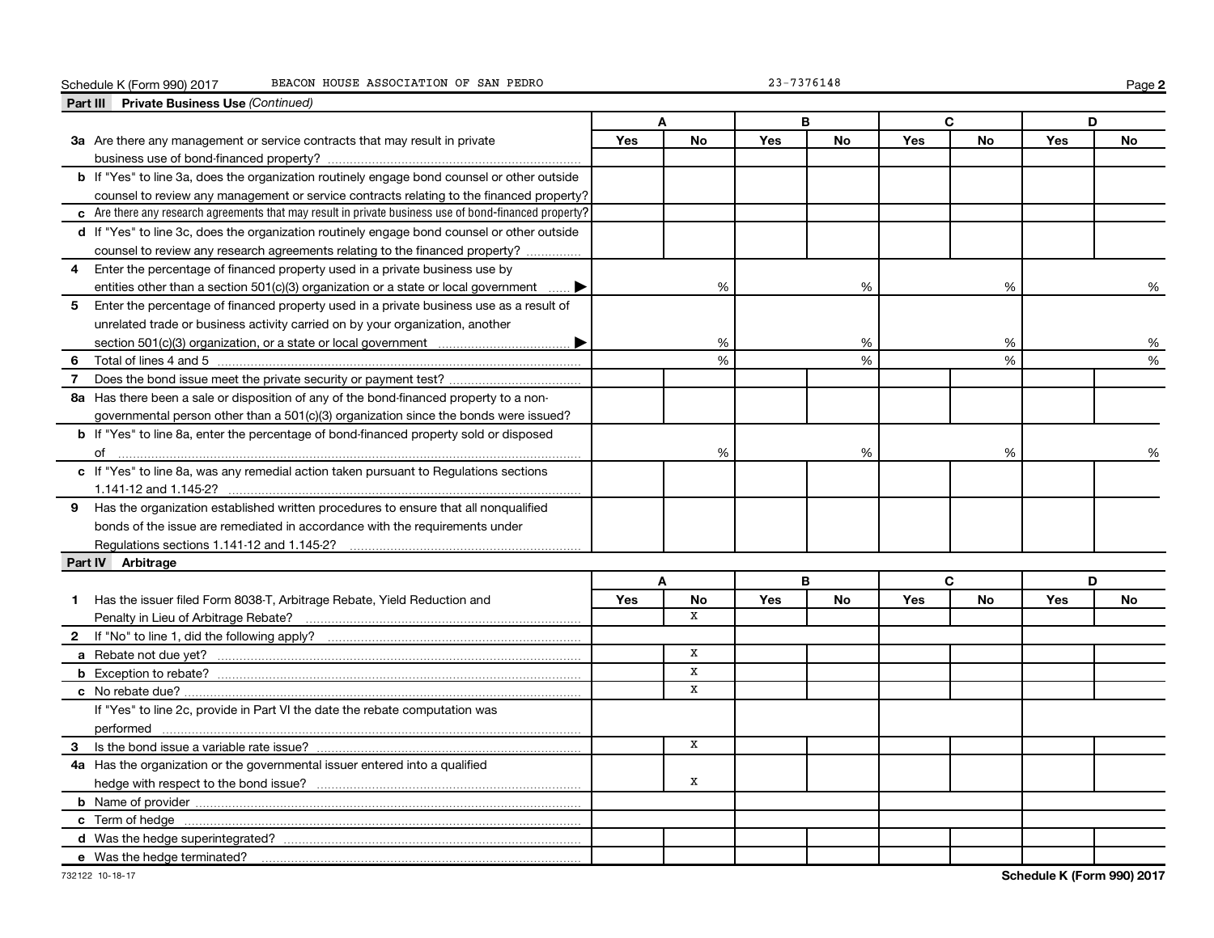Schedule K (Form 990) 2017 BEACON HOUSE ASSOCIATION OF SAN PEDRO 23-7376148 Page 2

## Part III Private Business Use *(Continued)*

| | A | | B | | C | | D | |
|---|---|---|---|---|---|---|---|---|
| | Yes | No | Yes | No | Yes | No | Yes | No |
| **3a** Are there any management or service contracts that may result in private business use of bond-financed property? | | | | | | | | |
| **b** If "Yes" to line 3a, does the organization routinely engage bond counsel or other outside counsel to review any management or service contracts relating to the financed property? | | | | | | | | |
| **c** Are there any research agreements that may result in private business use of bond-financed property? | | | | | | | | |
| **d** If "Yes" to line 3c, does the organization routinely engage bond counsel or other outside counsel to review any research agreements relating to the financed property? | | | | | | | | |
| **4** Enter the percentage of financed property used in a private business use by entities other than a section 501(c)(3) organization or a state or local government ▶ | | % | | % | | % | | % |
| **5** Enter the percentage of financed property used in a private business use as a result of unrelated trade or business activity carried on by your organization, another section 501(c)(3) organization, or a state or local government ▶ | | % | | % | | % | | % |
| **6** Total of lines 4 and 5 | | % | | % | | % | | % |
| **7** Does the bond issue meet the private security or payment test? | | | | | | | | |
| **8a** Has there been a sale or disposition of any of the bond-financed property to a non-governmental person other than a 501(c)(3) organization since the bonds were issued? | | | | | | | | |
| **b** If "Yes" to line 8a, enter the percentage of bond-financed property sold or disposed of | | % | | % | | % | | % |
| **c** If "Yes" to line 8a, was any remedial action taken pursuant to Regulations sections 1.141-12 and 1.145-2? | | | | | | | | |
| **9** Has the organization established written procedures to ensure that all nonqualified bonds of the issue are remediated in accordance with the requirements under Regulations sections 1.141-12 and 1.145-2? | | | | | | | | |

## Part IV Arbitrage

| | A | | B | | C | | D | |
|---|---|---|---|---|---|---|---|---|
| | Yes | No | Yes | No | Yes | No | Yes | No |
| **1** Has the issuer filed Form 8038-T, Arbitrage Rebate, Yield Reduction and Penalty in Lieu of Arbitrage Rebate? | | X | | | | | | |
| **2** If "No" to line 1, did the following apply? | | | | | | | | |
| **a** Rebate not due yet? | | X | | | | | | |
| **b** Exception to rebate? | | X | | | | | | |
| **c** No rebate due? | | X | | | | | | |
| If "Yes" to line 2c, provide in Part VI the date the rebate computation was performed | | | | | | | | |
| **3** Is the bond issue a variable rate issue? | | X | | | | | | |
| **4a** Has the organization or the governmental issuer entered into a qualified hedge with respect to the bond issue? | | X | | | | | | |
| **b** Name of provider | | | | | | | | |
| **c** Term of hedge | | | | | | | | |
| **d** Was the hedge superintegrated? | | | | | | | | |
| **e** Was the hedge terminated? | | | | | | | | |

732122 10-18-17 Schedule K (Form 990) 2017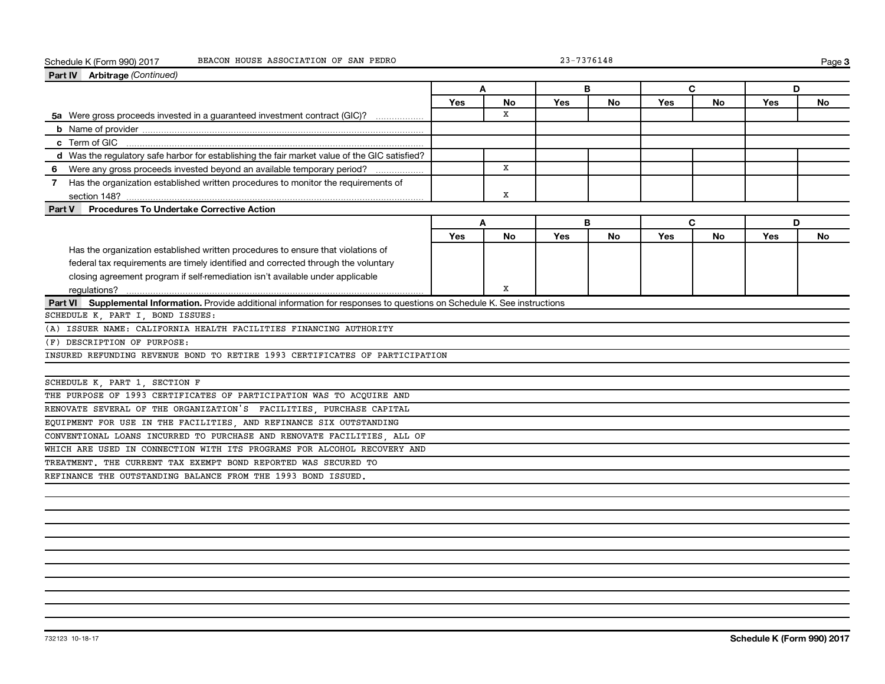Schedule K (Form 990) 2017 BEACON HOUSE ASSOCIATION OF SAN PEDRO 23-7376148

**Part IV Arbitrage** *(Continued)*

| | A | | B | | C | | D | |
|---|---|---|---|---|---|---|---|---|
| | Yes | No | Yes | No | Yes | No | Yes | No |
| **5a** Were gross proceeds invested in a guaranteed investment contract (GIC)? | | X | | | | | | |
| **b** Name of provider | | | | | | | | |
| **c** Term of GIC | | | | | | | | |
| **d** Was the regulatory safe harbor for establishing the fair market value of the GIC satisfied? | | | | | | | | |
| **6** Were any gross proceeds invested beyond an available temporary period? | | X | | | | | | |
| **7** Has the organization established written procedures to monitor the requirements of section 148? | | X | | | | | | |

**Part V Procedures To Undertake Corrective Action**

| | A | | B | | C | | D | |
|---|---|---|---|---|---|---|---|---|
| | Yes | No | Yes | No | Yes | No | Yes | No |
| Has the organization established written procedures to ensure that violations of federal tax requirements are timely identified and corrected through the voluntary closing agreement program if self-remediation isn't available under applicable regulations? | | X | | | | | | |

**Part VI Supplemental Information.** Provide additional information for responses to questions on Schedule K. See instructions

SCHEDULE K, PART I, BOND ISSUES:

(A) ISSUER NAME: CALIFORNIA HEALTH FACILITIES FINANCING AUTHORITY

(F) DESCRIPTION OF PURPOSE:

INSURED REFUNDING REVENUE BOND TO RETIRE 1993 CERTIFICATES OF PARTICIPATION

SCHEDULE K, PART 1, SECTION F

THE PURPOSE OF 1993 CERTIFICATES OF PARTICIPATION WAS TO ACQUIRE AND RENOVATE SEVERAL OF THE ORGANIZATION'S FACILITIES, PURCHASE CAPITAL EQUIPMENT FOR USE IN THE FACILITIES, AND REFINANCE SIX OUTSTANDING CONVENTIONAL LOANS INCURRED TO PURCHASE AND RENOVATE FACILITIES, ALL OF WHICH ARE USED IN CONNECTION WITH ITS PROGRAMS FOR ALCOHOL RECOVERY AND TREATMENT. THE CURRENT TAX EXEMPT BOND REPORTED WAS SECURED TO REFINANCE THE OUTSTANDING BALANCE FROM THE 1993 BOND ISSUED.

732123 10-18-17 **Schedule K (Form 990) 2017**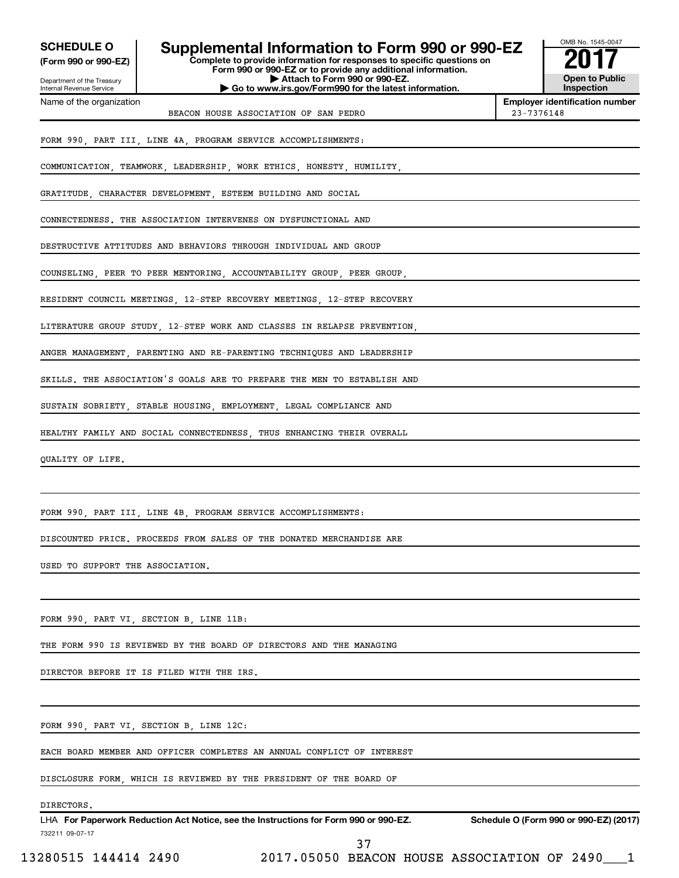**SCHEDULE O**
**(Form 990 or 990-EZ)**

Department of the Treasury
Internal Revenue Service

# Supplemental Information to Form 990 or 990-EZ

**Complete to provide information for responses to specific questions on Form 990 or 990-EZ or to provide any additional information.**
**▶ Attach to Form 990 or 990-EZ.**
**▶ Go to www.irs.gov/Form990 for the latest information.**

OMB No. 1545-0047
**2017**
**Open to Public Inspection**

Name of the organization: BEACON HOUSE ASSOCIATION OF SAN PEDRO

**Employer identification number:** 23-7376148

FORM 990, PART III, LINE 4A, PROGRAM SERVICE ACCOMPLISHMENTS:

COMMUNICATION, TEAMWORK, LEADERSHIP, WORK ETHICS, HONESTY, HUMILITY, GRATITUDE, CHARACTER DEVELOPMENT, ESTEEM BUILDING AND SOCIAL CONNECTEDNESS. THE ASSOCIATION INTERVENES ON DYSFUNCTIONAL AND DESTRUCTIVE ATTITUDES AND BEHAVIORS THROUGH INDIVIDUAL AND GROUP COUNSELING, PEER TO PEER MENTORING, ACCOUNTABILITY GROUP, PEER GROUP, RESIDENT COUNCIL MEETINGS, 12-STEP RECOVERY MEETINGS, 12-STEP RECOVERY LITERATURE GROUP STUDY, 12-STEP WORK AND CLASSES IN RELAPSE PREVENTION, ANGER MANAGEMENT, PARENTING AND RE-PARENTING TECHNIQUES AND LEADERSHIP SKILLS. THE ASSOCIATION'S GOALS ARE TO PREPARE THE MEN TO ESTABLISH AND SUSTAIN SOBRIETY, STABLE HOUSING, EMPLOYMENT, LEGAL COMPLIANCE AND HEALTHY FAMILY AND SOCIAL CONNECTEDNESS, THUS ENHANCING THEIR OVERALL QUALITY OF LIFE.

FORM 990, PART III, LINE 4B, PROGRAM SERVICE ACCOMPLISHMENTS:

DISCOUNTED PRICE. PROCEEDS FROM SALES OF THE DONATED MERCHANDISE ARE USED TO SUPPORT THE ASSOCIATION.

FORM 990, PART VI, SECTION B, LINE 11B:

THE FORM 990 IS REVIEWED BY THE BOARD OF DIRECTORS AND THE MANAGING DIRECTOR BEFORE IT IS FILED WITH THE IRS.

FORM 990, PART VI, SECTION B, LINE 12C:

EACH BOARD MEMBER AND OFFICER COMPLETES AN ANNUAL CONFLICT OF INTEREST DISCLOSURE FORM, WHICH IS REVIEWED BY THE PRESIDENT OF THE BOARD OF DIRECTORS.

LHA **For Paperwork Reduction Act Notice, see the Instructions for Form 990 or 990-EZ.** **Schedule O (Form 990 or 990-EZ) (2017)**

732211 09-07-17

13280515 144414 2490 2017.05050 BEACON HOUSE ASSOCIATION OF 2490___1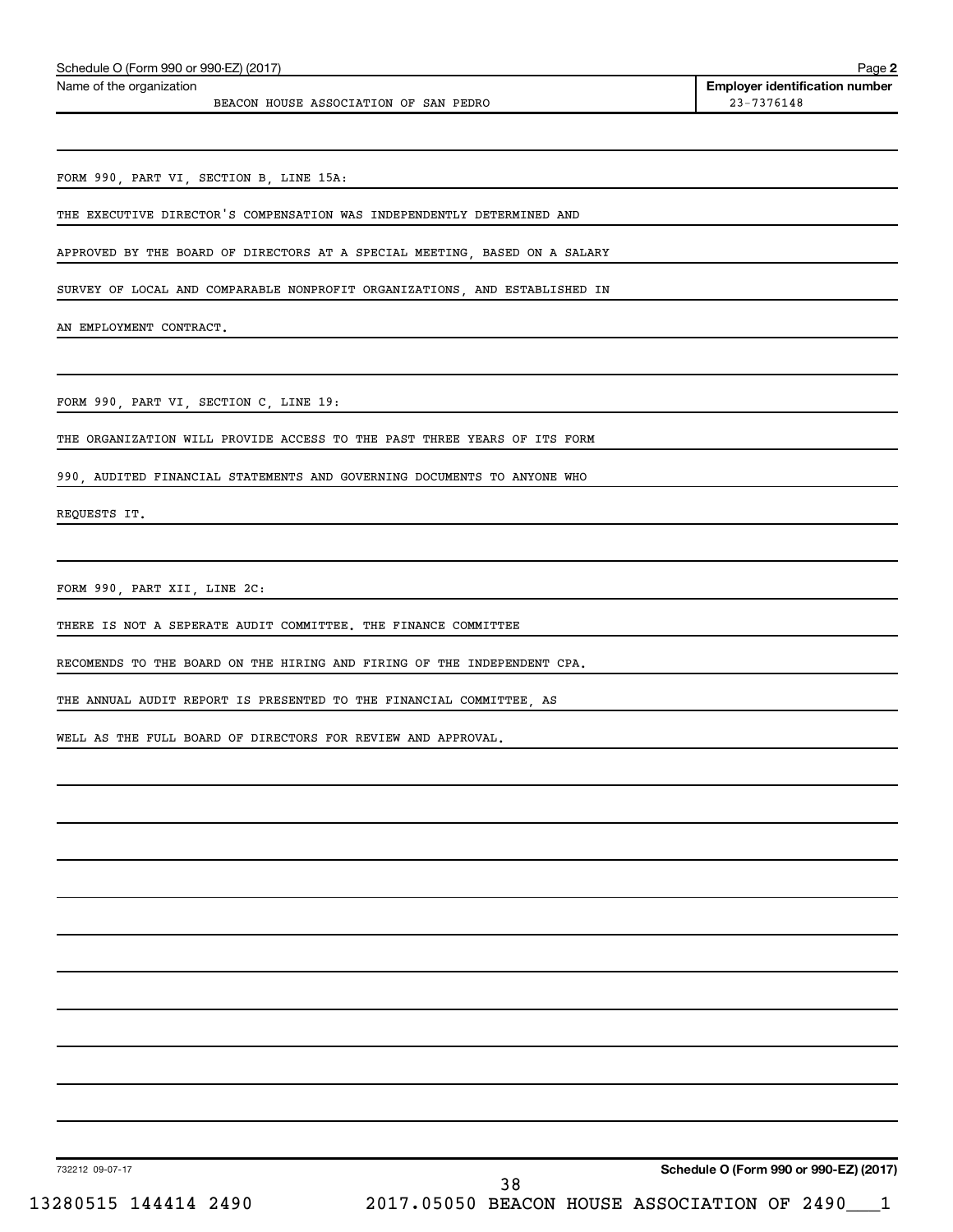Schedule O (Form 990 or 990-EZ) (2017) Page **2**

Name of the organization: BEACON HOUSE ASSOCIATION OF SAN PEDRO

**Employer identification number**: 23-7376148

FORM 990, PART VI, SECTION B, LINE 15A:

THE EXECUTIVE DIRECTOR'S COMPENSATION WAS INDEPENDENTLY DETERMINED AND APPROVED BY THE BOARD OF DIRECTORS AT A SPECIAL MEETING, BASED ON A SALARY SURVEY OF LOCAL AND COMPARABLE NONPROFIT ORGANIZATIONS, AND ESTABLISHED IN AN EMPLOYMENT CONTRACT.

FORM 990, PART VI, SECTION C, LINE 19:

THE ORGANIZATION WILL PROVIDE ACCESS TO THE PAST THREE YEARS OF ITS FORM 990, AUDITED FINANCIAL STATEMENTS AND GOVERNING DOCUMENTS TO ANYONE WHO REQUESTS IT.

FORM 990, PART XII, LINE 2C:

THERE IS NOT A SEPERATE AUDIT COMMITTEE. THE FINANCE COMMITTEE RECOMENDS TO THE BOARD ON THE HIRING AND FIRING OF THE INDEPENDENT CPA. THE ANNUAL AUDIT REPORT IS PRESENTED TO THE FINANCIAL COMMITTEE, AS WELL AS THE FULL BOARD OF DIRECTORS FOR REVIEW AND APPROVAL.

732212 09-07-17 **Schedule O (Form 990 or 990-EZ) (2017)**

13280515 144414 2490 2017.05050 BEACON HOUSE ASSOCIATION OF 2490___1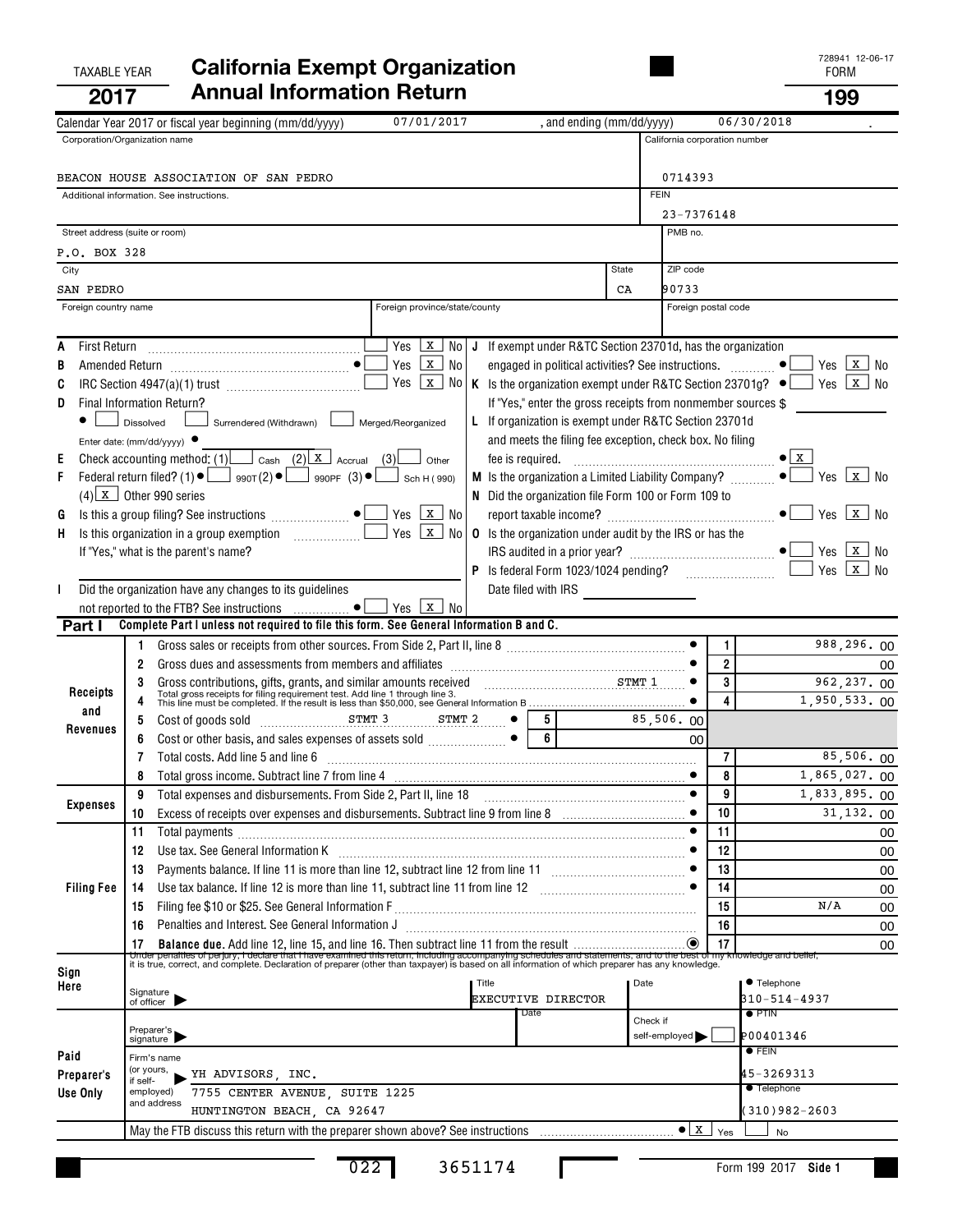TAXABLE YEAR **2017**

# California Exempt Organization Annual Information Return

728941 12-06-17

FORM **199**

Calendar Year 2017 or fiscal year beginning (mm/dd/yyyy) 07/01/2017 , and ending (mm/dd/yyyy) 06/30/2018

| Corporation/Organization name | California corporation number |
|---|---|
| BEACON HOUSE ASSOCIATION OF SAN PEDRO | 0714393 |
| Additional information. See instructions. | FEIN 23-7376148 |
| Street address (suite or room) P.O. BOX 328 | PMB no. |
| City SAN PEDRO — State CA | ZIP code 90733 |
| Foreign country name — Foreign province/state/county | Foreign postal code |

**A** First Return ☐ Yes ☒ No

**B** Amended Return ☐ Yes ☒ No

**C** IRC Section 4947(a)(1) trust ☐ Yes ☒ No

**D** Final Information Return? ☐ Dissolved ☐ Surrendered (Withdrawn) ☐ Merged/Reorganized

Enter date: (mm/dd/yyyy)

**E** Check accounting method: (1) ☐ Cash (2) ☒ Accrual (3) ☐ Other

**F** Federal return filed? (1) ☐ 990T (2) ☐ 990PF (3) ☐ Sch H (990) (4) ☒ Other 990 series

**G** Is this a group filing? See instructions ☐ Yes ☒ No

**H** Is this organization in a group exemption ☐ Yes ☒ No

If "Yes," what is the parent's name?

**I** Did the organization have any changes to its guidelines not reported to the FTB? See instructions ☐ Yes ☒ No

**J** If exempt under R&TC Section 23701d, has the organization engaged in political activities? See instructions. ☐ Yes ☒ No

**K** Is the organization exempt under R&TC Section 23701g? ☐ Yes ☒ No

If "Yes," enter the gross receipts from nonmember sources $

**L** If organization is exempt under R&TC Section 23701d and meets the filing fee exception, check box. No filing fee is required. ☒

**M** Is the organization a Limited Liability Company? ☐ Yes ☒ No

**N** Did the organization file Form 100 or Form 109 to report taxable income? ☐ Yes ☒ No

**O** Is the organization under audit by the IRS or has the IRS audited in a prior year? ☐ Yes ☒ No

**P** Is federal Form 1023/1024 pending? ☐ Yes ☒ No

Date filed with IRS

## Part I Complete Part I unless not required to file this form. See General Information B and C.

| Section | Line | Description | | Amount |
|---|---|---|---|---|
| Receipts and Revenues | 1 | Gross sales or receipts from other sources. From Side 2, Part II, line 8 | | 988,296. 00 |
| | 2 | Gross dues and assessments from members and affiliates | | 00 |
| | 3 | Gross contributions, gifts, grants, and similar amounts received STMT 1 | | 962,237. 00 |
| | 4 | Total gross receipts for filing requirement test. Add line 1 through line 3. This line must be completed. If the result is less than $50,000, see General Information B | | 1,950,533. 00 |
| | 5 | Cost of goods sold STMT 3 STMT 2 | 85,506. 00 | |
| | 6 | Cost or other basis, and sales expenses of assets sold | 00 | |
| | 7 | Total costs. Add line 5 and line 6 | | 85,506. 00 |
| | 8 | Total gross income. Subtract line 7 from line 4 | | 1,865,027. 00 |
| Expenses | 9 | Total expenses and disbursements. From Side 2, Part II, line 18 | | 1,833,895. 00 |
| | 10 | Excess of receipts over expenses and disbursements. Subtract line 9 from line 8 | | 31,132. 00 |
| Filing Fee | 11 | Total payments | | 00 |
| | 12 | Use tax. See General Information K | | 00 |
| | 13 | Payments balance. If line 11 is more than line 12, subtract line 12 from line 11 | | 00 |
| | 14 | Use tax balance. If line 12 is more than line 11, subtract line 11 from line 12 | | 00 |
| | 15 | Filing fee $10 or $25. See General Information F | | N/A 00 |
| | 16 | Penalties and Interest. See General Information J | | 00 |
| | 17 | **Balance due.** Add line 12, line 15, and line 16. Then subtract line 11 from the result | | 00 |

Under penalties of perjury, I declare that I have examined this return, including accompanying schedules and statements, and to the best of my knowledge and belief, it is true, correct, and complete. Declaration of preparer (other than taxpayer) is based on all information of which preparer has any knowledge.

**Sign Here**

Signature of officer — Title: EXECUTIVE DIRECTOR — Date — Telephone: 310-514-4937

**Paid Preparer's Use Only**

Preparer's signature — Date — Check if self-employed ☐ — PTIN: P00401346

Firm's name (or yours, if self-employed) and address: YH ADVISORS, INC., 7755 CENTER AVENUE, SUITE 1225, HUNTINGTON BEACH, CA 92647 — FEIN: 45-3269313 — Telephone: (310)982-2603

May the FTB discuss this return with the preparer shown above? See instructions ☒ Yes ☐ No

022 3651174

Form 199 2017 Side 1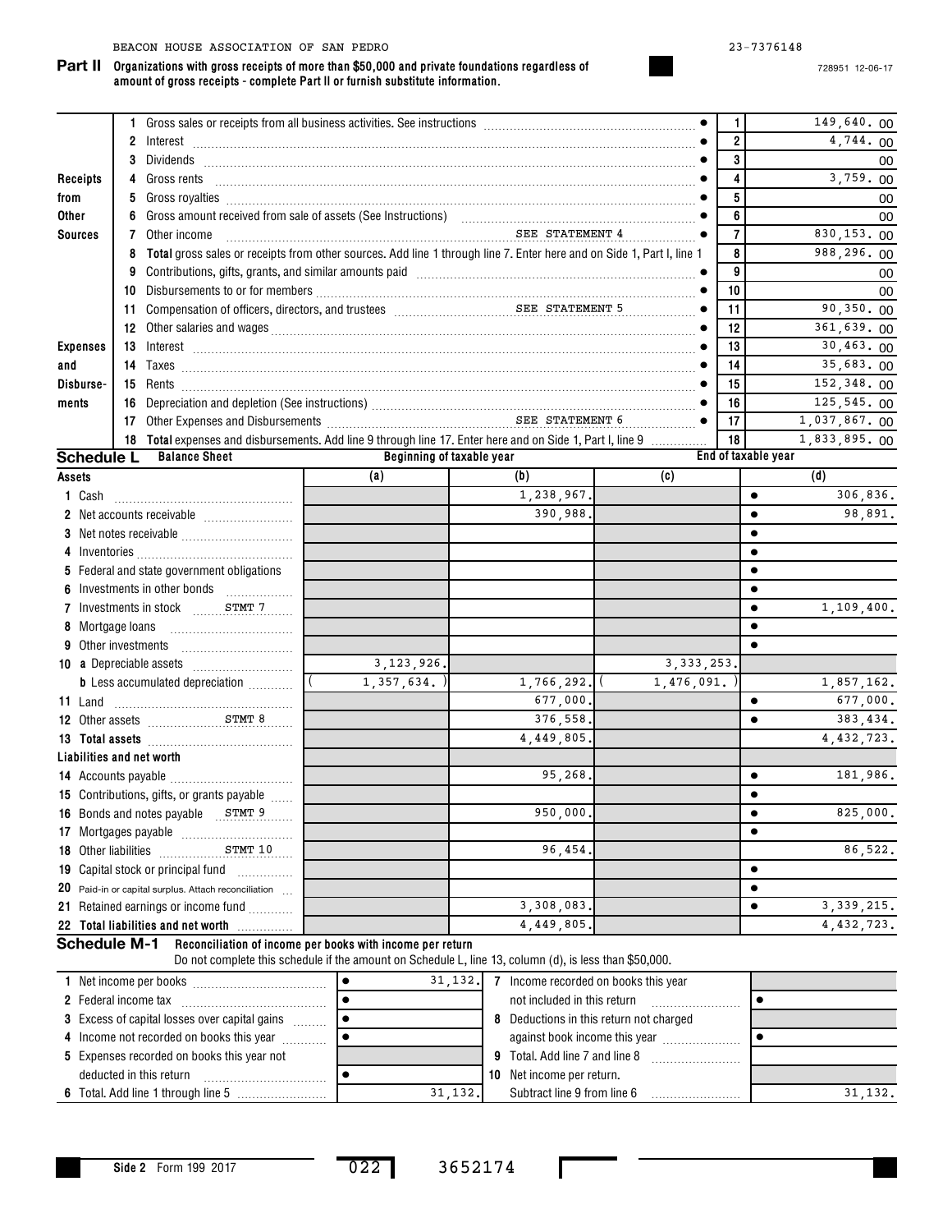BEACON HOUSE ASSOCIATION OF SAN PEDRO 23-7376148

728951 12-06-17

**Part II** **Organizations with gross receipts of more than $50,000 and private foundations regardless of amount of gross receipts - complete Part II or furnish substitute information.**

| | | | | |
|---|---|---|---|---|
| Receipts from Other Sources | 1 | Gross sales or receipts from all business activities. See instructions | 1 | 149,640. 00 |
| | 2 | Interest | 2 | 4,744. 00 |
| | 3 | Dividends | 3 | 00 |
| | 4 | Gross rents | 4 | 3,759. 00 |
| | 5 | Gross royalties | 5 | 00 |
| | 6 | Gross amount received from sale of assets (See Instructions) | 6 | 00 |
| | 7 | Other income SEE STATEMENT 4 | 7 | 830,153. 00 |
| | 8 | **Total** gross sales or receipts from other sources. Add line 1 through line 7. Enter here and on Side 1, Part I, line 1 | 8 | 988,296. 00 |
| Expenses and Disbursements | 9 | Contributions, gifts, grants, and similar amounts paid | 9 | 00 |
| | 10 | Disbursements to or for members | 10 | 00 |
| | 11 | Compensation of officers, directors, and trustees SEE STATEMENT 5 | 11 | 90,350. 00 |
| | 12 | Other salaries and wages | 12 | 361,639. 00 |
| | 13 | Interest | 13 | 30,463. 00 |
| | 14 | Taxes | 14 | 35,683. 00 |
| | 15 | Rents | 15 | 152,348. 00 |
| | 16 | Depreciation and depletion (See instructions) | 16 | 125,545. 00 |
| | 17 | Other Expenses and Disbursements SEE STATEMENT 6 | 17 | 1,037,867. 00 |
| | 18 | **Total** expenses and disbursements. Add line 9 through line 17. Enter here and on Side 1, Part I, line 9 | 18 | 1,833,895. 00 |

**Schedule L** **Balance Sheet**

| | Beginning of taxable year (a) | Beginning of taxable year (b) | End of taxable year (c) | End of taxable year (d) |
|---|---|---|---|---|
| **Assets** | | | | |
| 1 Cash | | 1,238,967. | | 306,836. |
| 2 Net accounts receivable | | 390,988. | | 98,891. |
| 3 Net notes receivable | | | | |
| 4 Inventories | | | | |
| 5 Federal and state government obligations | | | | |
| 6 Investments in other bonds | | | | |
| 7 Investments in stock STMT 7 | | | | 1,109,400. |
| 8 Mortgage loans | | | | |
| 9 Other investments | | | | |
| 10 a Depreciable assets | 3,123,926. | | 3,333,253. | |
| b Less accumulated depreciation | ( 1,357,634. ) | 1,766,292. | ( 1,476,091. ) | 1,857,162. |
| 11 Land | | 677,000. | | 677,000. |
| 12 Other assets STMT 8 | | 376,558. | | 383,434. |
| 13 **Total assets** | | 4,449,805. | | 4,432,723. |
| **Liabilities and net worth** | | | | |
| 14 Accounts payable | | 95,268. | | 181,986. |
| 15 Contributions, gifts, or grants payable | | | | |
| 16 Bonds and notes payable STMT 9 | | 950,000. | | 825,000. |
| 17 Mortgages payable | | | | |
| 18 Other liabilities STMT 10 | | 96,454. | | 86,522. |
| 19 Capital stock or principal fund | | | | |
| 20 Paid-in or capital surplus. Attach reconciliation | | | | |
| 21 Retained earnings or income fund | | 3,308,083. | | 3,339,215. |
| 22 **Total liabilities and net worth** | | 4,449,805. | | 4,432,723. |

**Schedule M-1** **Reconciliation of income per books with income per return**

Do not complete this schedule if the amount on Schedule L, line 13, column (d), is less than $50,000.

| | | | |
|---|---|---|---|
| 1 Net income per books | 31,132. | 7 Income recorded on books this year not included in this return | |
| 2 Federal income tax | | | |
| 3 Excess of capital losses over capital gains | | 8 Deductions in this return not charged against book income this year | |
| 4 Income not recorded on books this year | | | |
| 5 Expenses recorded on books this year not deducted in this return | | 9 Total. Add line 7 and line 8 | |
| | | 10 Net income per return. Subtract line 9 from line 6 | |
| 6 Total. Add line 1 through line 5 | 31,132. | | 31,132. |

Side 2 Form 199 2017 022 3652174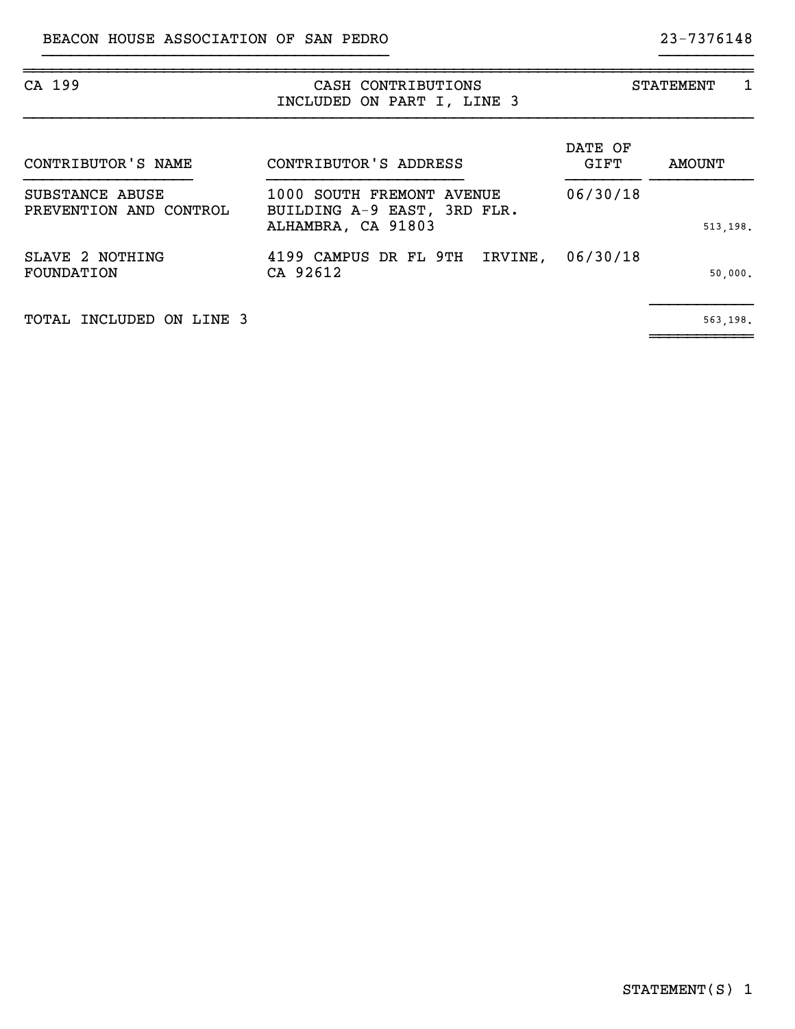BEACON HOUSE ASSOCIATION OF SAN PEDRO 23-7376148

CA 199 — CASH CONTRIBUTIONS INCLUDED ON PART I, LINE 3 — STATEMENT 1

| CONTRIBUTOR'S NAME | CONTRIBUTOR'S ADDRESS | DATE OF GIFT | AMOUNT |
|---|---|---|---|
| SUBSTANCE ABUSE PREVENTION AND CONTROL | 1000 SOUTH FREMONT AVENUE BUILDING A-9 EAST, 3RD FLR. ALHAMBRA, CA 91803 | 06/30/18 | 513,198. |
| SLAVE 2 NOTHING FOUNDATION | 4199 CAMPUS DR FL 9TH IRVINE, CA 92612 | 06/30/18 | 50,000. |
| TOTAL INCLUDED ON LINE 3 | | | 563,198. |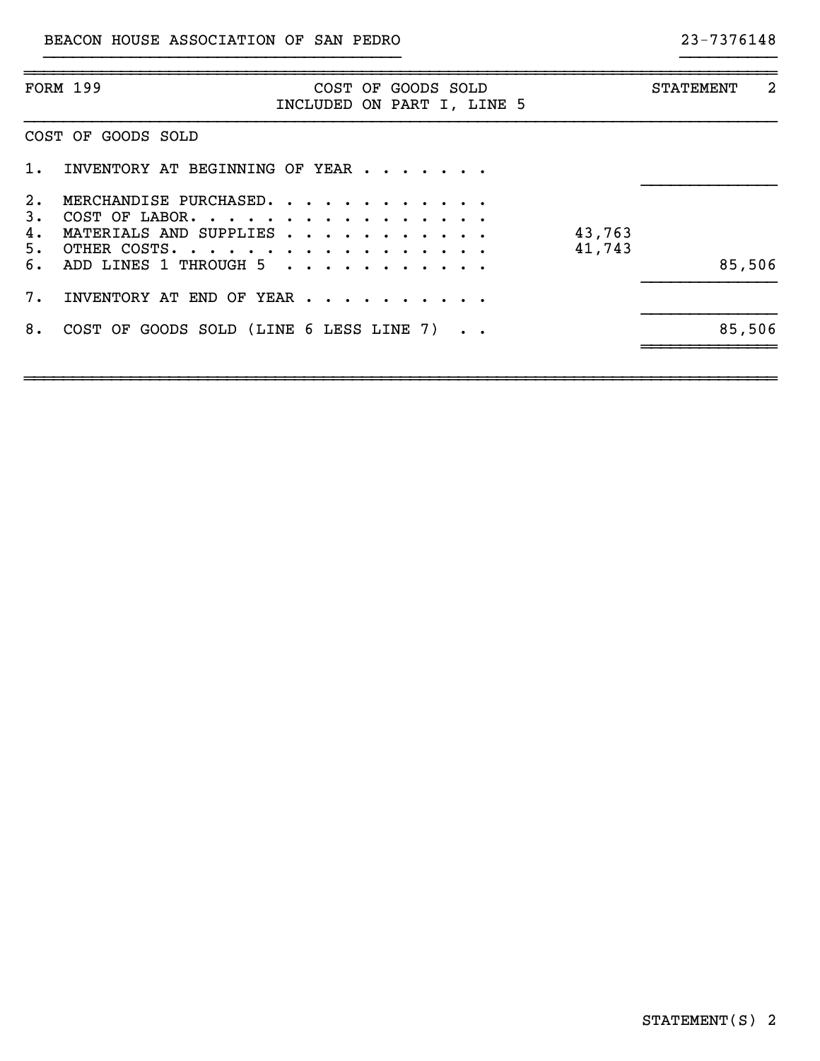BEACON HOUSE ASSOCIATION OF SAN PEDRO — 23-7376148

| FORM 199 | COST OF GOODS SOLD INCLUDED ON PART I, LINE 5 | STATEMENT 2 |
|---|---|---|

COST OF GOODS SOLD

| Line | Description | Amount | Total |
|---|---|---|---|
| 1. | INVENTORY AT BEGINNING OF YEAR | | |
| 2. | MERCHANDISE PURCHASED | | |
| 3. | COST OF LABOR | | |
| 4. | MATERIALS AND SUPPLIES | 43,763 | |
| 5. | OTHER COSTS | 41,743 | |
| 6. | ADD LINES 1 THROUGH 5 | | 85,506 |
| 7. | INVENTORY AT END OF YEAR | | |
| 8. | COST OF GOODS SOLD (LINE 6 LESS LINE 7) | | 85,506 |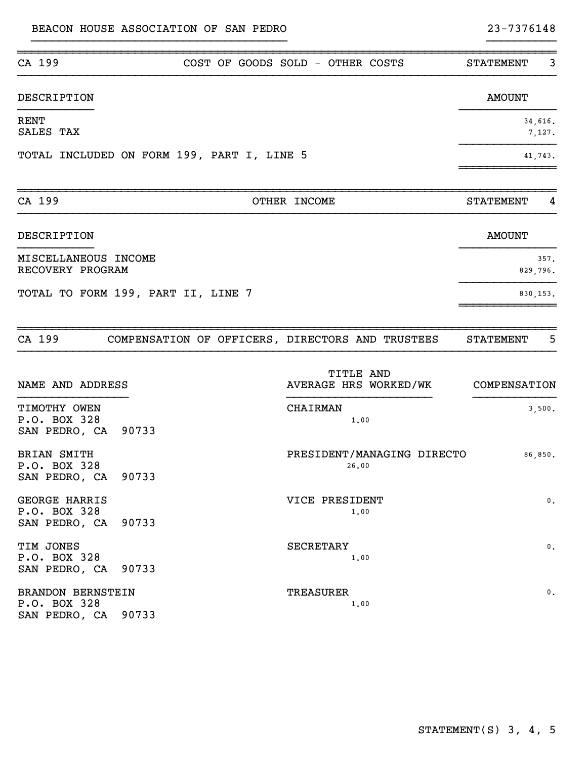BEACON HOUSE ASSOCIATION OF SAN PEDRO — 23-7376148

## CA 199 — COST OF GOODS SOLD - OTHER COSTS — STATEMENT 3

| DESCRIPTION | AMOUNT |
|---|---|
| RENT | 34,616. |
| SALES TAX | 7,127. |
| TOTAL INCLUDED ON FORM 199, PART I, LINE 5 | 41,743. |

## CA 199 — OTHER INCOME — STATEMENT 4

| DESCRIPTION | AMOUNT |
|---|---|
| MISCELLANEOUS INCOME | 357. |
| RECOVERY PROGRAM | 829,796. |
| TOTAL TO FORM 199, PART II, LINE 7 | 830,153. |

## CA 199 — COMPENSATION OF OFFICERS, DIRECTORS AND TRUSTEES — STATEMENT 5

| NAME AND ADDRESS | TITLE AND AVERAGE HRS WORKED/WK | COMPENSATION |
|---|---|---|
| TIMOTHY OWEN<br>P.O. BOX 328<br>SAN PEDRO, CA 90733 | CHAIRMAN<br>1.00 | 3,500. |
| BRIAN SMITH<br>P.O. BOX 328<br>SAN PEDRO, CA 90733 | PRESIDENT/MANAGING DIRECTO<br>26.00 | 86,850. |
| GEORGE HARRIS<br>P.O. BOX 328<br>SAN PEDRO, CA 90733 | VICE PRESIDENT<br>1.00 | 0. |
| TIM JONES<br>P.O. BOX 328<br>SAN PEDRO, CA 90733 | SECRETARY<br>1.00 | 0. |
| BRANDON BERNSTEIN<br>P.O. BOX 328<br>SAN PEDRO, CA 90733 | TREASURER<br>1.00 | 0. |

STATEMENT(S) 3, 4, 5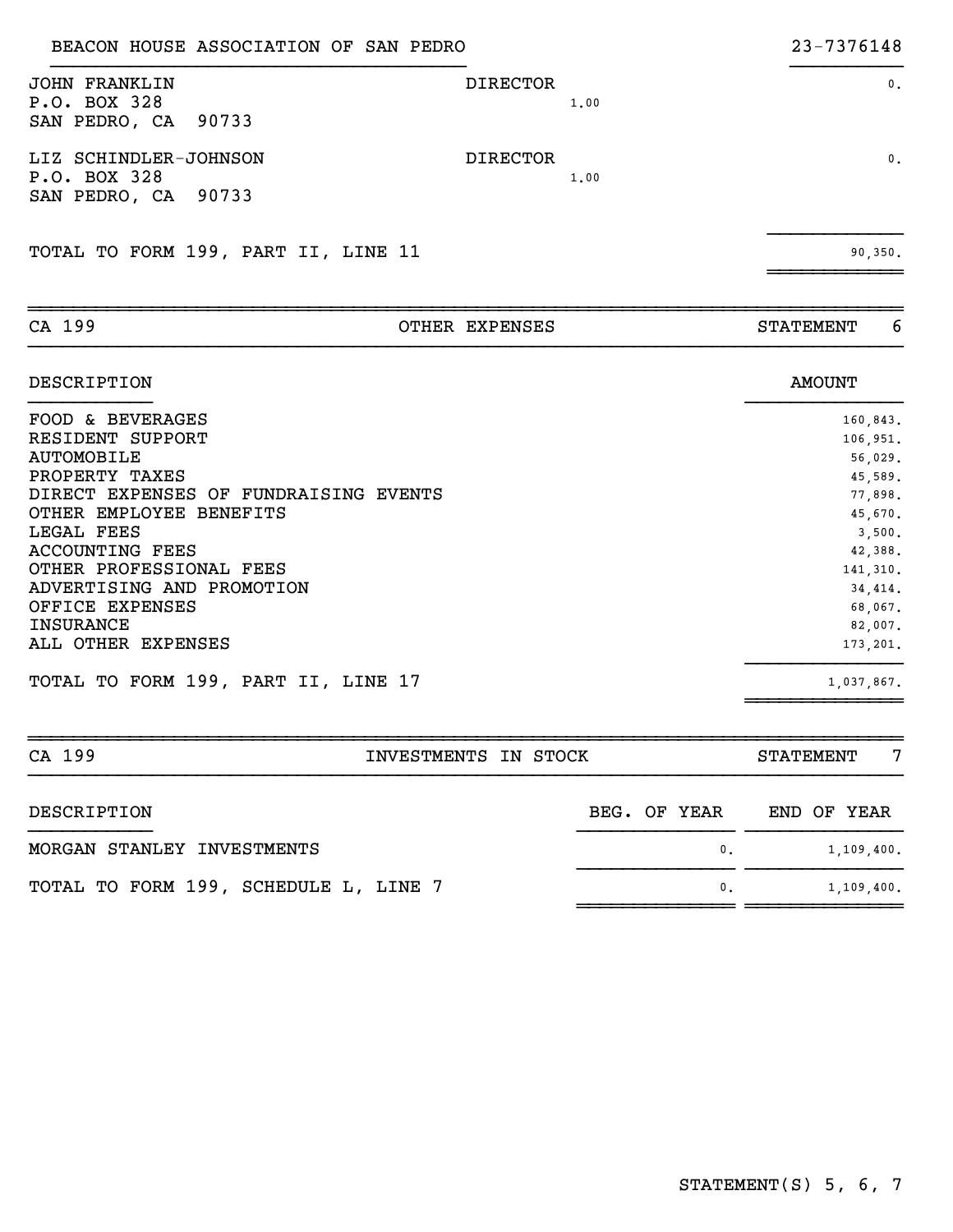BEACON HOUSE ASSOCIATION OF SAN PEDRO — 23-7376148

| | | | |
|---|---|---|---|
| JOHN FRANKLIN<br>P.O. BOX 328<br>SAN PEDRO, CA 90733 | DIRECTOR | 1.00 | 0. |
| LIZ SCHINDLER-JOHNSON<br>P.O. BOX 328<br>SAN PEDRO, CA 90733 | DIRECTOR | 1.00 | 0. |
| TOTAL TO FORM 199, PART II, LINE 11 | | | 90,350. |

## CA 199 — OTHER EXPENSES — STATEMENT 6

| DESCRIPTION | AMOUNT |
|---|---|
| FOOD & BEVERAGES | 160,843. |
| RESIDENT SUPPORT | 106,951. |
| AUTOMOBILE | 56,029. |
| PROPERTY TAXES | 45,589. |
| DIRECT EXPENSES OF FUNDRAISING EVENTS | 77,898. |
| OTHER EMPLOYEE BENEFITS | 45,670. |
| LEGAL FEES | 3,500. |
| ACCOUNTING FEES | 42,388. |
| OTHER PROFESSIONAL FEES | 141,310. |
| ADVERTISING AND PROMOTION | 34,414. |
| OFFICE EXPENSES | 68,067. |
| INSURANCE | 82,007. |
| ALL OTHER EXPENSES | 173,201. |
| TOTAL TO FORM 199, PART II, LINE 17 | 1,037,867. |

## CA 199 — INVESTMENTS IN STOCK — STATEMENT 7

| DESCRIPTION | BEG. OF YEAR | END OF YEAR |
|---|---|---|
| MORGAN STANLEY INVESTMENTS | 0. | 1,109,400. |
| TOTAL TO FORM 199, SCHEDULE L, LINE 7 | 0. | 1,109,400. |

STATEMENT(S) 5, 6, 7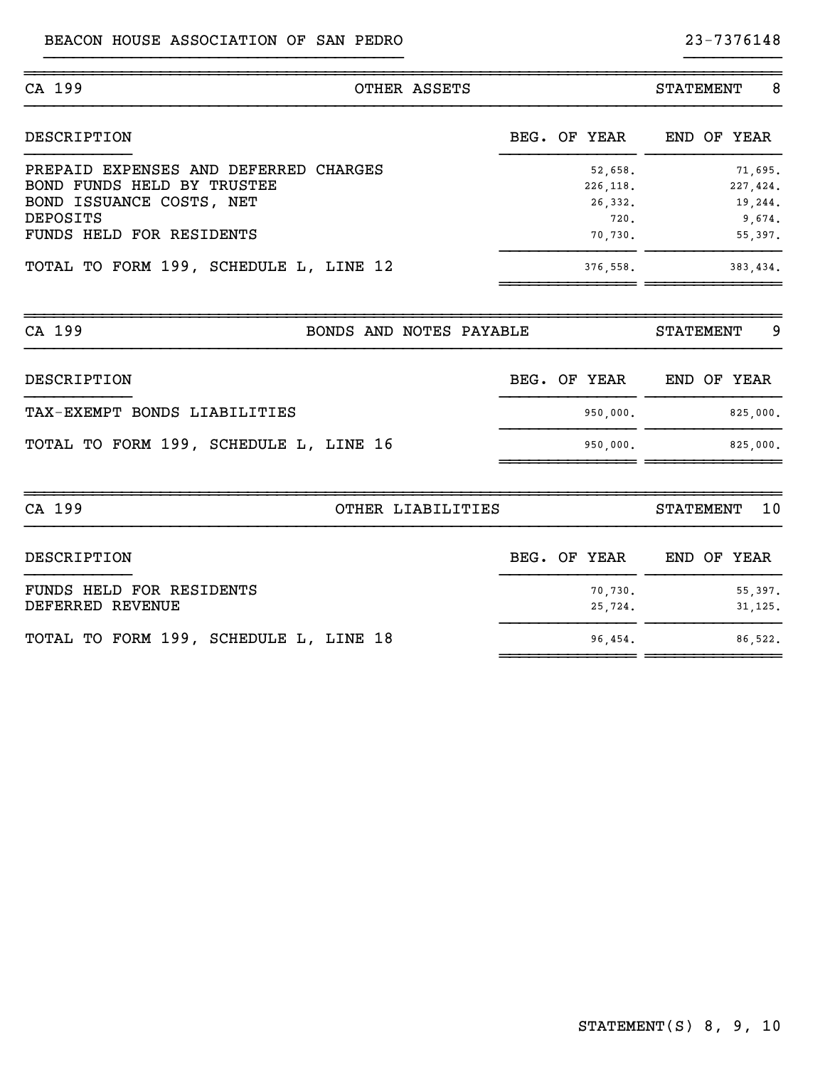BEACON HOUSE ASSOCIATION OF SAN PEDRO

23-7376148

## CA 199 — OTHER ASSETS — STATEMENT 8

| DESCRIPTION | BEG. OF YEAR | END OF YEAR |
|---|---|---|
| PREPAID EXPENSES AND DEFERRED CHARGES | 52,658. | 71,695. |
| BOND FUNDS HELD BY TRUSTEE | 226,118. | 227,424. |
| BOND ISSUANCE COSTS, NET | 26,332. | 19,244. |
| DEPOSITS | 720. | 9,674. |
| FUNDS HELD FOR RESIDENTS | 70,730. | 55,397. |
| TOTAL TO FORM 199, SCHEDULE L, LINE 12 | 376,558. | 383,434. |

## CA 199 — BONDS AND NOTES PAYABLE — STATEMENT 9

| DESCRIPTION | BEG. OF YEAR | END OF YEAR |
|---|---|---|
| TAX-EXEMPT BONDS LIABILITIES | 950,000. | 825,000. |
| TOTAL TO FORM 199, SCHEDULE L, LINE 16 | 950,000. | 825,000. |

## CA 199 — OTHER LIABILITIES — STATEMENT 10

| DESCRIPTION | BEG. OF YEAR | END OF YEAR |
|---|---|---|
| FUNDS HELD FOR RESIDENTS | 70,730. | 55,397. |
| DEFERRED REVENUE | 25,724. | 31,125. |
| TOTAL TO FORM 199, SCHEDULE L, LINE 18 | 96,454. | 86,522. |

STATEMENT(S) 8, 9, 10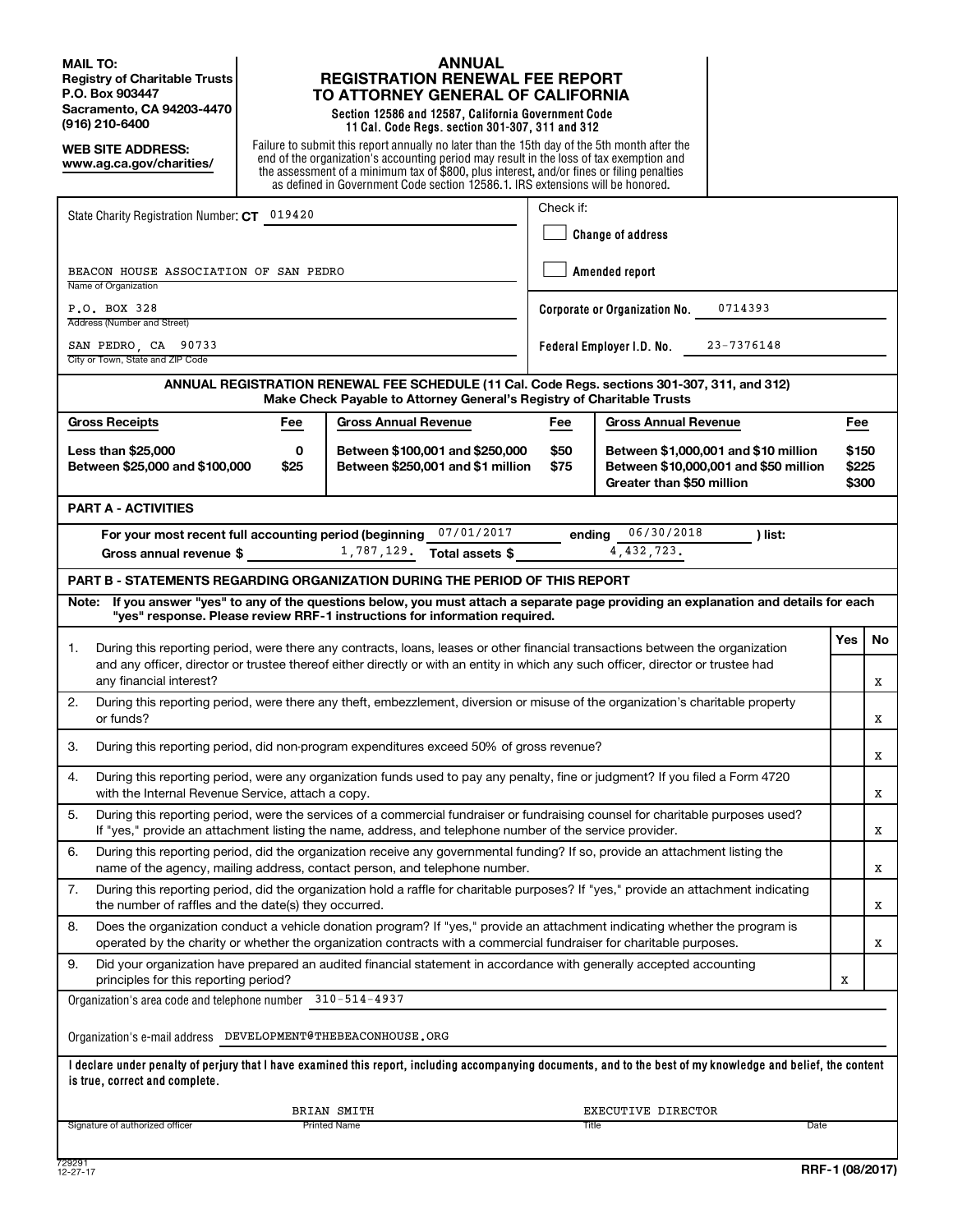**MAIL TO:**
**Registry of Charitable Trusts**
**P.O. Box 903447**
**Sacramento, CA 94203-4470**
**(916) 210-6400**

**WEB SITE ADDRESS:**
**www.ag.ca.gov/charities/**

# ANNUAL REGISTRATION RENEWAL FEE REPORT TO ATTORNEY GENERAL OF CALIFORNIA

**Section 12586 and 12587, California Government Code**
**11 Cal. Code Regs. section 301-307, 311 and 312**

Failure to submit this report annually no later than the 15th day of the 5th month after the end of the organization's accounting period may result in the loss of tax exemption and the assessment of a minimum tax of $800, plus interest, and/or fines or filing penalties as defined in Government Code section 12586.1. IRS extensions will be honored.

State Charity Registration Number: **CT** 019420

Check if:

☐ **Change of address**

☐ **Amended report**

BEACON HOUSE ASSOCIATION OF SAN PEDRO
Name of Organization

P.O. BOX 328
Address (Number and Street)

SAN PEDRO, CA 90733
City or Town, State and ZIP Code

**Corporate or Organization No.** 0714393

**Federal Employer I.D. No.** 23-7376148

**ANNUAL REGISTRATION RENEWAL FEE SCHEDULE (11 Cal. Code Regs. sections 301-307, 311, and 312)**
**Make Check Payable to Attorney General's Registry of Charitable Trusts**

| Gross Receipts | Fee | Gross Annual Revenue | Fee | Gross Annual Revenue | Fee |
|---|---|---|---|---|---|
| Less than $25,000 | 0 | Between $100,001 and $250,000 | $50 | Between $1,000,001 and $10 million | $150 |
| Between $25,000 and $100,000 | $25 | Between $250,001 and $1 million | $75 | Between $10,000,001 and $50 million | $225 |
| | | | | Greater than $50 million | $300 |

## PART A - ACTIVITIES

For your most recent full accounting period (beginning 07/01/2017 ending 06/30/2018 ) list:

Gross annual revenue $ 1,787,129. Total assets $ 4,432,723.

## PART B - STATEMENTS REGARDING ORGANIZATION DURING THE PERIOD OF THIS REPORT

**Note: If you answer "yes" to any of the questions below, you must attach a separate page providing an explanation and details for each "yes" response. Please review RRF-1 instructions for information required.**

| | | Yes | No |
|---|---|---|---|
| 1. | During this reporting period, were there any contracts, loans, leases or other financial transactions between the organization and any officer, director or trustee thereof either directly or with an entity in which any such officer, director or trustee had any financial interest? | | X |
| 2. | During this reporting period, were there any theft, embezzlement, diversion or misuse of the organization's charitable property or funds? | | X |
| 3. | During this reporting period, did non-program expenditures exceed 50% of gross revenue? | | X |
| 4. | During this reporting period, were any organization funds used to pay any penalty, fine or judgment? If you filed a Form 4720 with the Internal Revenue Service, attach a copy. | | X |
| 5. | During this reporting period, were the services of a commercial fundraiser or fundraising counsel for charitable purposes used? If "yes," provide an attachment listing the name, address, and telephone number of the service provider. | | X |
| 6. | During this reporting period, did the organization receive any governmental funding? If so, provide an attachment listing the name of the agency, mailing address, contact person, and telephone number. | | X |
| 7. | During this reporting period, did the organization hold a raffle for charitable purposes? If "yes," provide an attachment indicating the number of raffles and the date(s) they occurred. | | X |
| 8. | Does the organization conduct a vehicle donation program? If "yes," provide an attachment indicating whether the program is operated by the charity or whether the organization contracts with a commercial fundraiser for charitable purposes. | | X |
| 9. | Did your organization have prepared an audited financial statement in accordance with generally accepted accounting principles for this reporting period? | X | |

Organization's area code and telephone number 310-514-4937

Organization's e-mail address DEVELOPMENT@THEBEACONHOUSE.ORG

**I declare under penalty of perjury that I have examined this report, including accompanying documents, and to the best of my knowledge and belief, the content is true, correct and complete.**

| Signature of authorized officer | Printed Name | Title | Date |
|---|---|---|---|
| | BRIAN SMITH | EXECUTIVE DIRECTOR | |

729291
12-27-17

**RRF-1 (08/2017)**